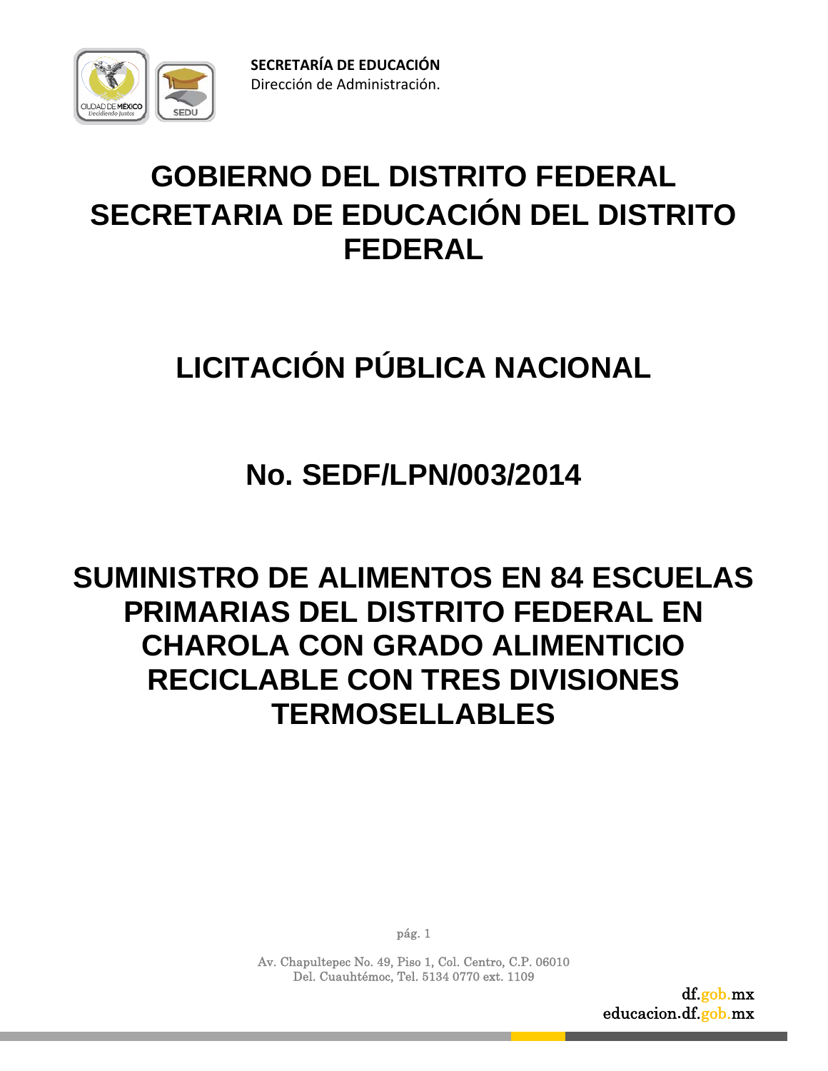**SECRETARÍA DE EDUCACIÓN**
Dirección de Administración.

# GOBIERNO DEL DISTRITO FEDERAL
# SECRETARIA DE EDUCACIÓN DEL DISTRITO FEDERAL

# LICITACIÓN PÚBLICA NACIONAL

# No. SEDF/LPN/003/2014

# SUMINISTRO DE ALIMENTOS EN 84 ESCUELAS PRIMARIAS DEL DISTRITO FEDERAL EN CHAROLA CON GRADO ALIMENTICIO RECICLABLE CON TRES DIVISIONES TERMOSELLABLES

Av. Chapultepec No. 49, Piso 1, Col. Centro, C.P. 06010
Del. Cuauhtémoc, Tel. 5134 0770 ext. 1109

df.gob.mx
educacion.df.gob.mx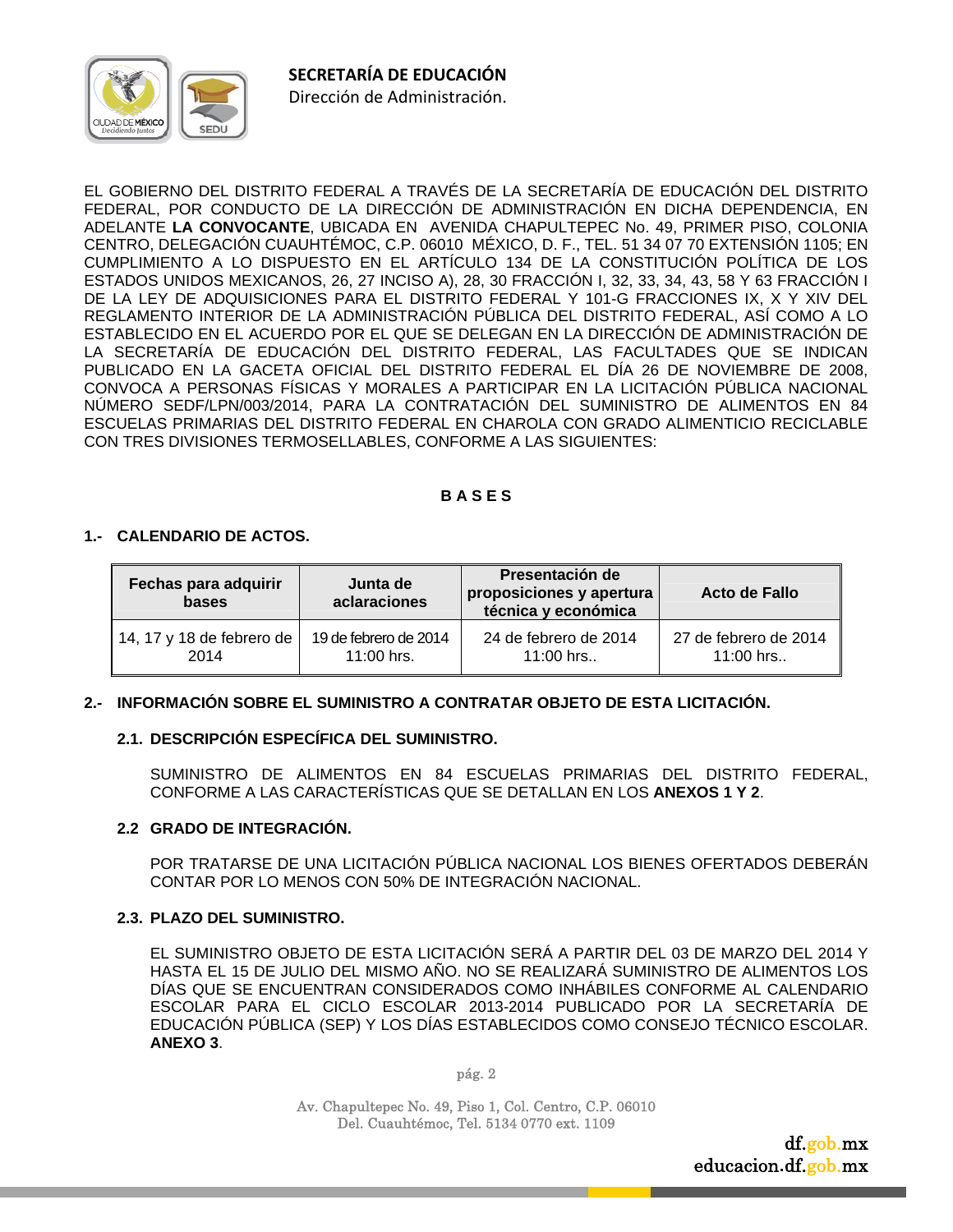EL GOBIERNO DEL DISTRITO FEDERAL A TRAVÉS DE LA SECRETARÍA DE EDUCACIÓN DEL DISTRITO FEDERAL, POR CONDUCTO DE LA DIRECCIÓN DE ADMINISTRACIÓN EN DICHA DEPENDENCIA, EN ADELANTE **LA CONVOCANTE**, UBICADA EN AVENIDA CHAPULTEPEC No. 49, PRIMER PISO, COLONIA CENTRO, DELEGACIÓN CUAUHTÉMOC, C.P. 06010 MÉXICO, D. F., TEL. 51 34 07 70 EXTENSIÓN 1105; EN CUMPLIMIENTO A LO DISPUESTO EN EL ARTÍCULO 134 DE LA CONSTITUCIÓN POLÍTICA DE LOS ESTADOS UNIDOS MEXICANOS, 26, 27 INCISO A), 28, 30 FRACCIÓN I, 32, 33, 34, 43, 58 Y 63 FRACCIÓN I DE LA LEY DE ADQUISICIONES PARA EL DISTRITO FEDERAL Y 101-G FRACCIONES IX, X Y XIV DEL REGLAMENTO INTERIOR DE LA ADMINISTRACIÓN PÚBLICA DEL DISTRITO FEDERAL, ASÍ COMO A LO ESTABLECIDO EN EL ACUERDO POR EL QUE SE DELEGAN EN LA DIRECCIÓN DE ADMINISTRACIÓN DE LA SECRETARÍA DE EDUCACIÓN DEL DISTRITO FEDERAL, LAS FACULTADES QUE SE INDICAN PUBLICADO EN LA GACETA OFICIAL DEL DISTRITO FEDERAL EL DÍA 26 DE NOVIEMBRE DE 2008, CONVOCA A PERSONAS FÍSICAS Y MORALES A PARTICIPAR EN LA LICITACIÓN PÚBLICA NACIONAL NÚMERO SEDF/LPN/003/2014, PARA LA CONTRATACIÓN DEL SUMINISTRO DE ALIMENTOS EN 84 ESCUELAS PRIMARIAS DEL DISTRITO FEDERAL EN CHAROLA CON GRADO ALIMENTICIO RECICLABLE CON TRES DIVISIONES TERMOSELLABLES, CONFORME A LAS SIGUIENTES:

## B A S E S

### 1.- CALENDARIO DE ACTOS.

| Fechas para adquirir bases | Junta de aclaraciones | Presentación de proposiciones y apertura técnica y económica | Acto de Fallo |
|---|---|---|---|
| 14, 17 y 18 de febrero de 2014 | 19 de febrero de 2014 11:00 hrs. | 24 de febrero de 2014 11:00 hrs.. | 27 de febrero de 2014 11:00 hrs.. |

### 2.- INFORMACIÓN SOBRE EL SUMINISTRO A CONTRATAR OBJETO DE ESTA LICITACIÓN.

#### 2.1. DESCRIPCIÓN ESPECÍFICA DEL SUMINISTRO.

SUMINISTRO DE ALIMENTOS EN 84 ESCUELAS PRIMARIAS DEL DISTRITO FEDERAL, CONFORME A LAS CARACTERÍSTICAS QUE SE DETALLAN EN LOS **ANEXOS 1 Y 2**.

#### 2.2 GRADO DE INTEGRACIÓN.

POR TRATARSE DE UNA LICITACIÓN PÚBLICA NACIONAL LOS BIENES OFERTADOS DEBERÁN CONTAR POR LO MENOS CON 50% DE INTEGRACIÓN NACIONAL.

#### 2.3. PLAZO DEL SUMINISTRO.

EL SUMINISTRO OBJETO DE ESTA LICITACIÓN SERÁ A PARTIR DEL 03 DE MARZO DEL 2014 Y HASTA EL 15 DE JULIO DEL MISMO AÑO. NO SE REALIZARÁ SUMINISTRO DE ALIMENTOS LOS DÍAS QUE SE ENCUENTRAN CONSIDERADOS COMO INHÁBILES CONFORME AL CALENDARIO ESCOLAR PARA EL CICLO ESCOLAR 2013-2014 PUBLICADO POR LA SECRETARÍA DE EDUCACIÓN PÚBLICA (SEP) Y LOS DÍAS ESTABLECIDOS COMO CONSEJO TÉCNICO ESCOLAR. **ANEXO 3**.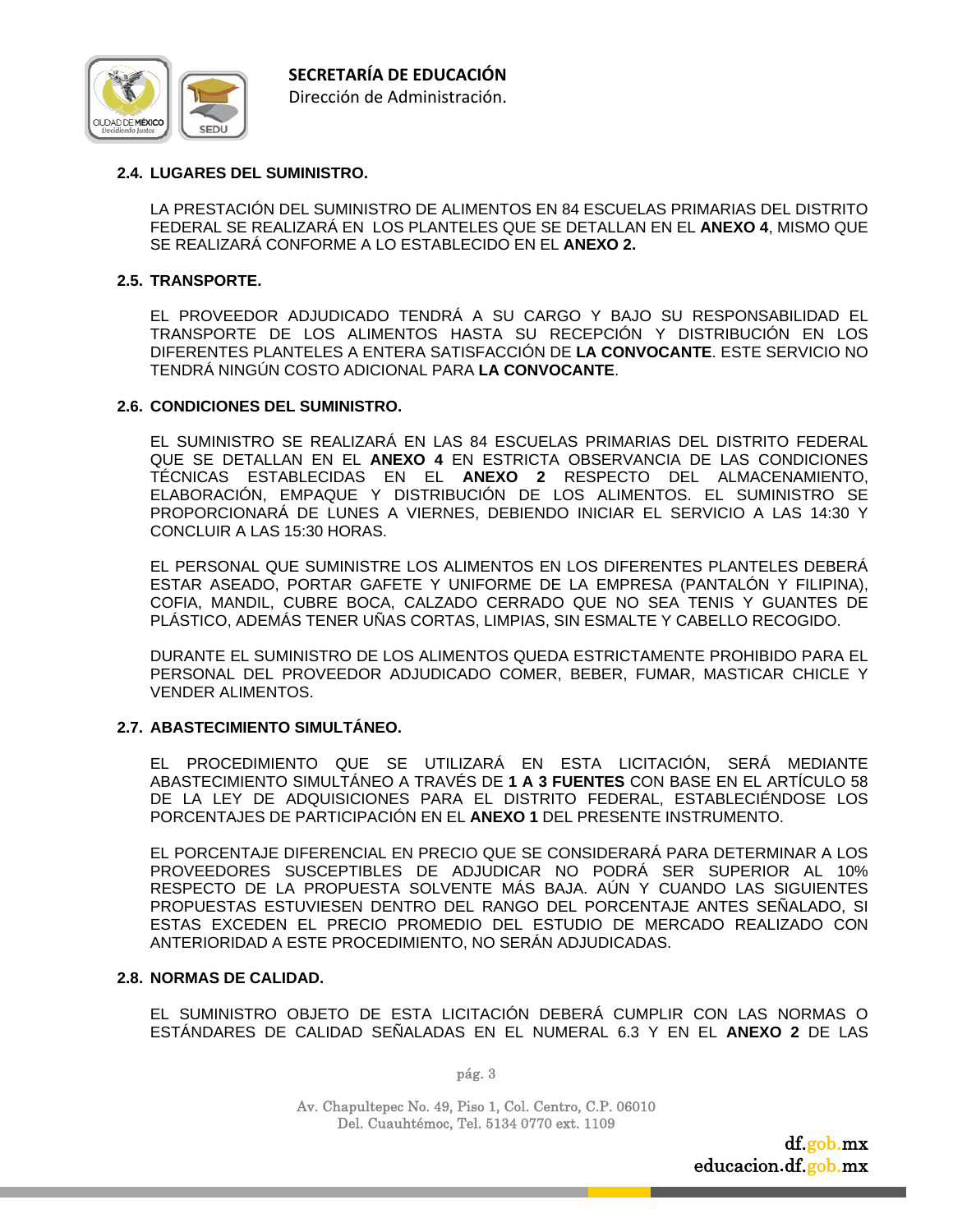### 2.4. LUGARES DEL SUMINISTRO.

LA PRESTACIÓN DEL SUMINISTRO DE ALIMENTOS EN 84 ESCUELAS PRIMARIAS DEL DISTRITO FEDERAL SE REALIZARÁ EN LOS PLANTELES QUE SE DETALLAN EN EL **ANEXO 4**, MISMO QUE SE REALIZARÁ CONFORME A LO ESTABLECIDO EN EL **ANEXO 2.**

### 2.5. TRANSPORTE.

EL PROVEEDOR ADJUDICADO TENDRÁ A SU CARGO Y BAJO SU RESPONSABILIDAD EL TRANSPORTE DE LOS ALIMENTOS HASTA SU RECEPCIÓN Y DISTRIBUCIÓN EN LOS DIFERENTES PLANTELES A ENTERA SATISFACCIÓN DE **LA CONVOCANTE**. ESTE SERVICIO NO TENDRÁ NINGÚN COSTO ADICIONAL PARA **LA CONVOCANTE**.

### 2.6. CONDICIONES DEL SUMINISTRO.

EL SUMINISTRO SE REALIZARÁ EN LAS 84 ESCUELAS PRIMARIAS DEL DISTRITO FEDERAL QUE SE DETALLAN EN EL **ANEXO 4** EN ESTRICTA OBSERVANCIA DE LAS CONDICIONES TÉCNICAS ESTABLECIDAS EN EL **ANEXO 2** RESPECTO DEL ALMACENAMIENTO, ELABORACIÓN, EMPAQUE Y DISTRIBUCIÓN DE LOS ALIMENTOS. EL SUMINISTRO SE PROPORCIONARÁ DE LUNES A VIERNES, DEBIENDO INICIAR EL SERVICIO A LAS 14:30 Y CONCLUIR A LAS 15:30 HORAS.

EL PERSONAL QUE SUMINISTRE LOS ALIMENTOS EN LOS DIFERENTES PLANTELES DEBERÁ ESTAR ASEADO, PORTAR GAFETE Y UNIFORME DE LA EMPRESA (PANTALÓN Y FILIPINA), COFIA, MANDIL, CUBRE BOCA, CALZADO CERRADO QUE NO SEA TENIS Y GUANTES DE PLÁSTICO, ADEMÁS TENER UÑAS CORTAS, LIMPIAS, SIN ESMALTE Y CABELLO RECOGIDO.

DURANTE EL SUMINISTRO DE LOS ALIMENTOS QUEDA ESTRICTAMENTE PROHIBIDO PARA EL PERSONAL DEL PROVEEDOR ADJUDICADO COMER, BEBER, FUMAR, MASTICAR CHICLE Y VENDER ALIMENTOS.

### 2.7. ABASTECIMIENTO SIMULTÁNEO.

EL PROCEDIMIENTO QUE SE UTILIZARÁ EN ESTA LICITACIÓN, SERÁ MEDIANTE ABASTECIMIENTO SIMULTÁNEO A TRAVÉS DE **1 A 3 FUENTES** CON BASE EN EL ARTÍCULO 58 DE LA LEY DE ADQUISICIONES PARA EL DISTRITO FEDERAL, ESTABLECIÉNDOSE LOS PORCENTAJES DE PARTICIPACIÓN EN EL **ANEXO 1** DEL PRESENTE INSTRUMENTO.

EL PORCENTAJE DIFERENCIAL EN PRECIO QUE SE CONSIDERARÁ PARA DETERMINAR A LOS PROVEEDORES SUSCEPTIBLES DE ADJUDICAR NO PODRÁ SER SUPERIOR AL 10% RESPECTO DE LA PROPUESTA SOLVENTE MÁS BAJA. AÚN Y CUANDO LAS SIGUIENTES PROPUESTAS ESTUVIESEN DENTRO DEL RANGO DEL PORCENTAJE ANTES SEÑALADO, SI ESTAS EXCEDEN EL PRECIO PROMEDIO DEL ESTUDIO DE MERCADO REALIZADO CON ANTERIORIDAD A ESTE PROCEDIMIENTO, NO SERÁN ADJUDICADAS.

### 2.8. NORMAS DE CALIDAD.

EL SUMINISTRO OBJETO DE ESTA LICITACIÓN DEBERÁ CUMPLIR CON LAS NORMAS O ESTÁNDARES DE CALIDAD SEÑALADAS EN EL NUMERAL 6.3 Y EN EL **ANEXO 2** DE LAS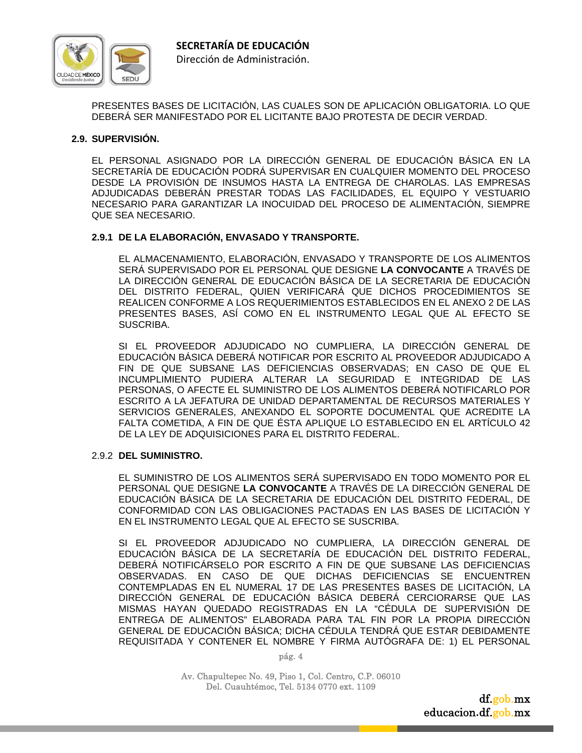PRESENTES BASES DE LICITACIÓN, LAS CUALES SON DE APLICACIÓN OBLIGATORIA. LO QUE DEBERÁ SER MANIFESTADO POR EL LICITANTE BAJO PROTESTA DE DECIR VERDAD.

## 2.9. SUPERVISIÓN.

EL PERSONAL ASIGNADO POR LA DIRECCIÓN GENERAL DE EDUCACIÓN BÁSICA EN LA SECRETARÍA DE EDUCACIÓN PODRÁ SUPERVISAR EN CUALQUIER MOMENTO DEL PROCESO DESDE LA PROVISIÓN DE INSUMOS HASTA LA ENTREGA DE CHAROLAS. LAS EMPRESAS ADJUDICADAS DEBERÁN PRESTAR TODAS LAS FACILIDADES, EL EQUIPO Y VESTUARIO NECESARIO PARA GARANTIZAR LA INOCUIDAD DEL PROCESO DE ALIMENTACIÓN, SIEMPRE QUE SEA NECESARIO.

### 2.9.1 DE LA ELABORACIÓN, ENVASADO Y TRANSPORTE.

EL ALMACENAMIENTO, ELABORACIÓN, ENVASADO Y TRANSPORTE DE LOS ALIMENTOS SERÁ SUPERVISADO POR EL PERSONAL QUE DESIGNE **LA CONVOCANTE** A TRAVÉS DE LA DIRECCIÓN GENERAL DE EDUCACIÓN BÁSICA DE LA SECRETARIA DE EDUCACIÓN DEL DISTRITO FEDERAL, QUIEN VERIFICARÁ QUE DICHOS PROCEDIMIENTOS SE REALICEN CONFORME A LOS REQUERIMIENTOS ESTABLECIDOS EN EL ANEXO 2 DE LAS PRESENTES BASES, ASÍ COMO EN EL INSTRUMENTO LEGAL QUE AL EFECTO SE SUSCRIBA.

SI EL PROVEEDOR ADJUDICADO NO CUMPLIERA, LA DIRECCIÓN GENERAL DE EDUCACIÓN BÁSICA DEBERÁ NOTIFICAR POR ESCRITO AL PROVEEDOR ADJUDICADO A FIN DE QUE SUBSANE LAS DEFICIENCIAS OBSERVADAS; EN CASO DE QUE EL INCUMPLIMIENTO PUDIERA ALTERAR LA SEGURIDAD E INTEGRIDAD DE LAS PERSONAS, O AFECTE EL SUMINISTRO DE LOS ALIMENTOS DEBERÁ NOTIFICARLO POR ESCRITO A LA JEFATURA DE UNIDAD DEPARTAMENTAL DE RECURSOS MATERIALES Y SERVICIOS GENERALES, ANEXANDO EL SOPORTE DOCUMENTAL QUE ACREDITE LA FALTA COMETIDA, A FIN DE QUE ÉSTA APLIQUE LO ESTABLECIDO EN EL ARTÍCULO 42 DE LA LEY DE ADQUISICIONES PARA EL DISTRITO FEDERAL.

### 2.9.2 DEL SUMINISTRO.

EL SUMINISTRO DE LOS ALIMENTOS SERÁ SUPERVISADO EN TODO MOMENTO POR EL PERSONAL QUE DESIGNE **LA CONVOCANTE** A TRAVÉS DE LA DIRECCIÓN GENERAL DE EDUCACIÓN BÁSICA DE LA SECRETARIA DE EDUCACIÓN DEL DISTRITO FEDERAL, DE CONFORMIDAD CON LAS OBLIGACIONES PACTADAS EN LAS BASES DE LICITACIÓN Y EN EL INSTRUMENTO LEGAL QUE AL EFECTO SE SUSCRIBA.

SI EL PROVEEDOR ADJUDICADO NO CUMPLIERA, LA DIRECCIÓN GENERAL DE EDUCACIÓN BÁSICA DE LA SECRETARÍA DE EDUCACIÓN DEL DISTRITO FEDERAL, DEBERÁ NOTIFICÁRSELO POR ESCRITO A FIN DE QUE SUBSANE LAS DEFICIENCIAS OBSERVADAS. EN CASO DE QUE DICHAS DEFICIENCIAS SE ENCUENTREN CONTEMPLADAS EN EL NUMERAL 17 DE LAS PRESENTES BASES DE LICITACIÓN, LA DIRECCIÓN GENERAL DE EDUCACIÓN BÁSICA DEBERÁ CERCIORARSE QUE LAS MISMAS HAYAN QUEDADO REGISTRADAS EN LA "CÉDULA DE SUPERVISIÓN DE ENTREGA DE ALIMENTOS" ELABORADA PARA TAL FIN POR LA PROPIA DIRECCIÓN GENERAL DE EDUCACIÓN BÁSICA; DICHA CÉDULA TENDRÁ QUE ESTAR DEBIDAMENTE REQUISITADA Y CONTENER EL NOMBRE Y FIRMA AUTÓGRAFA DE: 1) EL PERSONAL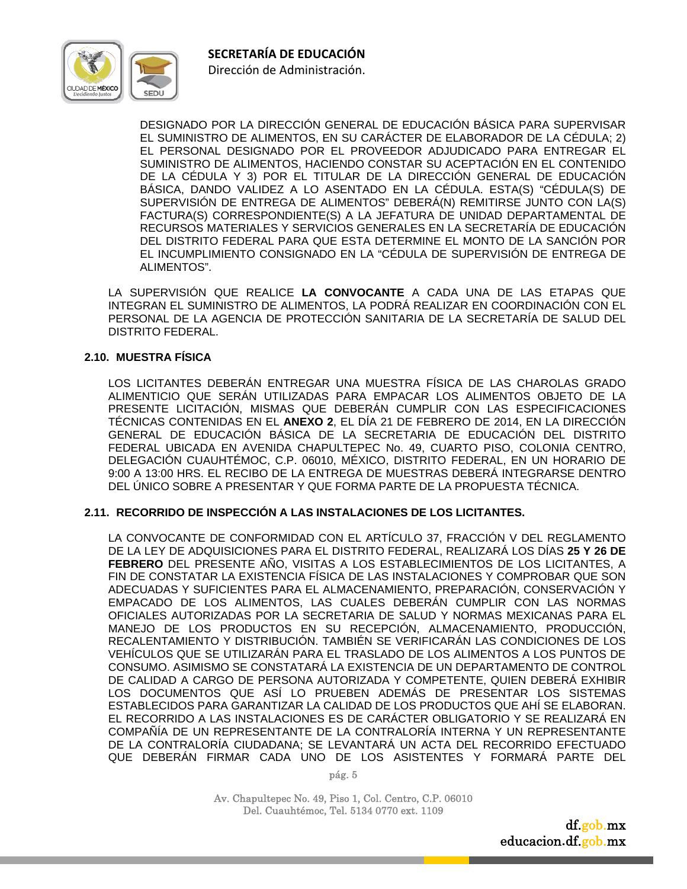DESIGNADO POR LA DIRECCIÓN GENERAL DE EDUCACIÓN BÁSICA PARA SUPERVISAR EL SUMINISTRO DE ALIMENTOS, EN SU CARÁCTER DE ELABORADOR DE LA CÉDULA; 2) EL PERSONAL DESIGNADO POR EL PROVEEDOR ADJUDICADO PARA ENTREGAR EL SUMINISTRO DE ALIMENTOS, HACIENDO CONSTAR SU ACEPTACIÓN EN EL CONTENIDO DE LA CÉDULA Y 3) POR EL TITULAR DE LA DIRECCIÓN GENERAL DE EDUCACIÓN BÁSICA, DANDO VALIDEZ A LO ASENTADO EN LA CÉDULA. ESTA(S) "CÉDULA(S) DE SUPERVISIÓN DE ENTREGA DE ALIMENTOS" DEBERÁ(N) REMITIRSE JUNTO CON LA(S) FACTURA(S) CORRESPONDIENTE(S) A LA JEFATURA DE UNIDAD DEPARTAMENTAL DE RECURSOS MATERIALES Y SERVICIOS GENERALES EN LA SECRETARÍA DE EDUCACIÓN DEL DISTRITO FEDERAL PARA QUE ESTA DETERMINE EL MONTO DE LA SANCIÓN POR EL INCUMPLIMIENTO CONSIGNADO EN LA "CÉDULA DE SUPERVISIÓN DE ENTREGA DE ALIMENTOS".

LA SUPERVISIÓN QUE REALICE **LA CONVOCANTE** A CADA UNA DE LAS ETAPAS QUE INTEGRAN EL SUMINISTRO DE ALIMENTOS, LA PODRÁ REALIZAR EN COORDINACIÓN CON EL PERSONAL DE LA AGENCIA DE PROTECCIÓN SANITARIA DE LA SECRETARÍA DE SALUD DEL DISTRITO FEDERAL.

### 2.10. MUESTRA FÍSICA

LOS LICITANTES DEBERÁN ENTREGAR UNA MUESTRA FÍSICA DE LAS CHAROLAS GRADO ALIMENTICIO QUE SERÁN UTILIZADAS PARA EMPACAR LOS ALIMENTOS OBJETO DE LA PRESENTE LICITACIÓN, MISMAS QUE DEBERÁN CUMPLIR CON LAS ESPECIFICACIONES TÉCNICAS CONTENIDAS EN EL **ANEXO 2**, EL DÍA 21 DE FEBRERO DE 2014, EN LA DIRECCIÓN GENERAL DE EDUCACIÓN BÁSICA DE LA SECRETARIA DE EDUCACIÓN DEL DISTRITO FEDERAL UBICADA EN AVENIDA CHAPULTEPEC No. 49, CUARTO PISO, COLONIA CENTRO, DELEGACIÓN CUAUHTÉMOC, C.P. 06010, MÉXICO, DISTRITO FEDERAL, EN UN HORARIO DE 9:00 A 13:00 HRS. EL RECIBO DE LA ENTREGA DE MUESTRAS DEBERÁ INTEGRARSE DENTRO DEL ÚNICO SOBRE A PRESENTAR Y QUE FORMA PARTE DE LA PROPUESTA TÉCNICA.

### 2.11. RECORRIDO DE INSPECCIÓN A LAS INSTALACIONES DE LOS LICITANTES.

LA CONVOCANTE DE CONFORMIDAD CON EL ARTÍCULO 37, FRACCIÓN V DEL REGLAMENTO DE LA LEY DE ADQUISICIONES PARA EL DISTRITO FEDERAL, REALIZARÁ LOS DÍAS **25 Y 26 DE FEBRERO** DEL PRESENTE AÑO, VISITAS A LOS ESTABLECIMIENTOS DE LOS LICITANTES, A FIN DE CONSTATAR LA EXISTENCIA FÍSICA DE LAS INSTALACIONES Y COMPROBAR QUE SON ADECUADAS Y SUFICIENTES PARA EL ALMACENAMIENTO, PREPARACIÓN, CONSERVACIÓN Y EMPACADO DE LOS ALIMENTOS, LAS CUALES DEBERÁN CUMPLIR CON LAS NORMAS OFICIALES AUTORIZADAS POR LA SECRETARIA DE SALUD Y NORMAS MEXICANAS PARA EL MANEJO DE LOS PRODUCTOS EN SU RECEPCIÓN, ALMACENAMIENTO, PRODUCCIÓN, RECALENTAMIENTO Y DISTRIBUCIÓN. TAMBIÉN SE VERIFICARÁN LAS CONDICIONES DE LOS VEHÍCULOS QUE SE UTILIZARÁN PARA EL TRASLADO DE LOS ALIMENTOS A LOS PUNTOS DE CONSUMO. ASIMISMO SE CONSTATARÁ LA EXISTENCIA DE UN DEPARTAMENTO DE CONTROL DE CALIDAD A CARGO DE PERSONA AUTORIZADA Y COMPETENTE, QUIEN DEBERÁ EXHIBIR LOS DOCUMENTOS QUE ASÍ LO PRUEBEN ADEMÁS DE PRESENTAR LOS SISTEMAS ESTABLECIDOS PARA GARANTIZAR LA CALIDAD DE LOS PRODUCTOS QUE AHÍ SE ELABORAN. EL RECORRIDO A LAS INSTALACIONES ES DE CARÁCTER OBLIGATORIO Y SE REALIZARÁ EN COMPAÑÍA DE UN REPRESENTANTE DE LA CONTRALORÍA INTERNA Y UN REPRESENTANTE DE LA CONTRALORÍA CIUDADANA; SE LEVANTARÁ UN ACTA DEL RECORRIDO EFECTUADO QUE DEBERÁN FIRMAR CADA UNO DE LOS ASISTENTES Y FORMARÁ PARTE DEL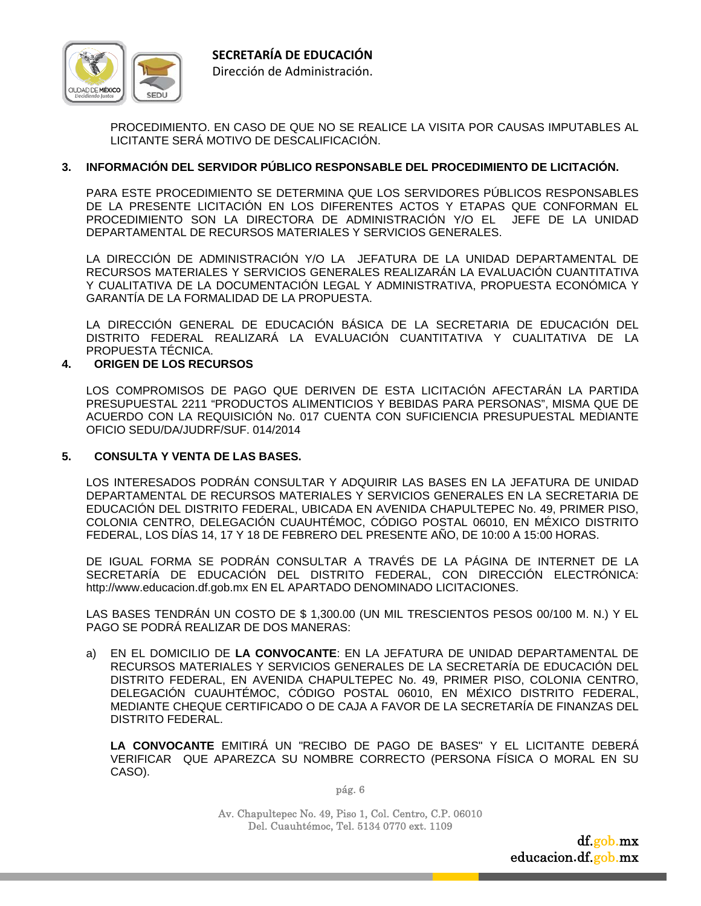PROCEDIMIENTO. EN CASO DE QUE NO SE REALICE LA VISITA POR CAUSAS IMPUTABLES AL LICITANTE SERÁ MOTIVO DE DESCALIFICACIÓN.

## 3. INFORMACIÓN DEL SERVIDOR PÚBLICO RESPONSABLE DEL PROCEDIMIENTO DE LICITACIÓN.

PARA ESTE PROCEDIMIENTO SE DETERMINA QUE LOS SERVIDORES PÚBLICOS RESPONSABLES DE LA PRESENTE LICITACIÓN EN LOS DIFERENTES ACTOS Y ETAPAS QUE CONFORMAN EL PROCEDIMIENTO SON LA DIRECTORA DE ADMINISTRACIÓN Y/O EL JEFE DE LA UNIDAD DEPARTAMENTAL DE RECURSOS MATERIALES Y SERVICIOS GENERALES.

LA DIRECCIÓN DE ADMINISTRACIÓN Y/O LA JEFATURA DE LA UNIDAD DEPARTAMENTAL DE RECURSOS MATERIALES Y SERVICIOS GENERALES REALIZARÁN LA EVALUACIÓN CUANTITATIVA Y CUALITATIVA DE LA DOCUMENTACIÓN LEGAL Y ADMINISTRATIVA, PROPUESTA ECONÓMICA Y GARANTÍA DE LA FORMALIDAD DE LA PROPUESTA.

LA DIRECCIÓN GENERAL DE EDUCACIÓN BÁSICA DE LA SECRETARIA DE EDUCACIÓN DEL DISTRITO FEDERAL REALIZARÁ LA EVALUACIÓN CUANTITATIVA Y CUALITATIVA DE LA PROPUESTA TÉCNICA.

## 4. ORIGEN DE LOS RECURSOS

LOS COMPROMISOS DE PAGO QUE DERIVEN DE ESTA LICITACIÓN AFECTARÁN LA PARTIDA PRESUPUESTAL 2211 "PRODUCTOS ALIMENTICIOS Y BEBIDAS PARA PERSONAS", MISMA QUE DE ACUERDO CON LA REQUISICIÓN No. 017 CUENTA CON SUFICIENCIA PRESUPUESTAL MEDIANTE OFICIO SEDU/DA/JUDRF/SUF. 014/2014

## 5. CONSULTA Y VENTA DE LAS BASES.

LOS INTERESADOS PODRÁN CONSULTAR Y ADQUIRIR LAS BASES EN LA JEFATURA DE UNIDAD DEPARTAMENTAL DE RECURSOS MATERIALES Y SERVICIOS GENERALES EN LA SECRETARIA DE EDUCACIÓN DEL DISTRITO FEDERAL, UBICADA EN AVENIDA CHAPULTEPEC No. 49, PRIMER PISO, COLONIA CENTRO, DELEGACIÓN CUAUHTÉMOC, CÓDIGO POSTAL 06010, EN MÉXICO DISTRITO FEDERAL, LOS DÍAS 14, 17 Y 18 DE FEBRERO DEL PRESENTE AÑO, DE 10:00 A 15:00 HORAS.

DE IGUAL FORMA SE PODRÁN CONSULTAR A TRAVÉS DE LA PÁGINA DE INTERNET DE LA SECRETARÍA DE EDUCACIÓN DEL DISTRITO FEDERAL, CON DIRECCIÓN ELECTRÓNICA: http://www.educacion.df.gob.mx EN EL APARTADO DENOMINADO LICITACIONES.

LAS BASES TENDRÁN UN COSTO DE $ 1,300.00 (UN MIL TRESCIENTOS PESOS 00/100 M. N.) Y EL PAGO SE PODRÁ REALIZAR DE DOS MANERAS:

a) EN EL DOMICILIO DE **LA CONVOCANTE**: EN LA JEFATURA DE UNIDAD DEPARTAMENTAL DE RECURSOS MATERIALES Y SERVICIOS GENERALES DE LA SECRETARÍA DE EDUCACIÓN DEL DISTRITO FEDERAL, EN AVENIDA CHAPULTEPEC No. 49, PRIMER PISO, COLONIA CENTRO, DELEGACIÓN CUAUHTÉMOC, CÓDIGO POSTAL 06010, EN MÉXICO DISTRITO FEDERAL, MEDIANTE CHEQUE CERTIFICADO O DE CAJA A FAVOR DE LA SECRETARÍA DE FINANZAS DEL DISTRITO FEDERAL.

   **LA CONVOCANTE** EMITIRÁ UN "RECIBO DE PAGO DE BASES" Y EL LICITANTE DEBERÁ VERIFICAR QUE APAREZCA SU NOMBRE CORRECTO (PERSONA FÍSICA O MORAL EN SU CASO).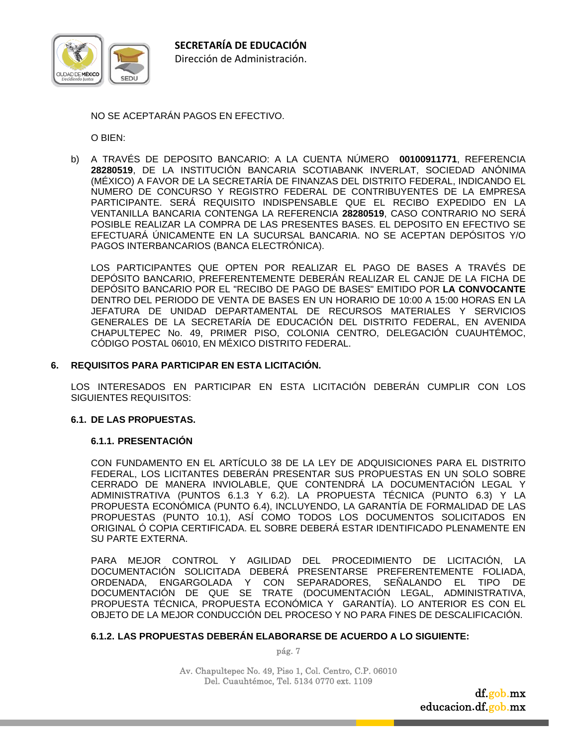NO SE ACEPTARÁN PAGOS EN EFECTIVO.

O BIEN:

b) A TRAVÉS DE DEPOSITO BANCARIO: A LA CUENTA NÚMERO **00100911771**, REFERENCIA **28280519**, DE LA INSTITUCIÓN BANCARIA SCOTIABANK INVERLAT, SOCIEDAD ANÓNIMA (MÉXICO) A FAVOR DE LA SECRETARÍA DE FINANZAS DEL DISTRITO FEDERAL, INDICANDO EL NUMERO DE CONCURSO Y REGISTRO FEDERAL DE CONTRIBUYENTES DE LA EMPRESA PARTICIPANTE. SERÁ REQUISITO INDISPENSABLE QUE EL RECIBO EXPEDIDO EN LA VENTANILLA BANCARIA CONTENGA LA REFERENCIA **28280519**, CASO CONTRARIO NO SERÁ POSIBLE REALIZAR LA COMPRA DE LAS PRESENTES BASES. EL DEPOSITO EN EFECTIVO SE EFECTUARÁ ÚNICAMENTE EN LA SUCURSAL BANCARIA. NO SE ACEPTAN DEPÓSITOS Y/O PAGOS INTERBANCARIOS (BANCA ELECTRÓNICA).

LOS PARTICIPANTES QUE OPTEN POR REALIZAR EL PAGO DE BASES A TRAVÉS DE DEPÓSITO BANCARIO, PREFERENTEMENTE DEBERÁN REALIZAR EL CANJE DE LA FICHA DE DEPÓSITO BANCARIO POR EL "RECIBO DE PAGO DE BASES" EMITIDO POR **LA CONVOCANTE** DENTRO DEL PERIODO DE VENTA DE BASES EN UN HORARIO DE 10:00 A 15:00 HORAS EN LA JEFATURA DE UNIDAD DEPARTAMENTAL DE RECURSOS MATERIALES Y SERVICIOS GENERALES DE LA SECRETARÍA DE EDUCACIÓN DEL DISTRITO FEDERAL, EN AVENIDA CHAPULTEPEC No. 49, PRIMER PISO, COLONIA CENTRO, DELEGACIÓN CUAUHTÉMOC, CÓDIGO POSTAL 06010, EN MÉXICO DISTRITO FEDERAL.

## 6. REQUISITOS PARA PARTICIPAR EN ESTA LICITACIÓN.

LOS INTERESADOS EN PARTICIPAR EN ESTA LICITACIÓN DEBERÁN CUMPLIR CON LOS SIGUIENTES REQUISITOS:

### 6.1. DE LAS PROPUESTAS.

#### 6.1.1. PRESENTACIÓN

CON FUNDAMENTO EN EL ARTÍCULO 38 DE LA LEY DE ADQUISICIONES PARA EL DISTRITO FEDERAL, LOS LICITANTES DEBERÁN PRESENTAR SUS PROPUESTAS EN UN SOLO SOBRE CERRADO DE MANERA INVIOLABLE, QUE CONTENDRÁ LA DOCUMENTACIÓN LEGAL Y ADMINISTRATIVA (PUNTOS 6.1.3 Y 6.2). LA PROPUESTA TÉCNICA (PUNTO 6.3) Y LA PROPUESTA ECONÓMICA (PUNTO 6.4), INCLUYENDO, LA GARANTÍA DE FORMALIDAD DE LAS PROPUESTAS (PUNTO 10.1), ASÍ COMO TODOS LOS DOCUMENTOS SOLICITADOS EN ORIGINAL Ó COPIA CERTIFICADA. EL SOBRE DEBERÁ ESTAR IDENTIFICADO PLENAMENTE EN SU PARTE EXTERNA.

PARA MEJOR CONTROL Y AGILIDAD DEL PROCEDIMIENTO DE LICITACIÓN, LA DOCUMENTACIÓN SOLICITADA DEBERÁ PRESENTARSE PREFERENTEMENTE FOLIADA, ORDENADA, ENGARGOLADA Y CON SEPARADORES, SEÑALANDO EL TIPO DE DOCUMENTACIÓN DE QUE SE TRATE (DOCUMENTACIÓN LEGAL, ADMINISTRATIVA, PROPUESTA TÉCNICA, PROPUESTA ECONÓMICA Y GARANTÍA). LO ANTERIOR ES CON EL OBJETO DE LA MEJOR CONDUCCIÓN DEL PROCESO Y NO PARA FINES DE DESCALIFICACIÓN.

#### 6.1.2. LAS PROPUESTAS DEBERÁN ELABORARSE DE ACUERDO A LO SIGUIENTE: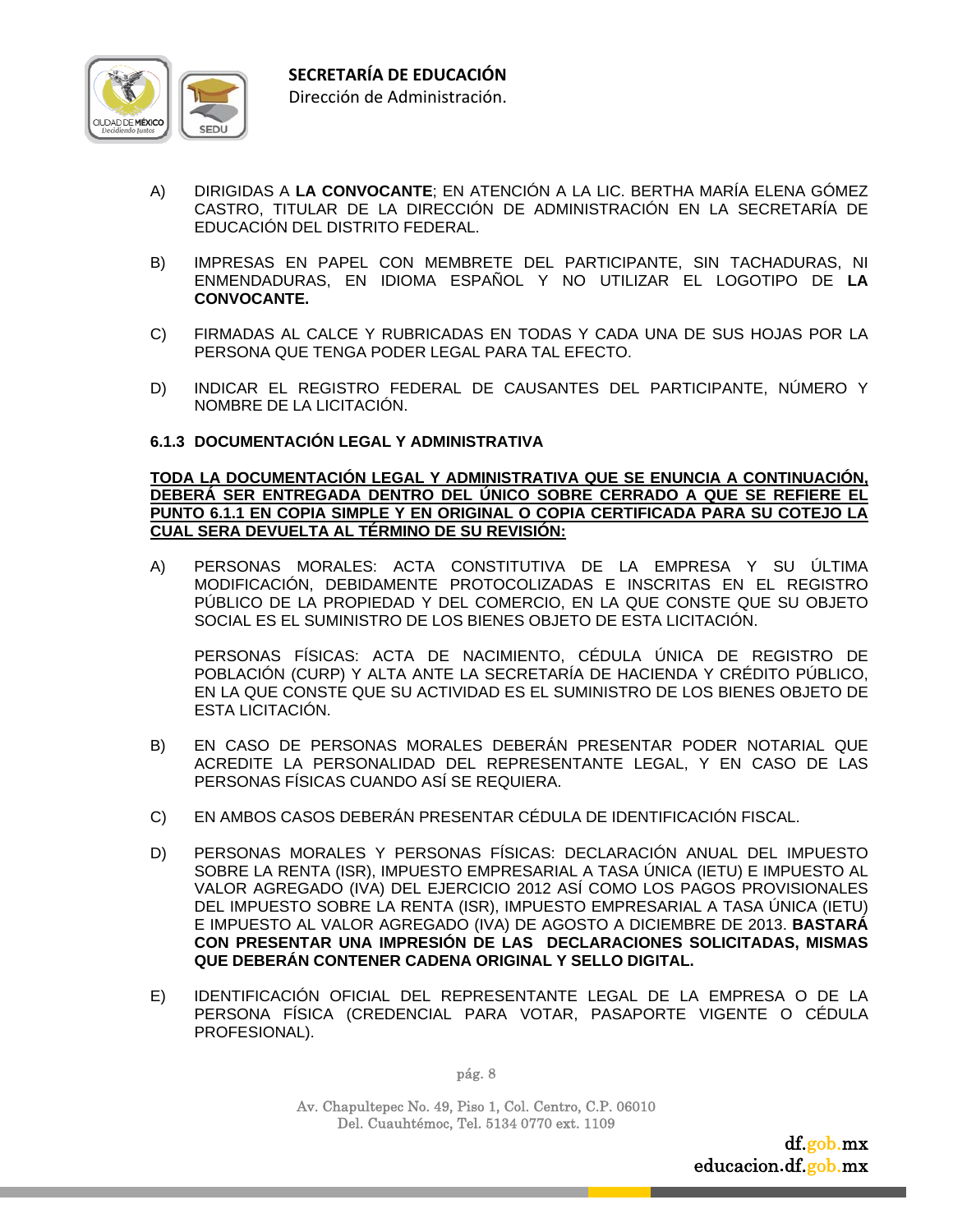A) DIRIGIDAS A **LA CONVOCANTE**; EN ATENCIÓN A LA LIC. BERTHA MARÍA ELENA GÓMEZ CASTRO, TITULAR DE LA DIRECCIÓN DE ADMINISTRACIÓN EN LA SECRETARÍA DE EDUCACIÓN DEL DISTRITO FEDERAL.

B) IMPRESAS EN PAPEL CON MEMBRETE DEL PARTICIPANTE, SIN TACHADURAS, NI ENMENDADURAS, EN IDIOMA ESPAÑOL Y NO UTILIZAR EL LOGOTIPO DE **LA CONVOCANTE.**

C) FIRMADAS AL CALCE Y RUBRICADAS EN TODAS Y CADA UNA DE SUS HOJAS POR LA PERSONA QUE TENGA PODER LEGAL PARA TAL EFECTO.

D) INDICAR EL REGISTRO FEDERAL DE CAUSANTES DEL PARTICIPANTE, NÚMERO Y NOMBRE DE LA LICITACIÓN.

### 6.1.3 DOCUMENTACIÓN LEGAL Y ADMINISTRATIVA

**TODA LA DOCUMENTACIÓN LEGAL Y ADMINISTRATIVA QUE SE ENUNCIA A CONTINUACIÓN, DEBERÁ SER ENTREGADA DENTRO DEL ÚNICO SOBRE CERRADO A QUE SE REFIERE EL PUNTO 6.1.1 EN COPIA SIMPLE Y EN ORIGINAL O COPIA CERTIFICADA PARA SU COTEJO LA CUAL SERA DEVUELTA AL TÉRMINO DE SU REVISIÓN:**

A) PERSONAS MORALES: ACTA CONSTITUTIVA DE LA EMPRESA Y SU ÚLTIMA MODIFICACIÓN, DEBIDAMENTE PROTOCOLIZADAS E INSCRITAS EN EL REGISTRO PÚBLICO DE LA PROPIEDAD Y DEL COMERCIO, EN LA QUE CONSTE QUE SU OBJETO SOCIAL ES EL SUMINISTRO DE LOS BIENES OBJETO DE ESTA LICITACIÓN.

   PERSONAS FÍSICAS: ACTA DE NACIMIENTO, CÉDULA ÚNICA DE REGISTRO DE POBLACIÓN (CURP) Y ALTA ANTE LA SECRETARÍA DE HACIENDA Y CRÉDITO PÚBLICO, EN LA QUE CONSTE QUE SU ACTIVIDAD ES EL SUMINISTRO DE LOS BIENES OBJETO DE ESTA LICITACIÓN.

B) EN CASO DE PERSONAS MORALES DEBERÁN PRESENTAR PODER NOTARIAL QUE ACREDITE LA PERSONALIDAD DEL REPRESENTANTE LEGAL, Y EN CASO DE LAS PERSONAS FÍSICAS CUANDO ASÍ SE REQUIERA.

C) EN AMBOS CASOS DEBERÁN PRESENTAR CÉDULA DE IDENTIFICACIÓN FISCAL.

D) PERSONAS MORALES Y PERSONAS FÍSICAS: DECLARACIÓN ANUAL DEL IMPUESTO SOBRE LA RENTA (ISR), IMPUESTO EMPRESARIAL A TASA ÚNICA (IETU) E IMPUESTO AL VALOR AGREGADO (IVA) DEL EJERCICIO 2012 ASÍ COMO LOS PAGOS PROVISIONALES DEL IMPUESTO SOBRE LA RENTA (ISR), IMPUESTO EMPRESARIAL A TASA ÚNICA (IETU) E IMPUESTO AL VALOR AGREGADO (IVA) DE AGOSTO A DICIEMBRE DE 2013. **BASTARÁ CON PRESENTAR UNA IMPRESIÓN DE LAS DECLARACIONES SOLICITADAS, MISMAS QUE DEBERÁN CONTENER CADENA ORIGINAL Y SELLO DIGITAL.**

E) IDENTIFICACIÓN OFICIAL DEL REPRESENTANTE LEGAL DE LA EMPRESA O DE LA PERSONA FÍSICA (CREDENCIAL PARA VOTAR, PASAPORTE VIGENTE O CÉDULA PROFESIONAL).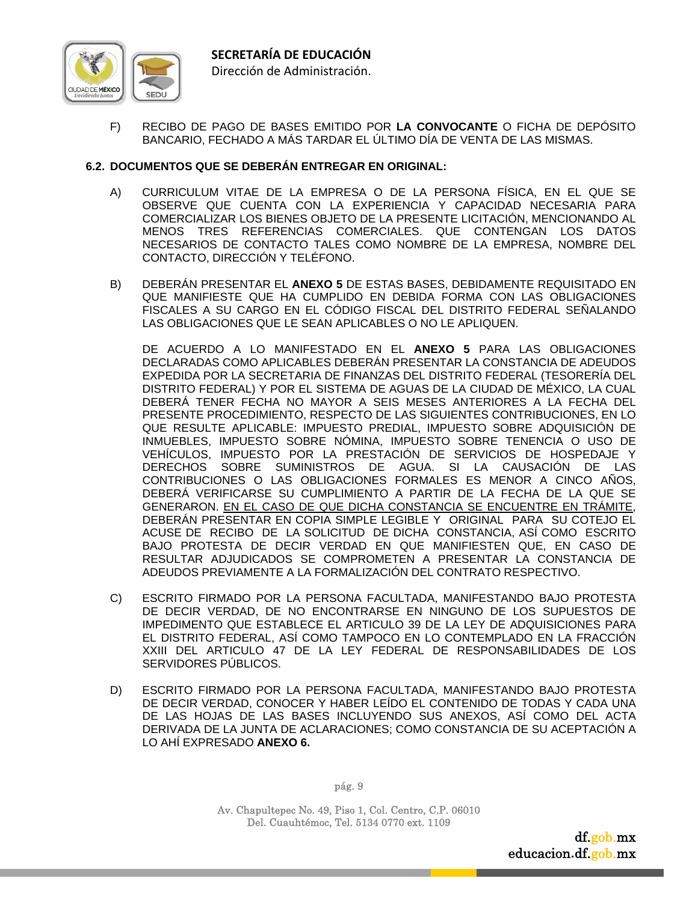F) RECIBO DE PAGO DE BASES EMITIDO POR **LA CONVOCANTE** O FICHA DE DEPÓSITO BANCARIO, FECHADO A MÁS TARDAR EL ÚLTIMO DÍA DE VENTA DE LAS MISMAS.

**6.2. DOCUMENTOS QUE SE DEBERÁN ENTREGAR EN ORIGINAL:**

A) CURRICULUM VITAE DE LA EMPRESA O DE LA PERSONA FÍSICA, EN EL QUE SE OBSERVE QUE CUENTA CON LA EXPERIENCIA Y CAPACIDAD NECESARIA PARA COMERCIALIZAR LOS BIENES OBJETO DE LA PRESENTE LICITACIÓN, MENCIONANDO AL MENOS TRES REFERENCIAS COMERCIALES. QUE CONTENGAN LOS DATOS NECESARIOS DE CONTACTO TALES COMO NOMBRE DE LA EMPRESA, NOMBRE DEL CONTACTO, DIRECCIÓN Y TELÉFONO.

B) DEBERÁN PRESENTAR EL **ANEXO 5** DE ESTAS BASES, DEBIDAMENTE REQUISITADO EN QUE MANIFIESTE QUE HA CUMPLIDO EN DEBIDA FORMA CON LAS OBLIGACIONES FISCALES A SU CARGO EN EL CÓDIGO FISCAL DEL DISTRITO FEDERAL SEÑALANDO LAS OBLIGACIONES QUE LE SEAN APLICABLES O NO LE APLIQUEN.

DE ACUERDO A LO MANIFESTADO EN EL **ANEXO 5** PARA LAS OBLIGACIONES DECLARADAS COMO APLICABLES DEBERÁN PRESENTAR LA CONSTANCIA DE ADEUDOS EXPEDIDA POR LA SECRETARIA DE FINANZAS DEL DISTRITO FEDERAL (TESORERÍA DEL DISTRITO FEDERAL) Y POR EL SISTEMA DE AGUAS DE LA CIUDAD DE MÉXICO, LA CUAL DEBERÁ TENER FECHA NO MAYOR A SEIS MESES ANTERIORES A LA FECHA DEL PRESENTE PROCEDIMIENTO, RESPECTO DE LAS SIGUIENTES CONTRIBUCIONES, EN LO QUE RESULTE APLICABLE: IMPUESTO PREDIAL, IMPUESTO SOBRE ADQUISICIÓN DE INMUEBLES, IMPUESTO SOBRE NÓMINA, IMPUESTO SOBRE TENENCIA O USO DE VEHÍCULOS, IMPUESTO POR LA PRESTACIÓN DE SERVICIOS DE HOSPEDAJE Y DERECHOS SOBRE SUMINISTROS DE AGUA. SI LA CAUSACIÓN DE LAS CONTRIBUCIONES O LAS OBLIGACIONES FORMALES ES MENOR A CINCO AÑOS, DEBERÁ VERIFICARSE SU CUMPLIMIENTO A PARTIR DE LA FECHA DE LA QUE SE GENERARON. <u>EN EL CASO DE QUE DICHA CONSTANCIA SE ENCUENTRE EN TRÁMITE</u>, DEBERÁN PRESENTAR EN COPIA SIMPLE LEGIBLE Y ORIGINAL PARA SU COTEJO EL ACUSE DE RECIBO DE LA SOLICITUD DE DICHA CONSTANCIA, ASÍ COMO ESCRITO BAJO PROTESTA DE DECIR VERDAD EN QUE MANIFIESTEN QUE, EN CASO DE RESULTAR ADJUDICADOS SE COMPROMETEN A PRESENTAR LA CONSTANCIA DE ADEUDOS PREVIAMENTE A LA FORMALIZACIÓN DEL CONTRATO RESPECTIVO.

C) ESCRITO FIRMADO POR LA PERSONA FACULTADA, MANIFESTANDO BAJO PROTESTA DE DECIR VERDAD, DE NO ENCONTRARSE EN NINGUNO DE LOS SUPUESTOS DE IMPEDIMENTO QUE ESTABLECE EL ARTICULO 39 DE LA LEY DE ADQUISICIONES PARA EL DISTRITO FEDERAL, ASÍ COMO TAMPOCO EN LO CONTEMPLADO EN LA FRACCIÓN XXIII DEL ARTICULO 47 DE LA LEY FEDERAL DE RESPONSABILIDADES DE LOS SERVIDORES PÚBLICOS.

D) ESCRITO FIRMADO POR LA PERSONA FACULTADA, MANIFESTANDO BAJO PROTESTA DE DECIR VERDAD, CONOCER Y HABER LEÍDO EL CONTENIDO DE TODAS Y CADA UNA DE LAS HOJAS DE LAS BASES INCLUYENDO SUS ANEXOS, ASÍ COMO DEL ACTA DERIVADA DE LA JUNTA DE ACLARACIONES; COMO CONSTANCIA DE SU ACEPTACIÓN A LO AHÍ EXPRESADO **ANEXO 6.**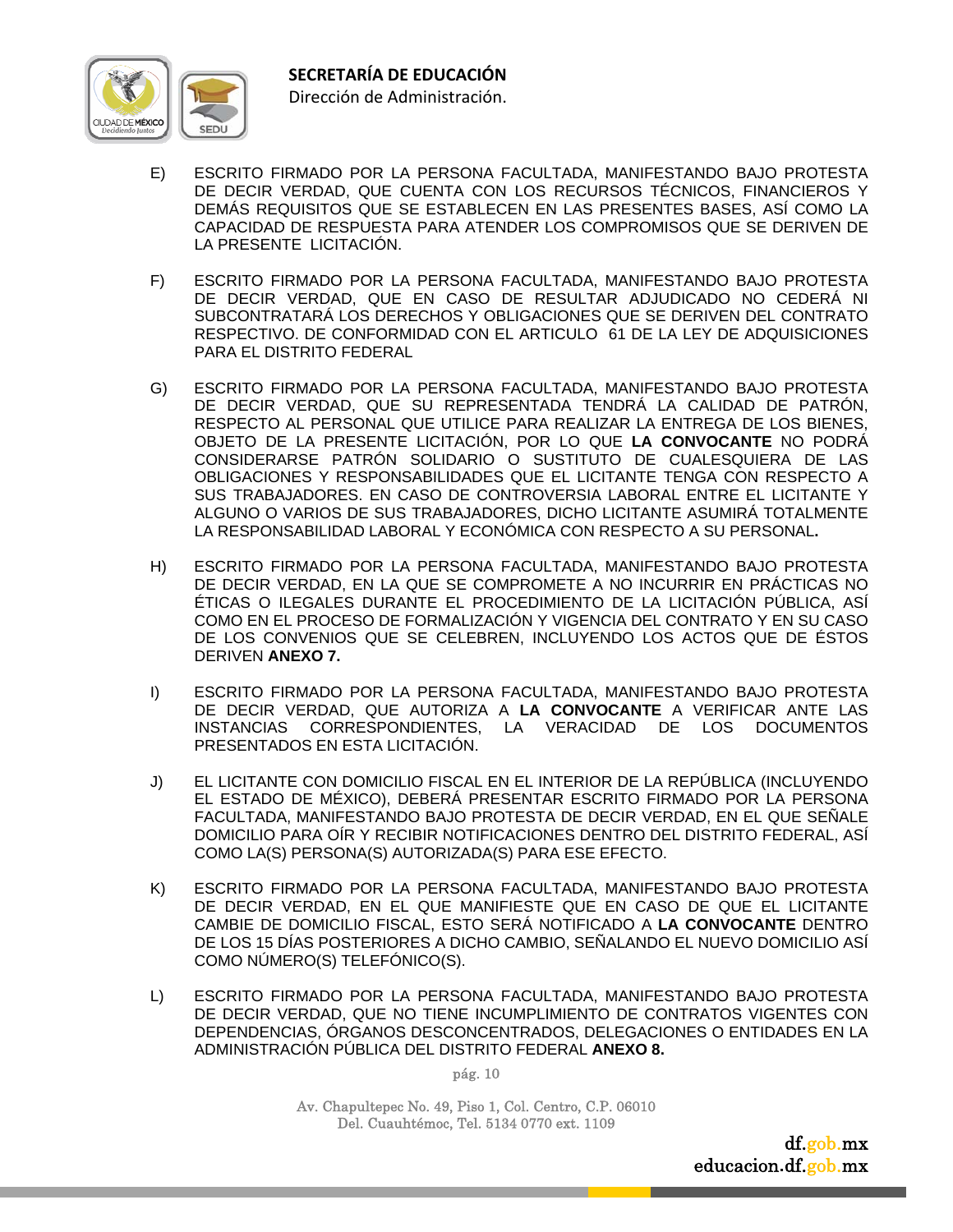E) ESCRITO FIRMADO POR LA PERSONA FACULTADA, MANIFESTANDO BAJO PROTESTA DE DECIR VERDAD, QUE CUENTA CON LOS RECURSOS TÉCNICOS, FINANCIEROS Y DEMÁS REQUISITOS QUE SE ESTABLECEN EN LAS PRESENTES BASES, ASÍ COMO LA CAPACIDAD DE RESPUESTA PARA ATENDER LOS COMPROMISOS QUE SE DERIVEN DE LA PRESENTE LICITACIÓN.

F) ESCRITO FIRMADO POR LA PERSONA FACULTADA, MANIFESTANDO BAJO PROTESTA DE DECIR VERDAD, QUE EN CASO DE RESULTAR ADJUDICADO NO CEDERÁ NI SUBCONTRATARÁ LOS DERECHOS Y OBLIGACIONES QUE SE DERIVEN DEL CONTRATO RESPECTIVO. DE CONFORMIDAD CON EL ARTICULO 61 DE LA LEY DE ADQUISICIONES PARA EL DISTRITO FEDERAL

G) ESCRITO FIRMADO POR LA PERSONA FACULTADA, MANIFESTANDO BAJO PROTESTA DE DECIR VERDAD, QUE SU REPRESENTADA TENDRÁ LA CALIDAD DE PATRÓN, RESPECTO AL PERSONAL QUE UTILICE PARA REALIZAR LA ENTREGA DE LOS BIENES, OBJETO DE LA PRESENTE LICITACIÓN, POR LO QUE **LA CONVOCANTE** NO PODRÁ CONSIDERARSE PATRÓN SOLIDARIO O SUSTITUTO DE CUALESQUIERA DE LAS OBLIGACIONES Y RESPONSABILIDADES QUE EL LICITANTE TENGA CON RESPECTO A SUS TRABAJADORES. EN CASO DE CONTROVERSIA LABORAL ENTRE EL LICITANTE Y ALGUNO O VARIOS DE SUS TRABAJADORES, DICHO LICITANTE ASUMIRÁ TOTALMENTE LA RESPONSABILIDAD LABORAL Y ECONÓMICA CON RESPECTO A SU PERSONAL**.**

H) ESCRITO FIRMADO POR LA PERSONA FACULTADA, MANIFESTANDO BAJO PROTESTA DE DECIR VERDAD, EN LA QUE SE COMPROMETE A NO INCURRIR EN PRÁCTICAS NO ÉTICAS O ILEGALES DURANTE EL PROCEDIMIENTO DE LA LICITACIÓN PÚBLICA, ASÍ COMO EN EL PROCESO DE FORMALIZACIÓN Y VIGENCIA DEL CONTRATO Y EN SU CASO DE LOS CONVENIOS QUE SE CELEBREN, INCLUYENDO LOS ACTOS QUE DE ÉSTOS DERIVEN **ANEXO 7.**

I) ESCRITO FIRMADO POR LA PERSONA FACULTADA, MANIFESTANDO BAJO PROTESTA DE DECIR VERDAD, QUE AUTORIZA A **LA CONVOCANTE** A VERIFICAR ANTE LAS INSTANCIAS CORRESPONDIENTES, LA VERACIDAD DE LOS DOCUMENTOS PRESENTADOS EN ESTA LICITACIÓN.

J) EL LICITANTE CON DOMICILIO FISCAL EN EL INTERIOR DE LA REPÚBLICA (INCLUYENDO EL ESTADO DE MÉXICO), DEBERÁ PRESENTAR ESCRITO FIRMADO POR LA PERSONA FACULTADA, MANIFESTANDO BAJO PROTESTA DE DECIR VERDAD, EN EL QUE SEÑALE DOMICILIO PARA OÍR Y RECIBIR NOTIFICACIONES DENTRO DEL DISTRITO FEDERAL, ASÍ COMO LA(S) PERSONA(S) AUTORIZADA(S) PARA ESE EFECTO.

K) ESCRITO FIRMADO POR LA PERSONA FACULTADA, MANIFESTANDO BAJO PROTESTA DE DECIR VERDAD, EN EL QUE MANIFIESTE QUE EN CASO DE QUE EL LICITANTE CAMBIE DE DOMICILIO FISCAL, ESTO SERÁ NOTIFICADO A **LA CONVOCANTE** DENTRO DE LOS 15 DÍAS POSTERIORES A DICHO CAMBIO, SEÑALANDO EL NUEVO DOMICILIO ASÍ COMO NÚMERO(S) TELEFÓNICO(S).

L) ESCRITO FIRMADO POR LA PERSONA FACULTADA, MANIFESTANDO BAJO PROTESTA DE DECIR VERDAD, QUE NO TIENE INCUMPLIMIENTO DE CONTRATOS VIGENTES CON DEPENDENCIAS, ÓRGANOS DESCONCENTRADOS, DELEGACIONES O ENTIDADES EN LA ADMINISTRACIÓN PÚBLICA DEL DISTRITO FEDERAL **ANEXO 8.**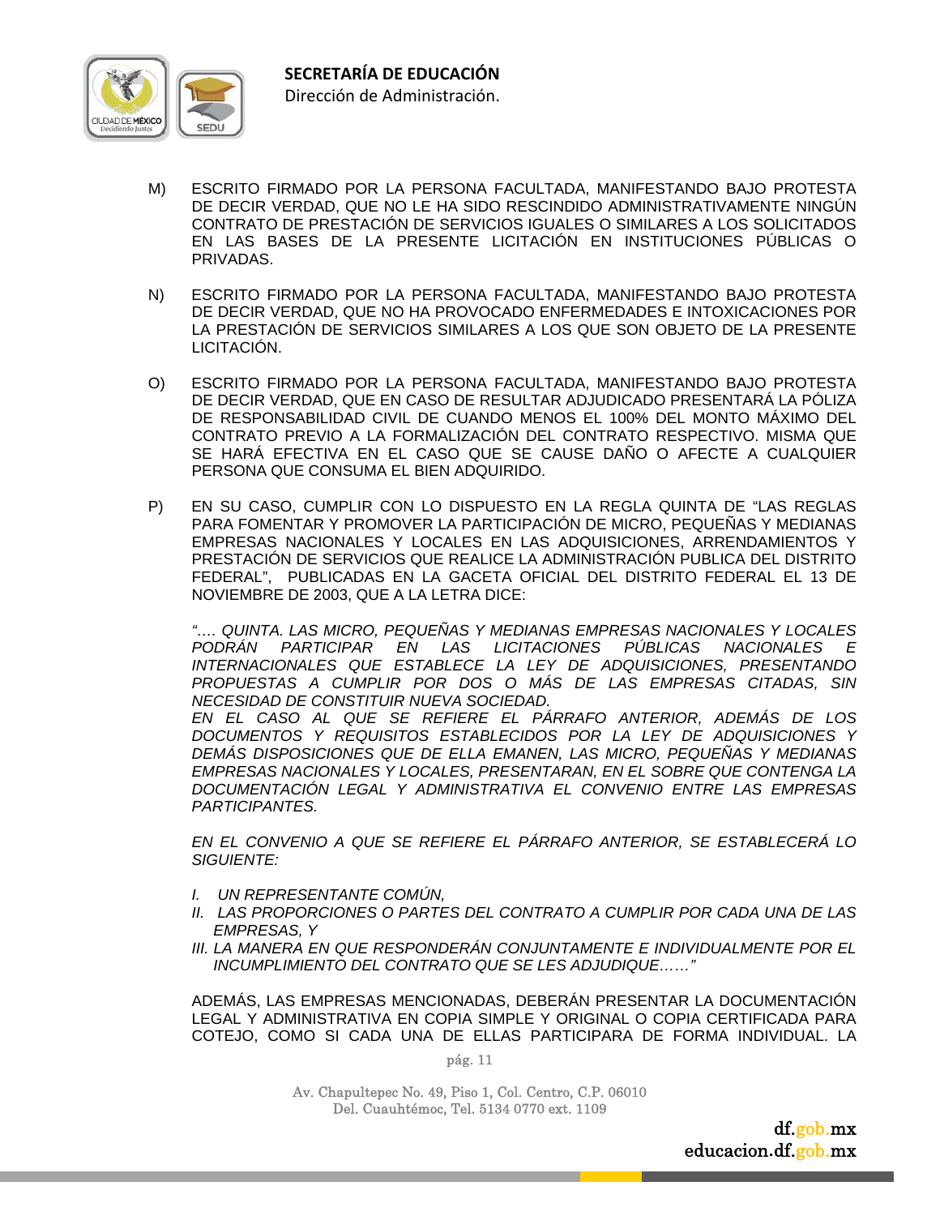M) ESCRITO FIRMADO POR LA PERSONA FACULTADA, MANIFESTANDO BAJO PROTESTA DE DECIR VERDAD, QUE NO LE HA SIDO RESCINDIDO ADMINISTRATIVAMENTE NINGÚN CONTRATO DE PRESTACIÓN DE SERVICIOS IGUALES O SIMILARES A LOS SOLICITADOS EN LAS BASES DE LA PRESENTE LICITACIÓN EN INSTITUCIONES PÚBLICAS O PRIVADAS.

N) ESCRITO FIRMADO POR LA PERSONA FACULTADA, MANIFESTANDO BAJO PROTESTA DE DECIR VERDAD, QUE NO HA PROVOCADO ENFERMEDADES E INTOXICACIONES POR LA PRESTACIÓN DE SERVICIOS SIMILARES A LOS QUE SON OBJETO DE LA PRESENTE LICITACIÓN.

O) ESCRITO FIRMADO POR LA PERSONA FACULTADA, MANIFESTANDO BAJO PROTESTA DE DECIR VERDAD, QUE EN CASO DE RESULTAR ADJUDICADO PRESENTARÁ LA PÓLIZA DE RESPONSABILIDAD CIVIL DE CUANDO MENOS EL 100% DEL MONTO MÁXIMO DEL CONTRATO PREVIO A LA FORMALIZACIÓN DEL CONTRATO RESPECTIVO. MISMA QUE SE HARÁ EFECTIVA EN EL CASO QUE SE CAUSE DAÑO O AFECTE A CUALQUIER PERSONA QUE CONSUMA EL BIEN ADQUIRIDO.

P) EN SU CASO, CUMPLIR CON LO DISPUESTO EN LA REGLA QUINTA DE "LAS REGLAS PARA FOMENTAR Y PROMOVER LA PARTICIPACIÓN DE MICRO, PEQUEÑAS Y MEDIANAS EMPRESAS NACIONALES Y LOCALES EN LAS ADQUISICIONES, ARRENDAMIENTOS Y PRESTACIÓN DE SERVICIOS QUE REALICE LA ADMINISTRACIÓN PUBLICA DEL DISTRITO FEDERAL", PUBLICADAS EN LA GACETA OFICIAL DEL DISTRITO FEDERAL EL 13 DE NOVIEMBRE DE 2003, QUE A LA LETRA DICE:

*"…. QUINTA. LAS MICRO, PEQUEÑAS Y MEDIANAS EMPRESAS NACIONALES Y LOCALES PODRÁN PARTICIPAR EN LAS LICITACIONES PÚBLICAS NACIONALES E INTERNACIONALES QUE ESTABLECE LA LEY DE ADQUISICIONES, PRESENTANDO PROPUESTAS A CUMPLIR POR DOS O MÁS DE LAS EMPRESAS CITADAS, SIN NECESIDAD DE CONSTITUIR NUEVA SOCIEDAD.*
*EN EL CASO AL QUE SE REFIERE EL PÁRRAFO ANTERIOR, ADEMÁS DE LOS DOCUMENTOS Y REQUISITOS ESTABLECIDOS POR LA LEY DE ADQUISICIONES Y DEMÁS DISPOSICIONES QUE DE ELLA EMANEN, LAS MICRO, PEQUEÑAS Y MEDIANAS EMPRESAS NACIONALES Y LOCALES, PRESENTARAN, EN EL SOBRE QUE CONTENGA LA DOCUMENTACIÓN LEGAL Y ADMINISTRATIVA EL CONVENIO ENTRE LAS EMPRESAS PARTICIPANTES.*

*EN EL CONVENIO A QUE SE REFIERE EL PÁRRAFO ANTERIOR, SE ESTABLECERÁ LO SIGUIENTE:*

*I. UN REPRESENTANTE COMÚN,*
*II. LAS PROPORCIONES O PARTES DEL CONTRATO A CUMPLIR POR CADA UNA DE LAS EMPRESAS, Y*
*III. LA MANERA EN QUE RESPONDERÁN CONJUNTAMENTE E INDIVIDUALMENTE POR EL INCUMPLIMIENTO DEL CONTRATO QUE SE LES ADJUDIQUE……"*

ADEMÁS, LAS EMPRESAS MENCIONADAS, DEBERÁN PRESENTAR LA DOCUMENTACIÓN LEGAL Y ADMINISTRATIVA EN COPIA SIMPLE Y ORIGINAL O COPIA CERTIFICADA PARA COTEJO, COMO SI CADA UNA DE ELLAS PARTICIPARA DE FORMA INDIVIDUAL. LA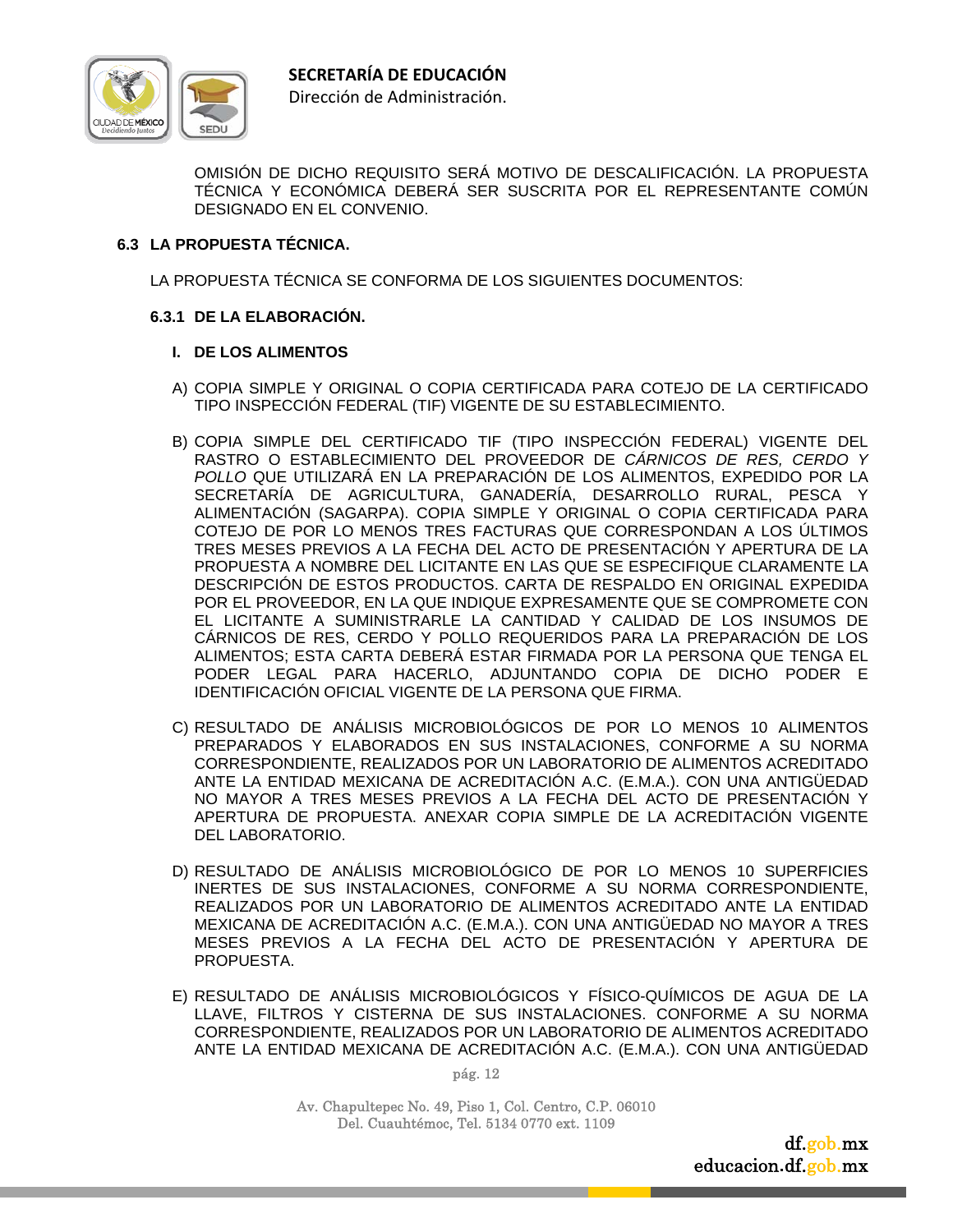OMISIÓN DE DICHO REQUISITO SERÁ MOTIVO DE DESCALIFICACIÓN. LA PROPUESTA TÉCNICA Y ECONÓMICA DEBERÁ SER SUSCRITA POR EL REPRESENTANTE COMÚN DESIGNADO EN EL CONVENIO.

### 6.3 LA PROPUESTA TÉCNICA.

LA PROPUESTA TÉCNICA SE CONFORMA DE LOS SIGUIENTES DOCUMENTOS:

#### 6.3.1 DE LA ELABORACIÓN.

**I. DE LOS ALIMENTOS**

A) COPIA SIMPLE Y ORIGINAL O COPIA CERTIFICADA PARA COTEJO DE LA CERTIFICADO TIPO INSPECCIÓN FEDERAL (TIF) VIGENTE DE SU ESTABLECIMIENTO.

B) COPIA SIMPLE DEL CERTIFICADO TIF (TIPO INSPECCIÓN FEDERAL) VIGENTE DEL RASTRO O ESTABLECIMIENTO DEL PROVEEDOR DE *CÁRNICOS DE RES, CERDO Y POLLO* QUE UTILIZARÁ EN LA PREPARACIÓN DE LOS ALIMENTOS, EXPEDIDO POR LA SECRETARÍA DE AGRICULTURA, GANADERÍA, DESARROLLO RURAL, PESCA Y ALIMENTACIÓN (SAGARPA). COPIA SIMPLE Y ORIGINAL O COPIA CERTIFICADA PARA COTEJO DE POR LO MENOS TRES FACTURAS QUE CORRESPONDAN A LOS ÚLTIMOS TRES MESES PREVIOS A LA FECHA DEL ACTO DE PRESENTACIÓN Y APERTURA DE LA PROPUESTA A NOMBRE DEL LICITANTE EN LAS QUE SE ESPECIFIQUE CLARAMENTE LA DESCRIPCIÓN DE ESTOS PRODUCTOS. CARTA DE RESPALDO EN ORIGINAL EXPEDIDA POR EL PROVEEDOR, EN LA QUE INDIQUE EXPRESAMENTE QUE SE COMPROMETE CON EL LICITANTE A SUMINISTRARLE LA CANTIDAD Y CALIDAD DE LOS INSUMOS DE CÁRNICOS DE RES, CERDO Y POLLO REQUERIDOS PARA LA PREPARACIÓN DE LOS ALIMENTOS; ESTA CARTA DEBERÁ ESTAR FIRMADA POR LA PERSONA QUE TENGA EL PODER LEGAL PARA HACERLO, ADJUNTANDO COPIA DE DICHO PODER E IDENTIFICACIÓN OFICIAL VIGENTE DE LA PERSONA QUE FIRMA.

C) RESULTADO DE ANÁLISIS MICROBIOLÓGICOS DE POR LO MENOS 10 ALIMENTOS PREPARADOS Y ELABORADOS EN SUS INSTALACIONES, CONFORME A SU NORMA CORRESPONDIENTE, REALIZADOS POR UN LABORATORIO DE ALIMENTOS ACREDITADO ANTE LA ENTIDAD MEXICANA DE ACREDITACIÓN A.C. (E.M.A.). CON UNA ANTIGÜEDAD NO MAYOR A TRES MESES PREVIOS A LA FECHA DEL ACTO DE PRESENTACIÓN Y APERTURA DE PROPUESTA. ANEXAR COPIA SIMPLE DE LA ACREDITACIÓN VIGENTE DEL LABORATORIO.

D) RESULTADO DE ANÁLISIS MICROBIOLÓGICO DE POR LO MENOS 10 SUPERFICIES INERTES DE SUS INSTALACIONES, CONFORME A SU NORMA CORRESPONDIENTE, REALIZADOS POR UN LABORATORIO DE ALIMENTOS ACREDITADO ANTE LA ENTIDAD MEXICANA DE ACREDITACIÓN A.C. (E.M.A.). CON UNA ANTIGÜEDAD NO MAYOR A TRES MESES PREVIOS A LA FECHA DEL ACTO DE PRESENTACIÓN Y APERTURA DE PROPUESTA.

E) RESULTADO DE ANÁLISIS MICROBIOLÓGICOS Y FÍSICO-QUÍMICOS DE AGUA DE LA LLAVE, FILTROS Y CISTERNA DE SUS INSTALACIONES. CONFORME A SU NORMA CORRESPONDIENTE, REALIZADOS POR UN LABORATORIO DE ALIMENTOS ACREDITADO ANTE LA ENTIDAD MEXICANA DE ACREDITACIÓN A.C. (E.M.A.). CON UNA ANTIGÜEDAD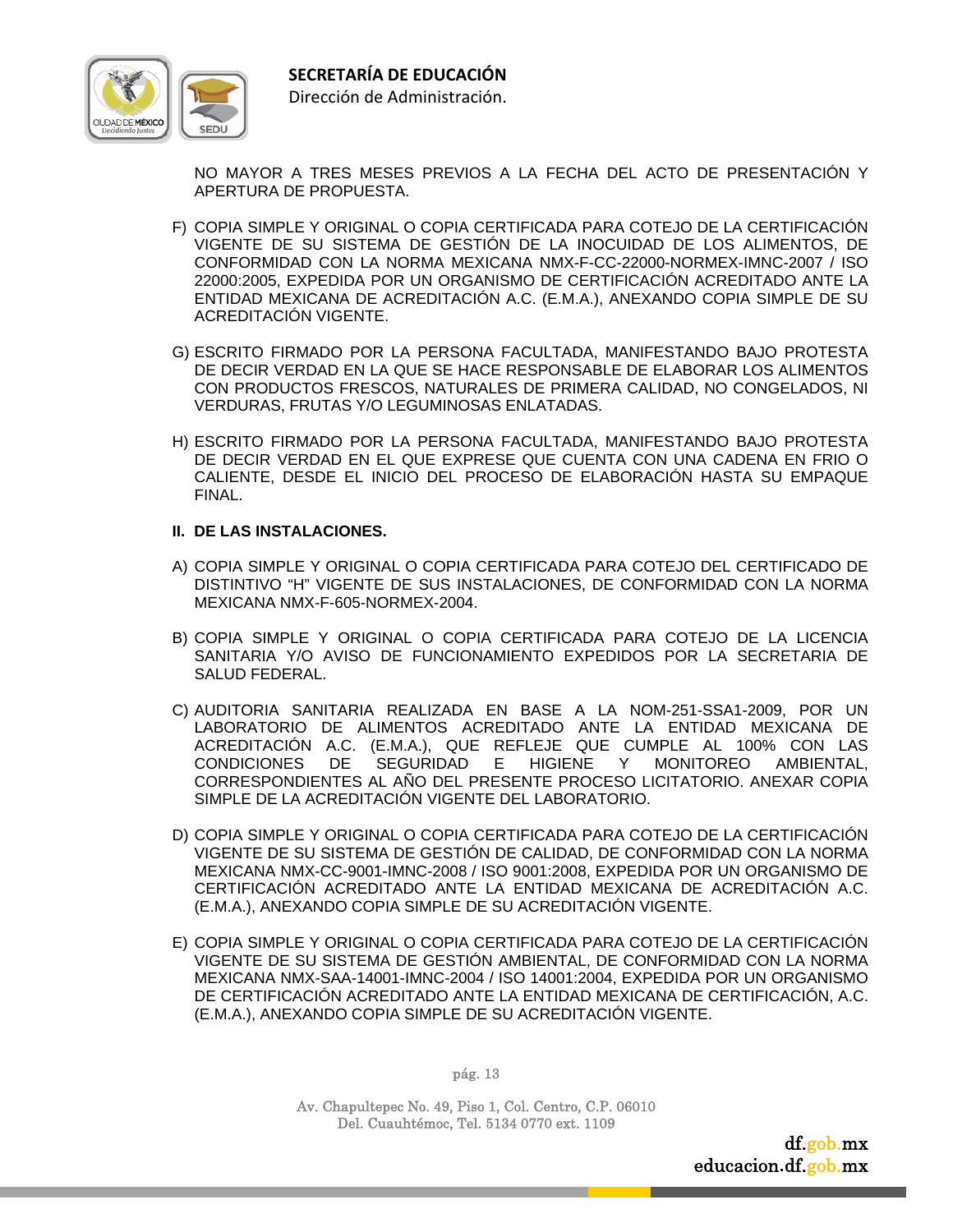NO MAYOR A TRES MESES PREVIOS A LA FECHA DEL ACTO DE PRESENTACIÓN Y APERTURA DE PROPUESTA.

F) COPIA SIMPLE Y ORIGINAL O COPIA CERTIFICADA PARA COTEJO DE LA CERTIFICACIÓN VIGENTE DE SU SISTEMA DE GESTIÓN DE LA INOCUIDAD DE LOS ALIMENTOS, DE CONFORMIDAD CON LA NORMA MEXICANA NMX-F-CC-22000-NORMEX-IMNC-2007 / ISO 22000:2005, EXPEDIDA POR UN ORGANISMO DE CERTIFICACIÓN ACREDITADO ANTE LA ENTIDAD MEXICANA DE ACREDITACIÓN A.C. (E.M.A.), ANEXANDO COPIA SIMPLE DE SU ACREDITACIÓN VIGENTE.

G) ESCRITO FIRMADO POR LA PERSONA FACULTADA, MANIFESTANDO BAJO PROTESTA DE DECIR VERDAD EN LA QUE SE HACE RESPONSABLE DE ELABORAR LOS ALIMENTOS CON PRODUCTOS FRESCOS, NATURALES DE PRIMERA CALIDAD, NO CONGELADOS, NI VERDURAS, FRUTAS Y/O LEGUMINOSAS ENLATADAS.

H) ESCRITO FIRMADO POR LA PERSONA FACULTADA, MANIFESTANDO BAJO PROTESTA DE DECIR VERDAD EN EL QUE EXPRESE QUE CUENTA CON UNA CADENA EN FRIO O CALIENTE, DESDE EL INICIO DEL PROCESO DE ELABORACIÓN HASTA SU EMPAQUE FINAL.

**II. DE LAS INSTALACIONES.**

A) COPIA SIMPLE Y ORIGINAL O COPIA CERTIFICADA PARA COTEJO DEL CERTIFICADO DE DISTINTIVO "H" VIGENTE DE SUS INSTALACIONES, DE CONFORMIDAD CON LA NORMA MEXICANA NMX-F-605-NORMEX-2004.

B) COPIA SIMPLE Y ORIGINAL O COPIA CERTIFICADA PARA COTEJO DE LA LICENCIA SANITARIA Y/O AVISO DE FUNCIONAMIENTO EXPEDIDOS POR LA SECRETARIA DE SALUD FEDERAL.

C) AUDITORIA SANITARIA REALIZADA EN BASE A LA NOM-251-SSA1-2009, POR UN LABORATORIO DE ALIMENTOS ACREDITADO ANTE LA ENTIDAD MEXICANA DE ACREDITACIÓN A.C. (E.M.A.), QUE REFLEJE QUE CUMPLE AL 100% CON LAS CONDICIONES DE SEGURIDAD E HIGIENE Y MONITOREO AMBIENTAL, CORRESPONDIENTES AL AÑO DEL PRESENTE PROCESO LICITATORIO. ANEXAR COPIA SIMPLE DE LA ACREDITACIÓN VIGENTE DEL LABORATORIO.

D) COPIA SIMPLE Y ORIGINAL O COPIA CERTIFICADA PARA COTEJO DE LA CERTIFICACIÓN VIGENTE DE SU SISTEMA DE GESTIÓN DE CALIDAD, DE CONFORMIDAD CON LA NORMA MEXICANA NMX-CC-9001-IMNC-2008 / ISO 9001:2008, EXPEDIDA POR UN ORGANISMO DE CERTIFICACIÓN ACREDITADO ANTE LA ENTIDAD MEXICANA DE ACREDITACIÓN A.C. (E.M.A.), ANEXANDO COPIA SIMPLE DE SU ACREDITACIÓN VIGENTE.

E) COPIA SIMPLE Y ORIGINAL O COPIA CERTIFICADA PARA COTEJO DE LA CERTIFICACIÓN VIGENTE DE SU SISTEMA DE GESTIÓN AMBIENTAL, DE CONFORMIDAD CON LA NORMA MEXICANA NMX-SAA-14001-IMNC-2004 / ISO 14001:2004, EXPEDIDA POR UN ORGANISMO DE CERTIFICACIÓN ACREDITADO ANTE LA ENTIDAD MEXICANA DE CERTIFICACIÓN, A.C. (E.M.A.), ANEXANDO COPIA SIMPLE DE SU ACREDITACIÓN VIGENTE.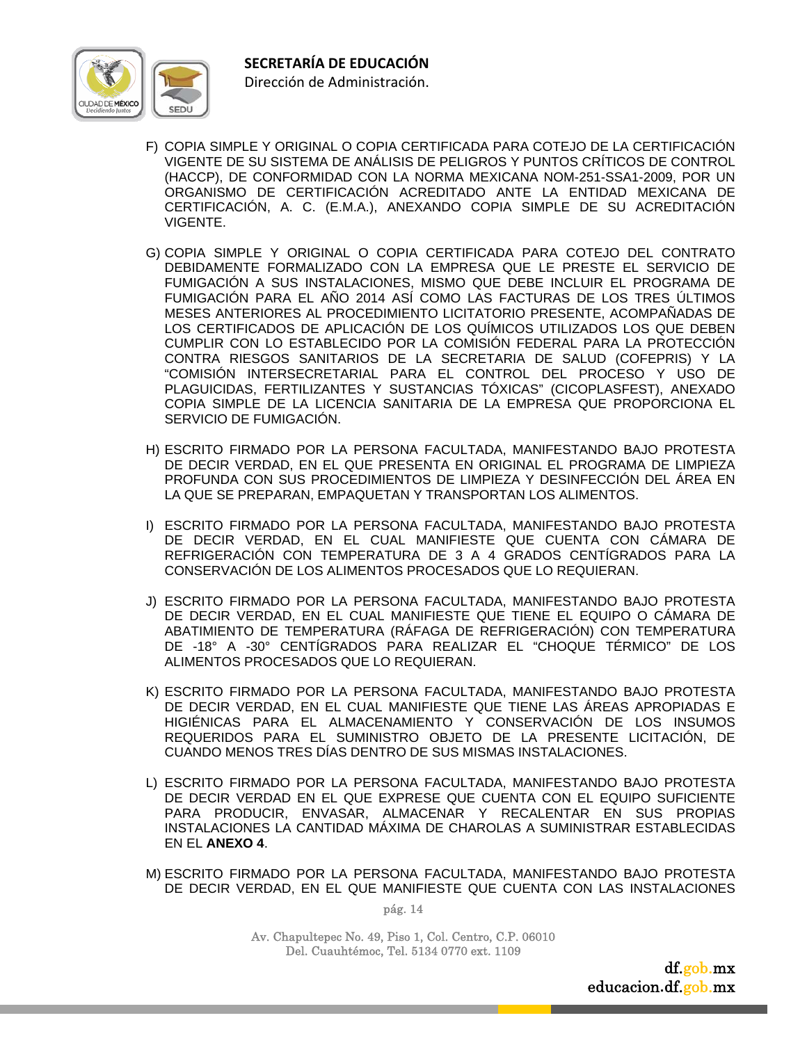F) COPIA SIMPLE Y ORIGINAL O COPIA CERTIFICADA PARA COTEJO DE LA CERTIFICACIÓN VIGENTE DE SU SISTEMA DE ANÁLISIS DE PELIGROS Y PUNTOS CRÍTICOS DE CONTROL (HACCP), DE CONFORMIDAD CON LA NORMA MEXICANA NOM-251-SSA1-2009, POR UN ORGANISMO DE CERTIFICACIÓN ACREDITADO ANTE LA ENTIDAD MEXICANA DE CERTIFICACIÓN, A. C. (E.M.A.), ANEXANDO COPIA SIMPLE DE SU ACREDITACIÓN VIGENTE.

G) COPIA SIMPLE Y ORIGINAL O COPIA CERTIFICADA PARA COTEJO DEL CONTRATO DEBIDAMENTE FORMALIZADO CON LA EMPRESA QUE LE PRESTE EL SERVICIO DE FUMIGACIÓN A SUS INSTALACIONES, MISMO QUE DEBE INCLUIR EL PROGRAMA DE FUMIGACIÓN PARA EL AÑO 2014 ASÍ COMO LAS FACTURAS DE LOS TRES ÚLTIMOS MESES ANTERIORES AL PROCEDIMIENTO LICITATORIO PRESENTE, ACOMPAÑADAS DE LOS CERTIFICADOS DE APLICACIÓN DE LOS QUÍMICOS UTILIZADOS LOS QUE DEBEN CUMPLIR CON LO ESTABLECIDO POR LA COMISIÓN FEDERAL PARA LA PROTECCIÓN CONTRA RIESGOS SANITARIOS DE LA SECRETARIA DE SALUD (COFEPRIS) Y LA "COMISIÓN INTERSECRETARIAL PARA EL CONTROL DEL PROCESO Y USO DE PLAGUICIDAS, FERTILIZANTES Y SUSTANCIAS TÓXICAS" (CICOPLASFEST), ANEXADO COPIA SIMPLE DE LA LICENCIA SANITARIA DE LA EMPRESA QUE PROPORCIONA EL SERVICIO DE FUMIGACIÓN.

H) ESCRITO FIRMADO POR LA PERSONA FACULTADA, MANIFESTANDO BAJO PROTESTA DE DECIR VERDAD, EN EL QUE PRESENTA EN ORIGINAL EL PROGRAMA DE LIMPIEZA PROFUNDA CON SUS PROCEDIMIENTOS DE LIMPIEZA Y DESINFECCIÓN DEL ÁREA EN LA QUE SE PREPARAN, EMPAQUETAN Y TRANSPORTAN LOS ALIMENTOS.

I) ESCRITO FIRMADO POR LA PERSONA FACULTADA, MANIFESTANDO BAJO PROTESTA DE DECIR VERDAD, EN EL CUAL MANIFIESTE QUE CUENTA CON CÁMARA DE REFRIGERACIÓN CON TEMPERATURA DE 3 A 4 GRADOS CENTÍGRADOS PARA LA CONSERVACIÓN DE LOS ALIMENTOS PROCESADOS QUE LO REQUIERAN.

J) ESCRITO FIRMADO POR LA PERSONA FACULTADA, MANIFESTANDO BAJO PROTESTA DE DECIR VERDAD, EN EL CUAL MANIFIESTE QUE TIENE EL EQUIPO O CÁMARA DE ABATIMIENTO DE TEMPERATURA (RÁFAGA DE REFRIGERACIÓN) CON TEMPERATURA DE -18° A -30° CENTÍGRADOS PARA REALIZAR EL "CHOQUE TÉRMICO" DE LOS ALIMENTOS PROCESADOS QUE LO REQUIERAN.

K) ESCRITO FIRMADO POR LA PERSONA FACULTADA, MANIFESTANDO BAJO PROTESTA DE DECIR VERDAD, EN EL CUAL MANIFIESTE QUE TIENE LAS ÁREAS APROPIADAS E HIGIÉNICAS PARA EL ALMACENAMIENTO Y CONSERVACIÓN DE LOS INSUMOS REQUERIDOS PARA EL SUMINISTRO OBJETO DE LA PRESENTE LICITACIÓN, DE CUANDO MENOS TRES DÍAS DENTRO DE SUS MISMAS INSTALACIONES.

L) ESCRITO FIRMADO POR LA PERSONA FACULTADA, MANIFESTANDO BAJO PROTESTA DE DECIR VERDAD EN EL QUE EXPRESE QUE CUENTA CON EL EQUIPO SUFICIENTE PARA PRODUCIR, ENVASAR, ALMACENAR Y RECALENTAR EN SUS PROPIAS INSTALACIONES LA CANTIDAD MÁXIMA DE CHAROLAS A SUMINISTRAR ESTABLECIDAS EN EL **ANEXO 4**.

M) ESCRITO FIRMADO POR LA PERSONA FACULTADA, MANIFESTANDO BAJO PROTESTA DE DECIR VERDAD, EN EL QUE MANIFIESTE QUE CUENTA CON LAS INSTALACIONES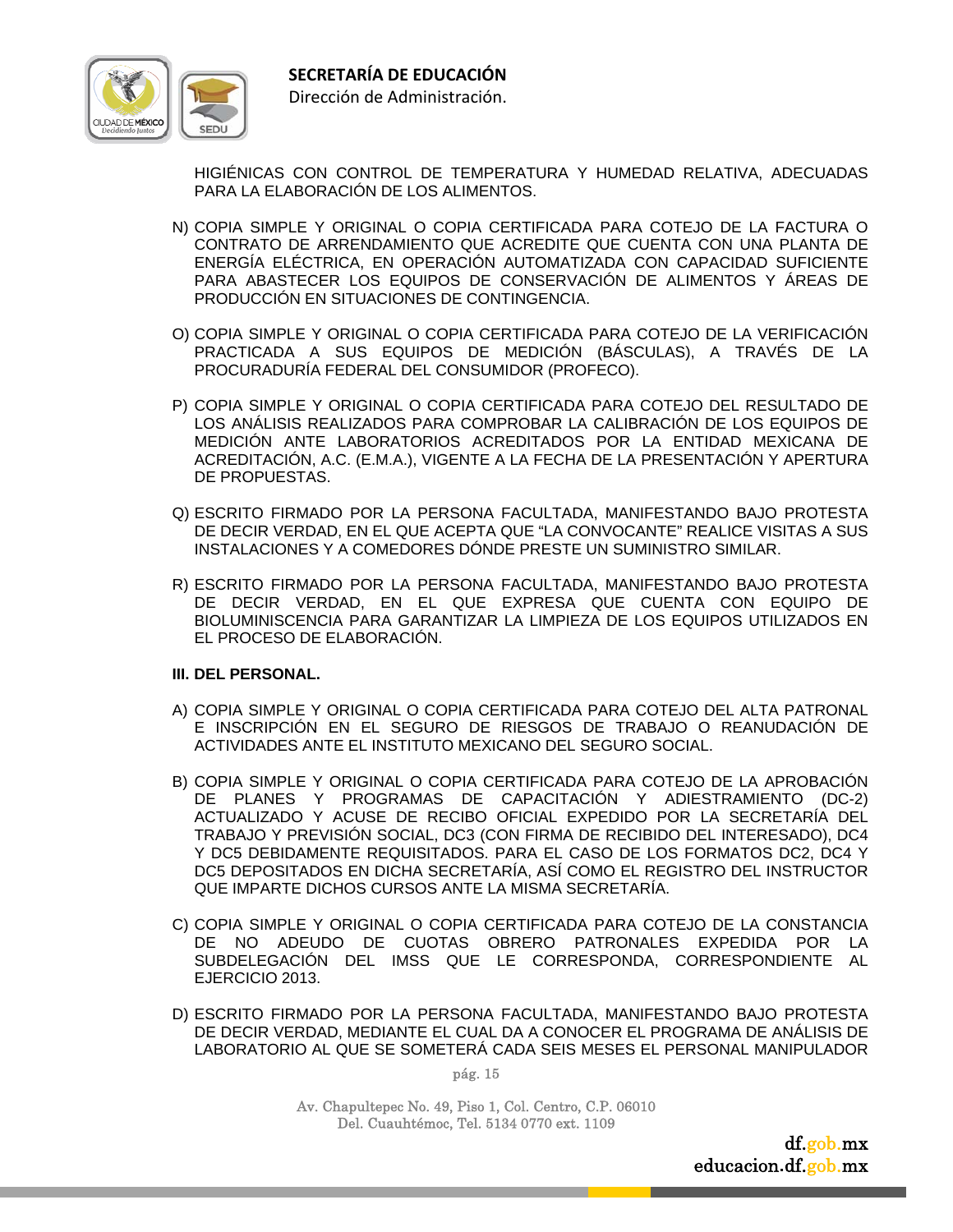HIGIÉNICAS CON CONTROL DE TEMPERATURA Y HUMEDAD RELATIVA, ADECUADAS PARA LA ELABORACIÓN DE LOS ALIMENTOS.

N) COPIA SIMPLE Y ORIGINAL O COPIA CERTIFICADA PARA COTEJO DE LA FACTURA O CONTRATO DE ARRENDAMIENTO QUE ACREDITE QUE CUENTA CON UNA PLANTA DE ENERGÍA ELÉCTRICA, EN OPERACIÓN AUTOMATIZADA CON CAPACIDAD SUFICIENTE PARA ABASTECER LOS EQUIPOS DE CONSERVACIÓN DE ALIMENTOS Y ÁREAS DE PRODUCCIÓN EN SITUACIONES DE CONTINGENCIA.

O) COPIA SIMPLE Y ORIGINAL O COPIA CERTIFICADA PARA COTEJO DE LA VERIFICACIÓN PRACTICADA A SUS EQUIPOS DE MEDICIÓN (BÁSCULAS), A TRAVÉS DE LA PROCURADURÍA FEDERAL DEL CONSUMIDOR (PROFECO).

P) COPIA SIMPLE Y ORIGINAL O COPIA CERTIFICADA PARA COTEJO DEL RESULTADO DE LOS ANÁLISIS REALIZADOS PARA COMPROBAR LA CALIBRACIÓN DE LOS EQUIPOS DE MEDICIÓN ANTE LABORATORIOS ACREDITADOS POR LA ENTIDAD MEXICANA DE ACREDITACIÓN, A.C. (E.M.A.), VIGENTE A LA FECHA DE LA PRESENTACIÓN Y APERTURA DE PROPUESTAS.

Q) ESCRITO FIRMADO POR LA PERSONA FACULTADA, MANIFESTANDO BAJO PROTESTA DE DECIR VERDAD, EN EL QUE ACEPTA QUE “LA CONVOCANTE” REALICE VISITAS A SUS INSTALACIONES Y A COMEDORES DÓNDE PRESTE UN SUMINISTRO SIMILAR.

R) ESCRITO FIRMADO POR LA PERSONA FACULTADA, MANIFESTANDO BAJO PROTESTA DE DECIR VERDAD, EN EL QUE EXPRESA QUE CUENTA CON EQUIPO DE BIOLUMINISCENCIA PARA GARANTIZAR LA LIMPIEZA DE LOS EQUIPOS UTILIZADOS EN EL PROCESO DE ELABORACIÓN.

**III. DEL PERSONAL.**

A) COPIA SIMPLE Y ORIGINAL O COPIA CERTIFICADA PARA COTEJO DEL ALTA PATRONAL E INSCRIPCIÓN EN EL SEGURO DE RIESGOS DE TRABAJO O REANUDACIÓN DE ACTIVIDADES ANTE EL INSTITUTO MEXICANO DEL SEGURO SOCIAL.

B) COPIA SIMPLE Y ORIGINAL O COPIA CERTIFICADA PARA COTEJO DE LA APROBACIÓN DE PLANES Y PROGRAMAS DE CAPACITACIÓN Y ADIESTRAMIENTO (DC-2) ACTUALIZADO Y ACUSE DE RECIBO OFICIAL EXPEDIDO POR LA SECRETARÍA DEL TRABAJO Y PREVISIÓN SOCIAL, DC3 (CON FIRMA DE RECIBIDO DEL INTERESADO), DC4 Y DC5 DEBIDAMENTE REQUISITADOS. PARA EL CASO DE LOS FORMATOS DC2, DC4 Y DC5 DEPOSITADOS EN DICHA SECRETARÍA, ASÍ COMO EL REGISTRO DEL INSTRUCTOR QUE IMPARTE DICHOS CURSOS ANTE LA MISMA SECRETARÍA.

C) COPIA SIMPLE Y ORIGINAL O COPIA CERTIFICADA PARA COTEJO DE LA CONSTANCIA DE NO ADEUDO DE CUOTAS OBRERO PATRONALES EXPEDIDA POR LA SUBDELEGACIÓN DEL IMSS QUE LE CORRESPONDA, CORRESPONDIENTE AL EJERCICIO 2013.

D) ESCRITO FIRMADO POR LA PERSONA FACULTADA, MANIFESTANDO BAJO PROTESTA DE DECIR VERDAD, MEDIANTE EL CUAL DA A CONOCER EL PROGRAMA DE ANÁLISIS DE LABORATORIO AL QUE SE SOMETERÁ CADA SEIS MESES EL PERSONAL MANIPULADOR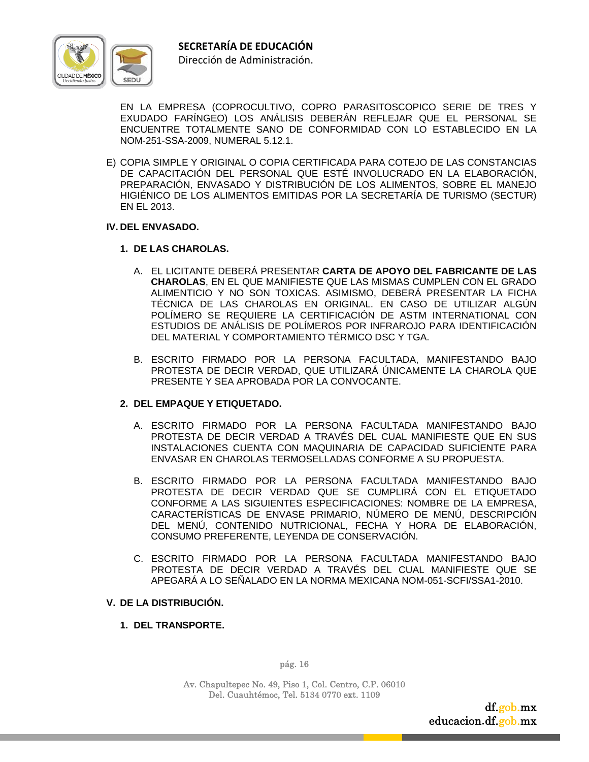EN LA EMPRESA (COPROCULTIVO, COPRO PARASITOSCOPICO SERIE DE TRES Y EXUDADO FARÍNGEO) LOS ANÁLISIS DEBERÁN REFLEJAR QUE EL PERSONAL SE ENCUENTRE TOTALMENTE SANO DE CONFORMIDAD CON LO ESTABLECIDO EN LA NOM-251-SSA-2009, NUMERAL 5.12.1.

E) COPIA SIMPLE Y ORIGINAL O COPIA CERTIFICADA PARA COTEJO DE LAS CONSTANCIAS DE CAPACITACIÓN DEL PERSONAL QUE ESTÉ INVOLUCRADO EN LA ELABORACIÓN, PREPARACIÓN, ENVASADO Y DISTRIBUCIÓN DE LOS ALIMENTOS, SOBRE EL MANEJO HIGIÉNICO DE LOS ALIMENTOS EMITIDAS POR LA SECRETARÍA DE TURISMO (SECTUR) EN EL 2013.

## IV. DEL ENVASADO.

### 1. DE LAS CHAROLAS.

A. EL LICITANTE DEBERÁ PRESENTAR **CARTA DE APOYO DEL FABRICANTE DE LAS CHAROLAS**, EN EL QUE MANIFIESTE QUE LAS MISMAS CUMPLEN CON EL GRADO ALIMENTICIO Y NO SON TOXICAS. ASIMISMO, DEBERÁ PRESENTAR LA FICHA TÉCNICA DE LAS CHAROLAS EN ORIGINAL. EN CASO DE UTILIZAR ALGÚN POLÍMERO SE REQUIERE LA CERTIFICACIÓN DE ASTM INTERNATIONAL CON ESTUDIOS DE ANÁLISIS DE POLÍMEROS POR INFRAROJO PARA IDENTIFICACIÓN DEL MATERIAL Y COMPORTAMIENTO TÉRMICO DSC Y TGA.

B. ESCRITO FIRMADO POR LA PERSONA FACULTADA, MANIFESTANDO BAJO PROTESTA DE DECIR VERDAD, QUE UTILIZARÁ ÚNICAMENTE LA CHAROLA QUE PRESENTE Y SEA APROBADA POR LA CONVOCANTE.

### 2. DEL EMPAQUE Y ETIQUETADO.

A. ESCRITO FIRMADO POR LA PERSONA FACULTADA MANIFESTANDO BAJO PROTESTA DE DECIR VERDAD A TRAVÉS DEL CUAL MANIFIESTE QUE EN SUS INSTALACIONES CUENTA CON MAQUINARIA DE CAPACIDAD SUFICIENTE PARA ENVASAR EN CHAROLAS TERMOSELLADAS CONFORME A SU PROPUESTA.

B. ESCRITO FIRMADO POR LA PERSONA FACULTADA MANIFESTANDO BAJO PROTESTA DE DECIR VERDAD QUE SE CUMPLIRÁ CON EL ETIQUETADO CONFORME A LAS SIGUIENTES ESPECIFICACIONES: NOMBRE DE LA EMPRESA, CARACTERÍSTICAS DE ENVASE PRIMARIO, NÚMERO DE MENÚ, DESCRIPCIÓN DEL MENÚ, CONTENIDO NUTRICIONAL, FECHA Y HORA DE ELABORACIÓN, CONSUMO PREFERENTE, LEYENDA DE CONSERVACIÓN.

C. ESCRITO FIRMADO POR LA PERSONA FACULTADA MANIFESTANDO BAJO PROTESTA DE DECIR VERDAD A TRAVÉS DEL CUAL MANIFIESTE QUE SE APEGARÁ A LO SEÑALADO EN LA NORMA MEXICANA NOM-051-SCFI/SSA1-2010.

## V. DE LA DISTRIBUCIÓN.

### 1. DEL TRANSPORTE.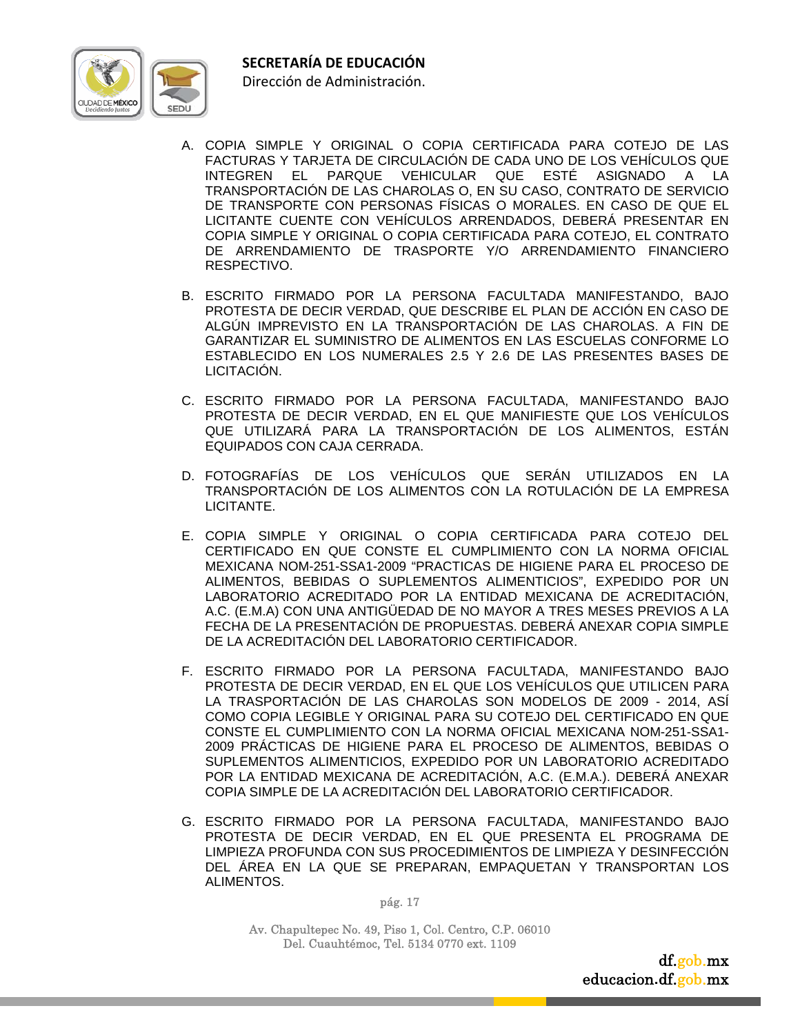A. COPIA SIMPLE Y ORIGINAL O COPIA CERTIFICADA PARA COTEJO DE LAS FACTURAS Y TARJETA DE CIRCULACIÓN DE CADA UNO DE LOS VEHÍCULOS QUE INTEGREN EL PARQUE VEHICULAR QUE ESTÉ ASIGNADO A LA TRANSPORTACIÓN DE LAS CHAROLAS O, EN SU CASO, CONTRATO DE SERVICIO DE TRANSPORTE CON PERSONAS FÍSICAS O MORALES. EN CASO DE QUE EL LICITANTE CUENTE CON VEHÍCULOS ARRENDADOS, DEBERÁ PRESENTAR EN COPIA SIMPLE Y ORIGINAL O COPIA CERTIFICADA PARA COTEJO, EL CONTRATO DE ARRENDAMIENTO DE TRASPORTE Y/O ARRENDAMIENTO FINANCIERO RESPECTIVO.

B. ESCRITO FIRMADO POR LA PERSONA FACULTADA MANIFESTANDO, BAJO PROTESTA DE DECIR VERDAD, QUE DESCRIBE EL PLAN DE ACCIÓN EN CASO DE ALGÚN IMPREVISTO EN LA TRANSPORTACIÓN DE LAS CHAROLAS. A FIN DE GARANTIZAR EL SUMINISTRO DE ALIMENTOS EN LAS ESCUELAS CONFORME LO ESTABLECIDO EN LOS NUMERALES 2.5 Y 2.6 DE LAS PRESENTES BASES DE LICITACIÓN.

C. ESCRITO FIRMADO POR LA PERSONA FACULTADA, MANIFESTANDO BAJO PROTESTA DE DECIR VERDAD, EN EL QUE MANIFIESTE QUE LOS VEHÍCULOS QUE UTILIZARÁ PARA LA TRANSPORTACIÓN DE LOS ALIMENTOS, ESTÁN EQUIPADOS CON CAJA CERRADA.

D. FOTOGRAFÍAS DE LOS VEHÍCULOS QUE SERÁN UTILIZADOS EN LA TRANSPORTACIÓN DE LOS ALIMENTOS CON LA ROTULACIÓN DE LA EMPRESA LICITANTE.

E. COPIA SIMPLE Y ORIGINAL O COPIA CERTIFICADA PARA COTEJO DEL CERTIFICADO EN QUE CONSTE EL CUMPLIMIENTO CON LA NORMA OFICIAL MEXICANA NOM-251-SSA1-2009 "PRACTICAS DE HIGIENE PARA EL PROCESO DE ALIMENTOS, BEBIDAS O SUPLEMENTOS ALIMENTICIOS", EXPEDIDO POR UN LABORATORIO ACREDITADO POR LA ENTIDAD MEXICANA DE ACREDITACIÓN, A.C. (E.M.A) CON UNA ANTIGÜEDAD DE NO MAYOR A TRES MESES PREVIOS A LA FECHA DE LA PRESENTACIÓN DE PROPUESTAS. DEBERÁ ANEXAR COPIA SIMPLE DE LA ACREDITACIÓN DEL LABORATORIO CERTIFICADOR.

F. ESCRITO FIRMADO POR LA PERSONA FACULTADA, MANIFESTANDO BAJO PROTESTA DE DECIR VERDAD, EN EL QUE LOS VEHÍCULOS QUE UTILICEN PARA LA TRASPORTACIÓN DE LAS CHAROLAS SON MODELOS DE 2009 - 2014, ASÍ COMO COPIA LEGIBLE Y ORIGINAL PARA SU COTEJO DEL CERTIFICADO EN QUE CONSTE EL CUMPLIMIENTO CON LA NORMA OFICIAL MEXICANA NOM-251-SSA1-2009 PRÁCTICAS DE HIGIENE PARA EL PROCESO DE ALIMENTOS, BEBIDAS O SUPLEMENTOS ALIMENTICIOS, EXPEDIDO POR UN LABORATORIO ACREDITADO POR LA ENTIDAD MEXICANA DE ACREDITACIÓN, A.C. (E.M.A.). DEBERÁ ANEXAR COPIA SIMPLE DE LA ACREDITACIÓN DEL LABORATORIO CERTIFICADOR.

G. ESCRITO FIRMADO POR LA PERSONA FACULTADA, MANIFESTANDO BAJO PROTESTA DE DECIR VERDAD, EN EL QUE PRESENTA EL PROGRAMA DE LIMPIEZA PROFUNDA CON SUS PROCEDIMIENTOS DE LIMPIEZA Y DESINFECCIÓN DEL ÁREA EN LA QUE SE PREPARAN, EMPAQUETAN Y TRANSPORTAN LOS ALIMENTOS.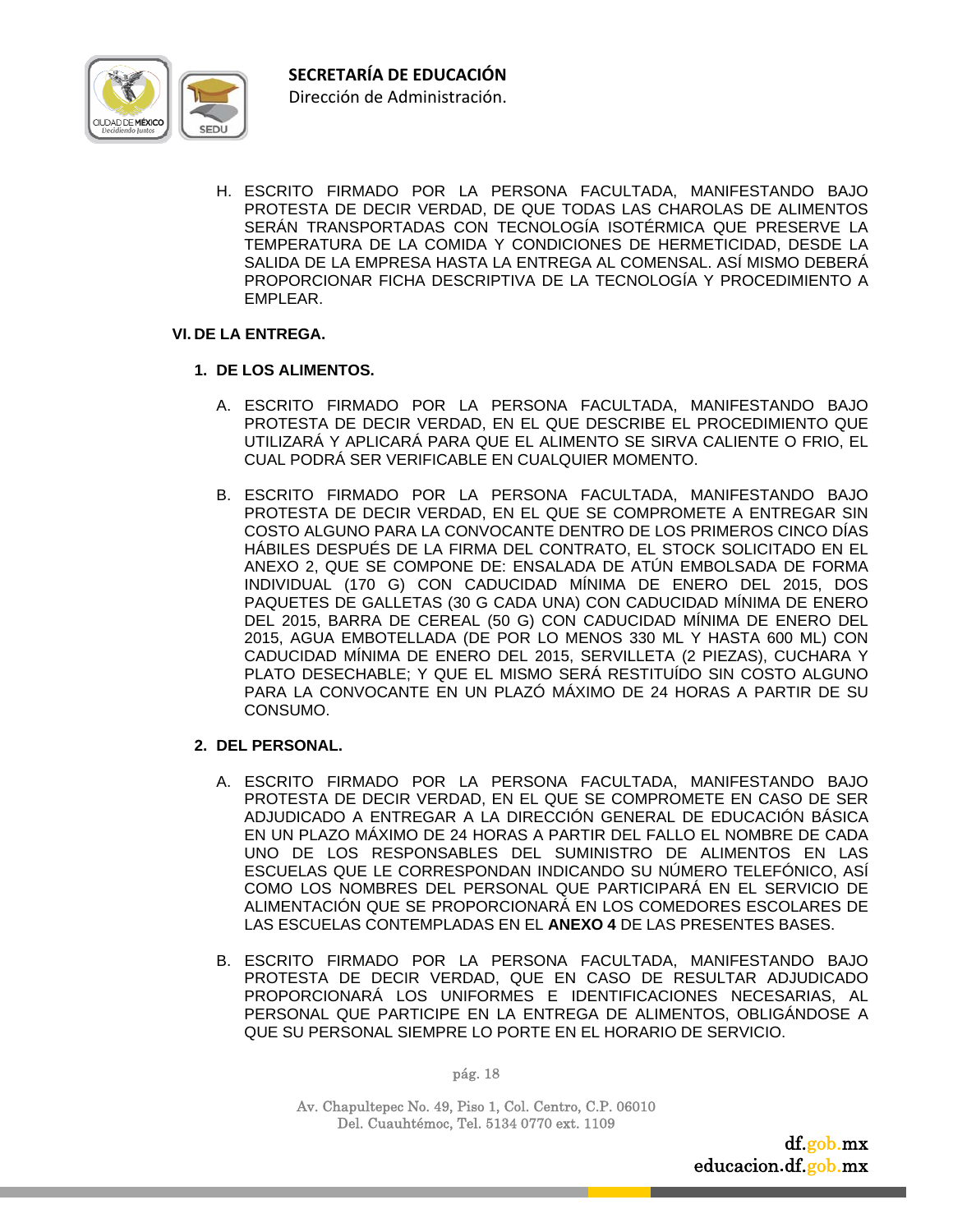H. ESCRITO FIRMADO POR LA PERSONA FACULTADA, MANIFESTANDO BAJO PROTESTA DE DECIR VERDAD, DE QUE TODAS LAS CHAROLAS DE ALIMENTOS SERÁN TRANSPORTADAS CON TECNOLOGÍA ISOTÉRMICA QUE PRESERVE LA TEMPERATURA DE LA COMIDA Y CONDICIONES DE HERMETICIDAD, DESDE LA SALIDA DE LA EMPRESA HASTA LA ENTREGA AL COMENSAL. ASÍ MISMO DEBERÁ PROPORCIONAR FICHA DESCRIPTIVA DE LA TECNOLOGÍA Y PROCEDIMIENTO A EMPLEAR.

## VI. DE LA ENTREGA.

### 1. DE LOS ALIMENTOS.

A. ESCRITO FIRMADO POR LA PERSONA FACULTADA, MANIFESTANDO BAJO PROTESTA DE DECIR VERDAD, EN EL QUE DESCRIBE EL PROCEDIMIENTO QUE UTILIZARÁ Y APLICARÁ PARA QUE EL ALIMENTO SE SIRVA CALIENTE O FRIO, EL CUAL PODRÁ SER VERIFICABLE EN CUALQUIER MOMENTO.

B. ESCRITO FIRMADO POR LA PERSONA FACULTADA, MANIFESTANDO BAJO PROTESTA DE DECIR VERDAD, EN EL QUE SE COMPROMETE A ENTREGAR SIN COSTO ALGUNO PARA LA CONVOCANTE DENTRO DE LOS PRIMEROS CINCO DÍAS HÁBILES DESPUÉS DE LA FIRMA DEL CONTRATO, EL STOCK SOLICITADO EN EL ANEXO 2, QUE SE COMPONE DE: ENSALADA DE ATÚN EMBOLSADA DE FORMA INDIVIDUAL (170 G) CON CADUCIDAD MÍNIMA DE ENERO DEL 2015, DOS PAQUETES DE GALLETAS (30 G CADA UNA) CON CADUCIDAD MÍNIMA DE ENERO DEL 2015, BARRA DE CEREAL (50 G) CON CADUCIDAD MÍNIMA DE ENERO DEL 2015, AGUA EMBOTELLADA (DE POR LO MENOS 330 ML Y HASTA 600 ML) CON CADUCIDAD MÍNIMA DE ENERO DEL 2015, SERVILLETA (2 PIEZAS), CUCHARA Y PLATO DESECHABLE; Y QUE EL MISMO SERÁ RESTITUÍDO SIN COSTO ALGUNO PARA LA CONVOCANTE EN UN PLAZÓ MÁXIMO DE 24 HORAS A PARTIR DE SU CONSUMO.

### 2. DEL PERSONAL.

A. ESCRITO FIRMADO POR LA PERSONA FACULTADA, MANIFESTANDO BAJO PROTESTA DE DECIR VERDAD, EN EL QUE SE COMPROMETE EN CASO DE SER ADJUDICADO A ENTREGAR A LA DIRECCIÓN GENERAL DE EDUCACIÓN BÁSICA EN UN PLAZO MÁXIMO DE 24 HORAS A PARTIR DEL FALLO EL NOMBRE DE CADA UNO DE LOS RESPONSABLES DEL SUMINISTRO DE ALIMENTOS EN LAS ESCUELAS QUE LE CORRESPONDAN INDICANDO SU NÚMERO TELEFÓNICO, ASÍ COMO LOS NOMBRES DEL PERSONAL QUE PARTICIPARÁ EN EL SERVICIO DE ALIMENTACIÓN QUE SE PROPORCIONARÁ EN LOS COMEDORES ESCOLARES DE LAS ESCUELAS CONTEMPLADAS EN EL **ANEXO 4** DE LAS PRESENTES BASES.

B. ESCRITO FIRMADO POR LA PERSONA FACULTADA, MANIFESTANDO BAJO PROTESTA DE DECIR VERDAD, QUE EN CASO DE RESULTAR ADJUDICADO PROPORCIONARÁ LOS UNIFORMES E IDENTIFICACIONES NECESARIAS, AL PERSONAL QUE PARTICIPE EN LA ENTREGA DE ALIMENTOS, OBLIGÁNDOSE A QUE SU PERSONAL SIEMPRE LO PORTE EN EL HORARIO DE SERVICIO.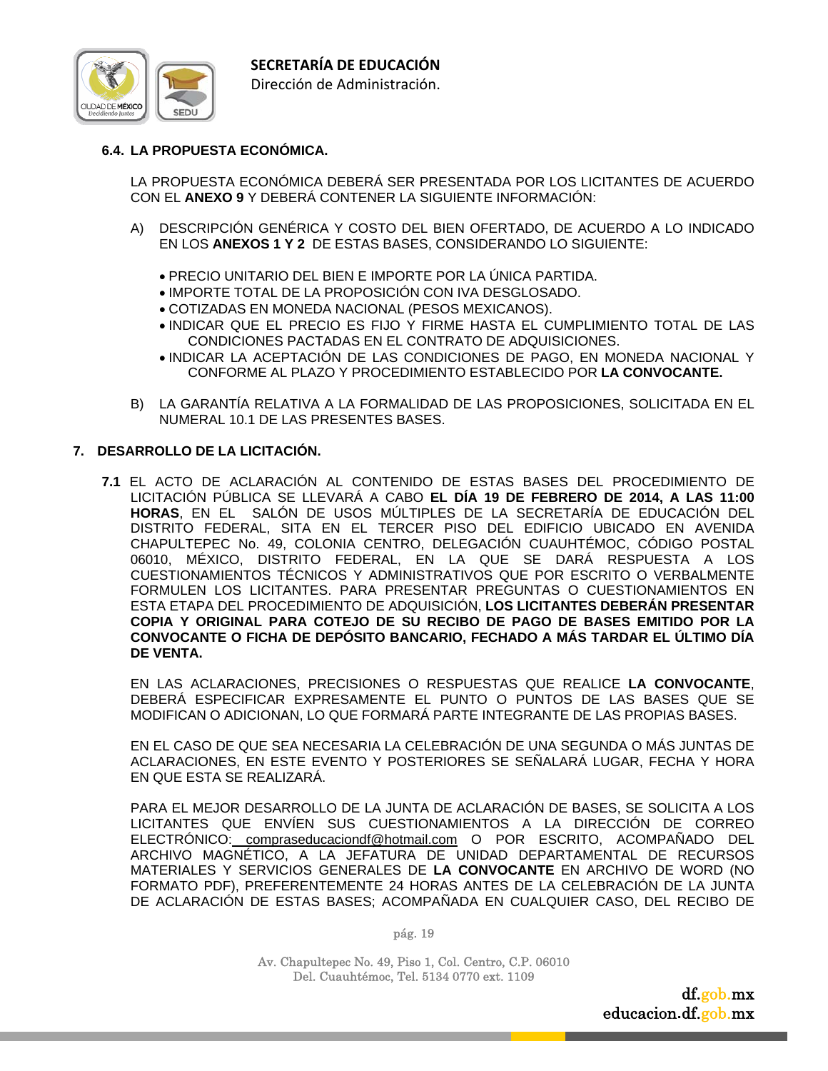### 6.4. LA PROPUESTA ECONÓMICA.

LA PROPUESTA ECONÓMICA DEBERÁ SER PRESENTADA POR LOS LICITANTES DE ACUERDO CON EL **ANEXO 9** Y DEBERÁ CONTENER LA SIGUIENTE INFORMACIÓN:

A) DESCRIPCIÓN GENÉRICA Y COSTO DEL BIEN OFERTADO, DE ACUERDO A LO INDICADO EN LOS **ANEXOS 1 Y 2** DE ESTAS BASES, CONSIDERANDO LO SIGUIENTE:

- PRECIO UNITARIO DEL BIEN E IMPORTE POR LA ÚNICA PARTIDA.
- IMPORTE TOTAL DE LA PROPOSICIÓN CON IVA DESGLOSADO.
- COTIZADAS EN MONEDA NACIONAL (PESOS MEXICANOS).
- INDICAR QUE EL PRECIO ES FIJO Y FIRME HASTA EL CUMPLIMIENTO TOTAL DE LAS CONDICIONES PACTADAS EN EL CONTRATO DE ADQUISICIONES.
- INDICAR LA ACEPTACIÓN DE LAS CONDICIONES DE PAGO, EN MONEDA NACIONAL Y CONFORME AL PLAZO Y PROCEDIMIENTO ESTABLECIDO POR **LA CONVOCANTE.**

B) LA GARANTÍA RELATIVA A LA FORMALIDAD DE LAS PROPOSICIONES, SOLICITADA EN EL NUMERAL 10.1 DE LAS PRESENTES BASES.

## 7. DESARROLLO DE LA LICITACIÓN.

**7.1** EL ACTO DE ACLARACIÓN AL CONTENIDO DE ESTAS BASES DEL PROCEDIMIENTO DE LICITACIÓN PÚBLICA SE LLEVARÁ A CABO **EL DÍA 19 DE FEBRERO DE 2014, A LAS 11:00 HORAS**, EN EL SALÓN DE USOS MÚLTIPLES DE LA SECRETARÍA DE EDUCACIÓN DEL DISTRITO FEDERAL, SITA EN EL TERCER PISO DEL EDIFICIO UBICADO EN AVENIDA CHAPULTEPEC No. 49, COLONIA CENTRO, DELEGACIÓN CUAUHTÉMOC, CÓDIGO POSTAL 06010, MÉXICO, DISTRITO FEDERAL, EN LA QUE SE DARÁ RESPUESTA A LOS CUESTIONAMIENTOS TÉCNICOS Y ADMINISTRATIVOS QUE POR ESCRITO O VERBALMENTE FORMULEN LOS LICITANTES. PARA PRESENTAR PREGUNTAS O CUESTIONAMIENTOS EN ESTA ETAPA DEL PROCEDIMIENTO DE ADQUISICIÓN, **LOS LICITANTES DEBERÁN PRESENTAR COPIA Y ORIGINAL PARA COTEJO DE SU RECIBO DE PAGO DE BASES EMITIDO POR LA CONVOCANTE O FICHA DE DEPÓSITO BANCARIO, FECHADO A MÁS TARDAR EL ÚLTIMO DÍA DE VENTA.**

EN LAS ACLARACIONES, PRECISIONES O RESPUESTAS QUE REALICE **LA CONVOCANTE**, DEBERÁ ESPECIFICAR EXPRESAMENTE EL PUNTO O PUNTOS DE LAS BASES QUE SE MODIFICAN O ADICIONAN, LO QUE FORMARÁ PARTE INTEGRANTE DE LAS PROPIAS BASES.

EN EL CASO DE QUE SEA NECESARIA LA CELEBRACIÓN DE UNA SEGUNDA O MÁS JUNTAS DE ACLARACIONES, EN ESTE EVENTO Y POSTERIORES SE SEÑALARÁ LUGAR, FECHA Y HORA EN QUE ESTA SE REALIZARÁ.

PARA EL MEJOR DESARROLLO DE LA JUNTA DE ACLARACIÓN DE BASES, SE SOLICITA A LOS LICITANTES QUE ENVÍEN SUS CUESTIONAMIENTOS A LA DIRECCIÓN DE CORREO ELECTRÓNICO: compraseducaciondf@hotmail.com O POR ESCRITO, ACOMPAÑADO DEL ARCHIVO MAGNÉTICO, A LA JEFATURA DE UNIDAD DEPARTAMENTAL DE RECURSOS MATERIALES Y SERVICIOS GENERALES DE **LA CONVOCANTE** EN ARCHIVO DE WORD (NO FORMATO PDF), PREFERENTEMENTE 24 HORAS ANTES DE LA CELEBRACIÓN DE LA JUNTA DE ACLARACIÓN DE ESTAS BASES; ACOMPAÑADA EN CUALQUIER CASO, DEL RECIBO DE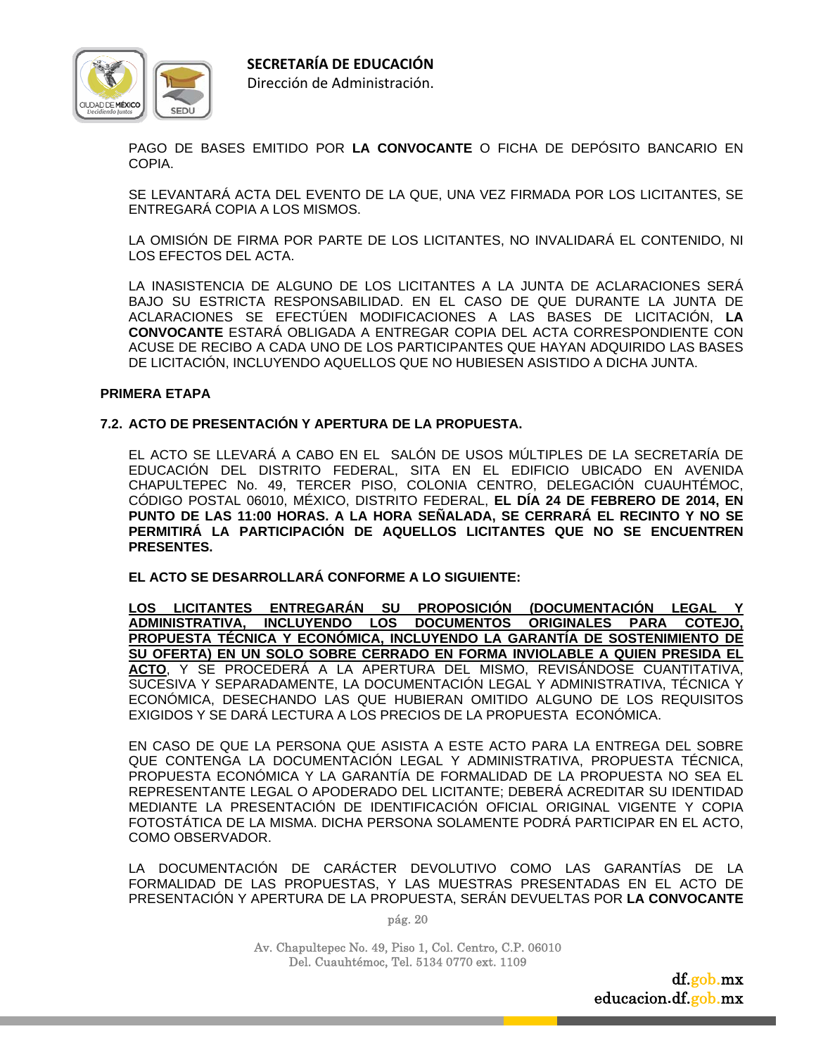PAGO DE BASES EMITIDO POR **LA CONVOCANTE** O FICHA DE DEPÓSITO BANCARIO EN COPIA.

SE LEVANTARÁ ACTA DEL EVENTO DE LA QUE, UNA VEZ FIRMADA POR LOS LICITANTES, SE ENTREGARÁ COPIA A LOS MISMOS.

LA OMISIÓN DE FIRMA POR PARTE DE LOS LICITANTES, NO INVALIDARÁ EL CONTENIDO, NI LOS EFECTOS DEL ACTA.

LA INASISTENCIA DE ALGUNO DE LOS LICITANTES A LA JUNTA DE ACLARACIONES SERÁ BAJO SU ESTRICTA RESPONSABILIDAD. EN EL CASO DE QUE DURANTE LA JUNTA DE ACLARACIONES SE EFECTÚEN MODIFICACIONES A LAS BASES DE LICITACIÓN, **LA CONVOCANTE** ESTARÁ OBLIGADA A ENTREGAR COPIA DEL ACTA CORRESPONDIENTE CON ACUSE DE RECIBO A CADA UNO DE LOS PARTICIPANTES QUE HAYAN ADQUIRIDO LAS BASES DE LICITACIÓN, INCLUYENDO AQUELLOS QUE NO HUBIESEN ASISTIDO A DICHA JUNTA.

**PRIMERA ETAPA**

**7.2. ACTO DE PRESENTACIÓN Y APERTURA DE LA PROPUESTA.**

EL ACTO SE LLEVARÁ A CABO EN EL SALÓN DE USOS MÚLTIPLES DE LA SECRETARÍA DE EDUCACIÓN DEL DISTRITO FEDERAL, SITA EN EL EDIFICIO UBICADO EN AVENIDA CHAPULTEPEC No. 49, TERCER PISO, COLONIA CENTRO, DELEGACIÓN CUAUHTÉMOC, CÓDIGO POSTAL 06010, MÉXICO, DISTRITO FEDERAL, **EL DÍA 24 DE FEBRERO DE 2014, EN PUNTO DE LAS 11:00 HORAS. A LA HORA SEÑALADA, SE CERRARÁ EL RECINTO Y NO SE PERMITIRÁ LA PARTICIPACIÓN DE AQUELLOS LICITANTES QUE NO SE ENCUENTREN PRESENTES.**

**EL ACTO SE DESARROLLARÁ CONFORME A LO SIGUIENTE:**

**<u>LOS LICITANTES ENTREGARÁN SU PROPOSICIÓN (DOCUMENTACIÓN LEGAL Y ADMINISTRATIVA, INCLUYENDO LOS DOCUMENTOS ORIGINALES PARA COTEJO, PROPUESTA TÉCNICA Y ECONÓMICA, INCLUYENDO LA GARANTÍA DE SOSTENIMIENTO DE SU OFERTA) EN UN SOLO SOBRE CERRADO EN FORMA INVIOLABLE A QUIEN PRESIDA EL ACTO</u>**, Y SE PROCEDERÁ A LA APERTURA DEL MISMO, REVISÁNDOSE CUANTITATIVA, SUCESIVA Y SEPARADAMENTE, LA DOCUMENTACIÓN LEGAL Y ADMINISTRATIVA, TÉCNICA Y ECONÓMICA, DESECHANDO LAS QUE HUBIERAN OMITIDO ALGUNO DE LOS REQUISITOS EXIGIDOS Y SE DARÁ LECTURA A LOS PRECIOS DE LA PROPUESTA ECONÓMICA.

EN CASO DE QUE LA PERSONA QUE ASISTA A ESTE ACTO PARA LA ENTREGA DEL SOBRE QUE CONTENGA LA DOCUMENTACIÓN LEGAL Y ADMINISTRATIVA, PROPUESTA TÉCNICA, PROPUESTA ECONÓMICA Y LA GARANTÍA DE FORMALIDAD DE LA PROPUESTA NO SEA EL REPRESENTANTE LEGAL O APODERADO DEL LICITANTE; DEBERÁ ACREDITAR SU IDENTIDAD MEDIANTE LA PRESENTACIÓN DE IDENTIFICACIÓN OFICIAL ORIGINAL VIGENTE Y COPIA FOTOSTÁTICA DE LA MISMA. DICHA PERSONA SOLAMENTE PODRÁ PARTICIPAR EN EL ACTO, COMO OBSERVADOR.

LA DOCUMENTACIÓN DE CARÁCTER DEVOLUTIVO COMO LAS GARANTÍAS DE LA FORMALIDAD DE LAS PROPUESTAS, Y LAS MUESTRAS PRESENTADAS EN EL ACTO DE PRESENTACIÓN Y APERTURA DE LA PROPUESTA, SERÁN DEVUELTAS POR **LA CONVOCANTE**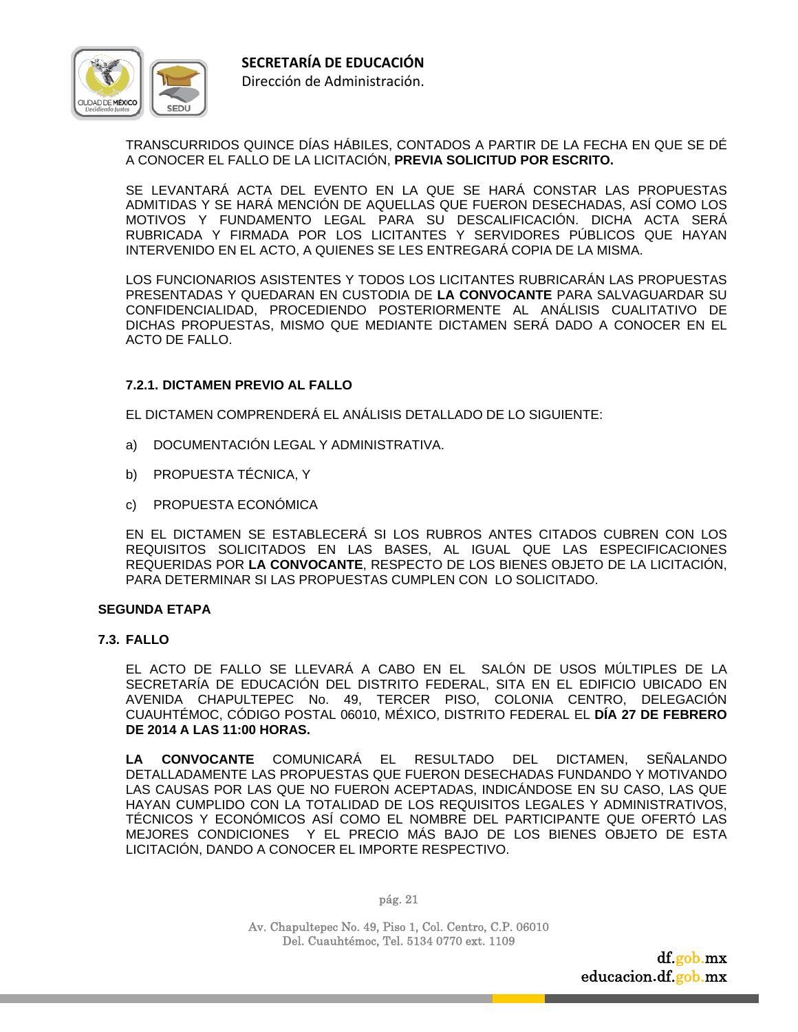TRANSCURRIDOS QUINCE DÍAS HÁBILES, CONTADOS A PARTIR DE LA FECHA EN QUE SE DÉ A CONOCER EL FALLO DE LA LICITACIÓN, **PREVIA SOLICITUD POR ESCRITO.**

SE LEVANTARÁ ACTA DEL EVENTO EN LA QUE SE HARÁ CONSTAR LAS PROPUESTAS ADMITIDAS Y SE HARÁ MENCIÓN DE AQUELLAS QUE FUERON DESECHADAS, ASÍ COMO LOS MOTIVOS Y FUNDAMENTO LEGAL PARA SU DESCALIFICACIÓN. DICHA ACTA SERÁ RUBRICADA Y FIRMADA POR LOS LICITANTES Y SERVIDORES PÚBLICOS QUE HAYAN INTERVENIDO EN EL ACTO, A QUIENES SE LES ENTREGARÁ COPIA DE LA MISMA.

LOS FUNCIONARIOS ASISTENTES Y TODOS LOS LICITANTES RUBRICARÁN LAS PROPUESTAS PRESENTADAS Y QUEDARAN EN CUSTODIA DE **LA CONVOCANTE** PARA SALVAGUARDAR SU CONFIDENCIALIDAD, PROCEDIENDO POSTERIORMENTE AL ANÁLISIS CUALITATIVO DE DICHAS PROPUESTAS, MISMO QUE MEDIANTE DICTAMEN SERÁ DADO A CONOCER EN EL ACTO DE FALLO.

#### 7.2.1. DICTAMEN PREVIO AL FALLO

EL DICTAMEN COMPRENDERÁ EL ANÁLISIS DETALLADO DE LO SIGUIENTE:

a) DOCUMENTACIÓN LEGAL Y ADMINISTRATIVA.

b) PROPUESTA TÉCNICA, Y

c) PROPUESTA ECONÓMICA

EN EL DICTAMEN SE ESTABLECERÁ SI LOS RUBROS ANTES CITADOS CUBREN CON LOS REQUISITOS SOLICITADOS EN LAS BASES, AL IGUAL QUE LAS ESPECIFICACIONES REQUERIDAS POR **LA CONVOCANTE**, RESPECTO DE LOS BIENES OBJETO DE LA LICITACIÓN, PARA DETERMINAR SI LAS PROPUESTAS CUMPLEN CON LO SOLICITADO.

## SEGUNDA ETAPA

### 7.3. FALLO

EL ACTO DE FALLO SE LLEVARÁ A CABO EN EL SALÓN DE USOS MÚLTIPLES DE LA SECRETARÍA DE EDUCACIÓN DEL DISTRITO FEDERAL, SITA EN EL EDIFICIO UBICADO EN AVENIDA CHAPULTEPEC No. 49, TERCER PISO, COLONIA CENTRO, DELEGACIÓN CUAUHTÉMOC, CÓDIGO POSTAL 06010, MÉXICO, DISTRITO FEDERAL EL **DÍA 27 DE FEBRERO DE 2014 A LAS 11:00 HORAS.**

**LA CONVOCANTE** COMUNICARÁ EL RESULTADO DEL DICTAMEN, SEÑALANDO DETALLADAMENTE LAS PROPUESTAS QUE FUERON DESECHADAS FUNDANDO Y MOTIVANDO LAS CAUSAS POR LAS QUE NO FUERON ACEPTADAS, INDICÁNDOSE EN SU CASO, LAS QUE HAYAN CUMPLIDO CON LA TOTALIDAD DE LOS REQUISITOS LEGALES Y ADMINISTRATIVOS, TÉCNICOS Y ECONÓMICOS ASÍ COMO EL NOMBRE DEL PARTICIPANTE QUE OFERTÓ LAS MEJORES CONDICIONES Y EL PRECIO MÁS BAJO DE LOS BIENES OBJETO DE ESTA LICITACIÓN, DANDO A CONOCER EL IMPORTE RESPECTIVO.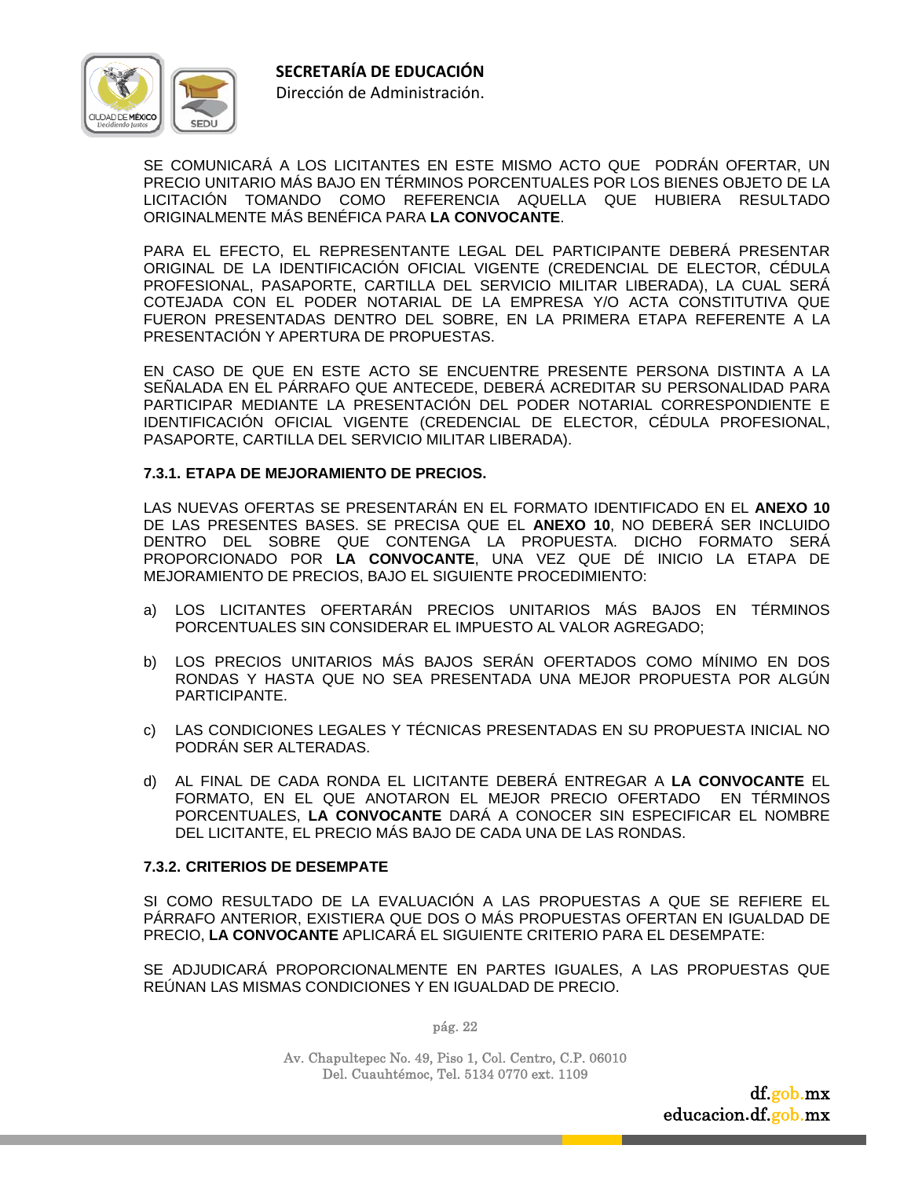SE COMUNICARÁ A LOS LICITANTES EN ESTE MISMO ACTO QUE PODRÁN OFERTAR, UN PRECIO UNITARIO MÁS BAJO EN TÉRMINOS PORCENTUALES POR LOS BIENES OBJETO DE LA LICITACIÓN TOMANDO COMO REFERENCIA AQUELLA QUE HUBIERA RESULTADO ORIGINALMENTE MÁS BENÉFICA PARA **LA CONVOCANTE**.

PARA EL EFECTO, EL REPRESENTANTE LEGAL DEL PARTICIPANTE DEBERÁ PRESENTAR ORIGINAL DE LA IDENTIFICACIÓN OFICIAL VIGENTE (CREDENCIAL DE ELECTOR, CÉDULA PROFESIONAL, PASAPORTE, CARTILLA DEL SERVICIO MILITAR LIBERADA), LA CUAL SERÁ COTEJADA CON EL PODER NOTARIAL DE LA EMPRESA Y/O ACTA CONSTITUTIVA QUE FUERON PRESENTADAS DENTRO DEL SOBRE, EN LA PRIMERA ETAPA REFERENTE A LA PRESENTACIÓN Y APERTURA DE PROPUESTAS.

EN CASO DE QUE EN ESTE ACTO SE ENCUENTRE PRESENTE PERSONA DISTINTA A LA SEÑALADA EN EL PÁRRAFO QUE ANTECEDE, DEBERÁ ACREDITAR SU PERSONALIDAD PARA PARTICIPAR MEDIANTE LA PRESENTACIÓN DEL PODER NOTARIAL CORRESPONDIENTE E IDENTIFICACIÓN OFICIAL VIGENTE (CREDENCIAL DE ELECTOR, CÉDULA PROFESIONAL, PASAPORTE, CARTILLA DEL SERVICIO MILITAR LIBERADA).

### 7.3.1. ETAPA DE MEJORAMIENTO DE PRECIOS.

LAS NUEVAS OFERTAS SE PRESENTARÁN EN EL FORMATO IDENTIFICADO EN EL **ANEXO 10** DE LAS PRESENTES BASES. SE PRECISA QUE EL **ANEXO 10**, NO DEBERÁ SER INCLUIDO DENTRO DEL SOBRE QUE CONTENGA LA PROPUESTA. DICHO FORMATO SERÁ PROPORCIONADO POR **LA CONVOCANTE**, UNA VEZ QUE DÉ INICIO LA ETAPA DE MEJORAMIENTO DE PRECIOS, BAJO EL SIGUIENTE PROCEDIMIENTO:

a) LOS LICITANTES OFERTARÁN PRECIOS UNITARIOS MÁS BAJOS EN TÉRMINOS PORCENTUALES SIN CONSIDERAR EL IMPUESTO AL VALOR AGREGADO;

b) LOS PRECIOS UNITARIOS MÁS BAJOS SERÁN OFERTADOS COMO MÍNIMO EN DOS RONDAS Y HASTA QUE NO SEA PRESENTADA UNA MEJOR PROPUESTA POR ALGÚN PARTICIPANTE.

c) LAS CONDICIONES LEGALES Y TÉCNICAS PRESENTADAS EN SU PROPUESTA INICIAL NO PODRÁN SER ALTERADAS.

d) AL FINAL DE CADA RONDA EL LICITANTE DEBERÁ ENTREGAR A **LA CONVOCANTE** EL FORMATO, EN EL QUE ANOTARON EL MEJOR PRECIO OFERTADO EN TÉRMINOS PORCENTUALES, **LA CONVOCANTE** DARÁ A CONOCER SIN ESPECIFICAR EL NOMBRE DEL LICITANTE, EL PRECIO MÁS BAJO DE CADA UNA DE LAS RONDAS.

### 7.3.2. CRITERIOS DE DESEMPATE

SI COMO RESULTADO DE LA EVALUACIÓN A LAS PROPUESTAS A QUE SE REFIERE EL PÁRRAFO ANTERIOR, EXISTIERA QUE DOS O MÁS PROPUESTAS OFERTAN EN IGUALDAD DE PRECIO, **LA CONVOCANTE** APLICARÁ EL SIGUIENTE CRITERIO PARA EL DESEMPATE:

SE ADJUDICARÁ PROPORCIONALMENTE EN PARTES IGUALES, A LAS PROPUESTAS QUE REÚNAN LAS MISMAS CONDICIONES Y EN IGUALDAD DE PRECIO.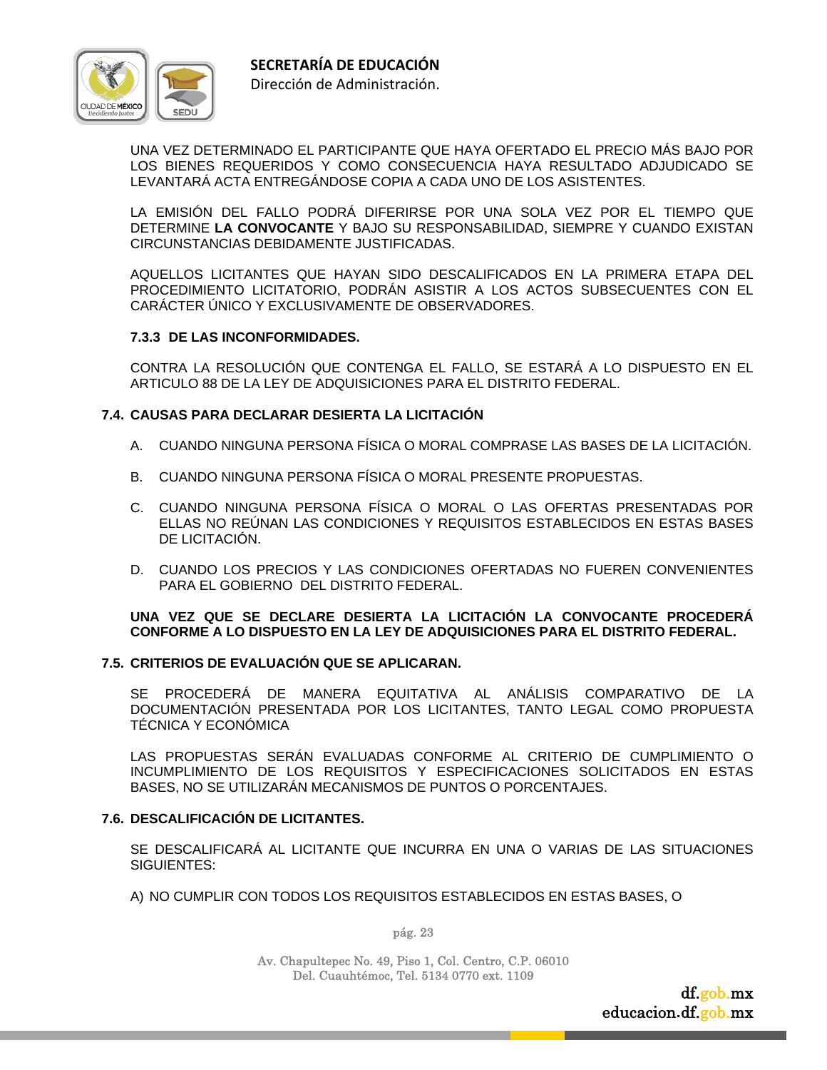UNA VEZ DETERMINADO EL PARTICIPANTE QUE HAYA OFERTADO EL PRECIO MÁS BAJO POR LOS BIENES REQUERIDOS Y COMO CONSECUENCIA HAYA RESULTADO ADJUDICADO SE LEVANTARÁ ACTA ENTREGÁNDOSE COPIA A CADA UNO DE LOS ASISTENTES.

LA EMISIÓN DEL FALLO PODRÁ DIFERIRSE POR UNA SOLA VEZ POR EL TIEMPO QUE DETERMINE **LA CONVOCANTE** Y BAJO SU RESPONSABILIDAD, SIEMPRE Y CUANDO EXISTAN CIRCUNSTANCIAS DEBIDAMENTE JUSTIFICADAS.

AQUELLOS LICITANTES QUE HAYAN SIDO DESCALIFICADOS EN LA PRIMERA ETAPA DEL PROCEDIMIENTO LICITATORIO, PODRÁN ASISTIR A LOS ACTOS SUBSECUENTES CON EL CARÁCTER ÚNICO Y EXCLUSIVAMENTE DE OBSERVADORES.

#### 7.3.3 DE LAS INCONFORMIDADES.

CONTRA LA RESOLUCIÓN QUE CONTENGA EL FALLO, SE ESTARÁ A LO DISPUESTO EN EL ARTICULO 88 DE LA LEY DE ADQUISICIONES PARA EL DISTRITO FEDERAL.

### 7.4. CAUSAS PARA DECLARAR DESIERTA LA LICITACIÓN

A. CUANDO NINGUNA PERSONA FÍSICA O MORAL COMPRASE LAS BASES DE LA LICITACIÓN.

B. CUANDO NINGUNA PERSONA FÍSICA O MORAL PRESENTE PROPUESTAS.

C. CUANDO NINGUNA PERSONA FÍSICA O MORAL O LAS OFERTAS PRESENTADAS POR ELLAS NO REÚNAN LAS CONDICIONES Y REQUISITOS ESTABLECIDOS EN ESTAS BASES DE LICITACIÓN.

D. CUANDO LOS PRECIOS Y LAS CONDICIONES OFERTADAS NO FUEREN CONVENIENTES PARA EL GOBIERNO DEL DISTRITO FEDERAL.

**UNA VEZ QUE SE DECLARE DESIERTA LA LICITACIÓN LA CONVOCANTE PROCEDERÁ CONFORME A LO DISPUESTO EN LA LEY DE ADQUISICIONES PARA EL DISTRITO FEDERAL.**

### 7.5. CRITERIOS DE EVALUACIÓN QUE SE APLICARAN.

SE PROCEDERÁ DE MANERA EQUITATIVA AL ANÁLISIS COMPARATIVO DE LA DOCUMENTACIÓN PRESENTADA POR LOS LICITANTES, TANTO LEGAL COMO PROPUESTA TÉCNICA Y ECONÓMICA

LAS PROPUESTAS SERÁN EVALUADAS CONFORME AL CRITERIO DE CUMPLIMIENTO O INCUMPLIMIENTO DE LOS REQUISITOS Y ESPECIFICACIONES SOLICITADOS EN ESTAS BASES, NO SE UTILIZARÁN MECANISMOS DE PUNTOS O PORCENTAJES.

### 7.6. DESCALIFICACIÓN DE LICITANTES.

SE DESCALIFICARÁ AL LICITANTE QUE INCURRA EN UNA O VARIAS DE LAS SITUACIONES SIGUIENTES:

A) NO CUMPLIR CON TODOS LOS REQUISITOS ESTABLECIDOS EN ESTAS BASES, O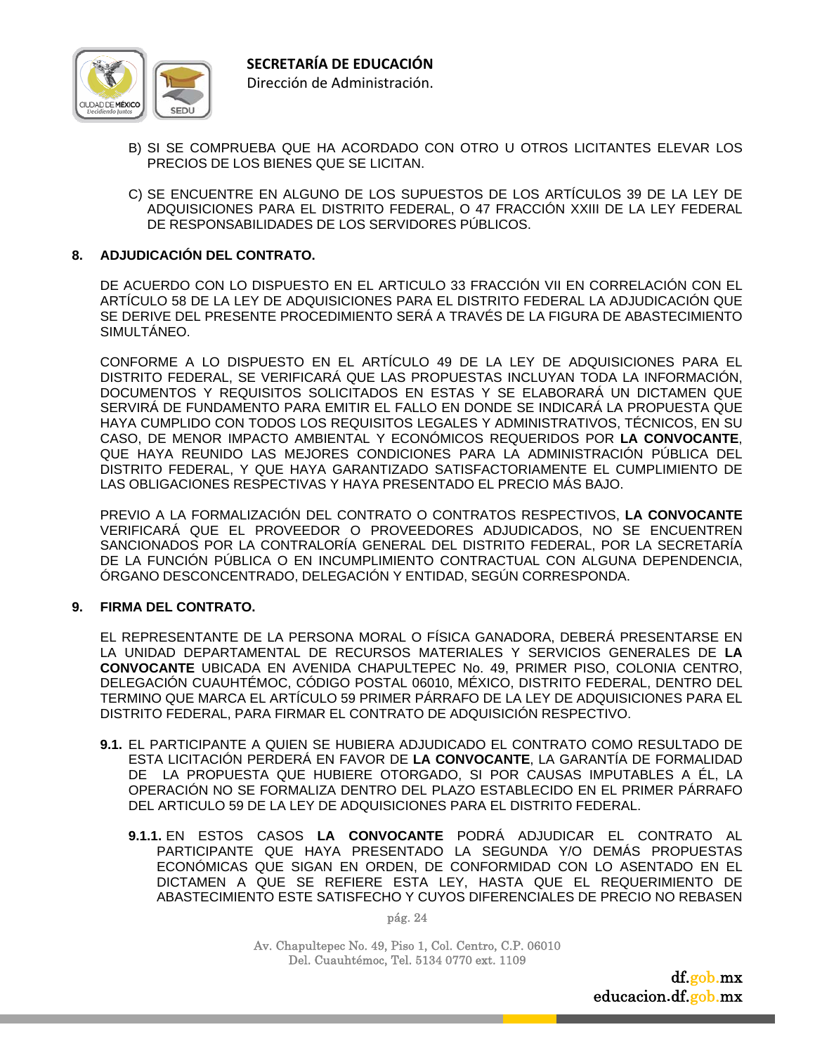B) SI SE COMPRUEBA QUE HA ACORDADO CON OTRO U OTROS LICITANTES ELEVAR LOS PRECIOS DE LOS BIENES QUE SE LICITAN.

C) SE ENCUENTRE EN ALGUNO DE LOS SUPUESTOS DE LOS ARTÍCULOS 39 DE LA LEY DE ADQUISICIONES PARA EL DISTRITO FEDERAL, O 47 FRACCIÓN XXIII DE LA LEY FEDERAL DE RESPONSABILIDADES DE LOS SERVIDORES PÚBLICOS.

## 8. ADJUDICACIÓN DEL CONTRATO.

DE ACUERDO CON LO DISPUESTO EN EL ARTICULO 33 FRACCIÓN VII EN CORRELACIÓN CON EL ARTÍCULO 58 DE LA LEY DE ADQUISICIONES PARA EL DISTRITO FEDERAL LA ADJUDICACIÓN QUE SE DERIVE DEL PRESENTE PROCEDIMIENTO SERÁ A TRAVÉS DE LA FIGURA DE ABASTECIMIENTO SIMULTÁNEO.

CONFORME A LO DISPUESTO EN EL ARTÍCULO 49 DE LA LEY DE ADQUISICIONES PARA EL DISTRITO FEDERAL, SE VERIFICARÁ QUE LAS PROPUESTAS INCLUYAN TODA LA INFORMACIÓN, DOCUMENTOS Y REQUISITOS SOLICITADOS EN ESTAS Y SE ELABORARÁ UN DICTAMEN QUE SERVIRÁ DE FUNDAMENTO PARA EMITIR EL FALLO EN DONDE SE INDICARÁ LA PROPUESTA QUE HAYA CUMPLIDO CON TODOS LOS REQUISITOS LEGALES Y ADMINISTRATIVOS, TÉCNICOS, EN SU CASO, DE MENOR IMPACTO AMBIENTAL Y ECONÓMICOS REQUERIDOS POR **LA CONVOCANTE**, QUE HAYA REUNIDO LAS MEJORES CONDICIONES PARA LA ADMINISTRACIÓN PÚBLICA DEL DISTRITO FEDERAL, Y QUE HAYA GARANTIZADO SATISFACTORIAMENTE EL CUMPLIMIENTO DE LAS OBLIGACIONES RESPECTIVAS Y HAYA PRESENTADO EL PRECIO MÁS BAJO.

PREVIO A LA FORMALIZACIÓN DEL CONTRATO O CONTRATOS RESPECTIVOS, **LA CONVOCANTE** VERIFICARÁ QUE EL PROVEEDOR O PROVEEDORES ADJUDICADOS, NO SE ENCUENTREN SANCIONADOS POR LA CONTRALORÍA GENERAL DEL DISTRITO FEDERAL, POR LA SECRETARÍA DE LA FUNCIÓN PÚBLICA O EN INCUMPLIMIENTO CONTRACTUAL CON ALGUNA DEPENDENCIA, ÓRGANO DESCONCENTRADO, DELEGACIÓN Y ENTIDAD, SEGÚN CORRESPONDA.

## 9. FIRMA DEL CONTRATO.

EL REPRESENTANTE DE LA PERSONA MORAL O FÍSICA GANADORA, DEBERÁ PRESENTARSE EN LA UNIDAD DEPARTAMENTAL DE RECURSOS MATERIALES Y SERVICIOS GENERALES DE **LA CONVOCANTE** UBICADA EN AVENIDA CHAPULTEPEC No. 49, PRIMER PISO, COLONIA CENTRO, DELEGACIÓN CUAUHTÉMOC, CÓDIGO POSTAL 06010, MÉXICO, DISTRITO FEDERAL, DENTRO DEL TERMINO QUE MARCA EL ARTÍCULO 59 PRIMER PÁRRAFO DE LA LEY DE ADQUISICIONES PARA EL DISTRITO FEDERAL, PARA FIRMAR EL CONTRATO DE ADQUISICIÓN RESPECTIVO.

**9.1.** EL PARTICIPANTE A QUIEN SE HUBIERA ADJUDICADO EL CONTRATO COMO RESULTADO DE ESTA LICITACIÓN PERDERÁ EN FAVOR DE **LA CONVOCANTE**, LA GARANTÍA DE FORMALIDAD DE LA PROPUESTA QUE HUBIERE OTORGADO, SI POR CAUSAS IMPUTABLES A ÉL, LA OPERACIÓN NO SE FORMALIZA DENTRO DEL PLAZO ESTABLECIDO EN EL PRIMER PÁRRAFO DEL ARTICULO 59 DE LA LEY DE ADQUISICIONES PARA EL DISTRITO FEDERAL.

**9.1.1.** EN ESTOS CASOS **LA CONVOCANTE** PODRÁ ADJUDICAR EL CONTRATO AL PARTICIPANTE QUE HAYA PRESENTADO LA SEGUNDA Y/O DEMÁS PROPUESTAS ECONÓMICAS QUE SIGAN EN ORDEN, DE CONFORMIDAD CON LO ASENTADO EN EL DICTAMEN A QUE SE REFIERE ESTA LEY, HASTA QUE EL REQUERIMIENTO DE ABASTECIMIENTO ESTE SATISFECHO Y CUYOS DIFERENCIALES DE PRECIO NO REBASEN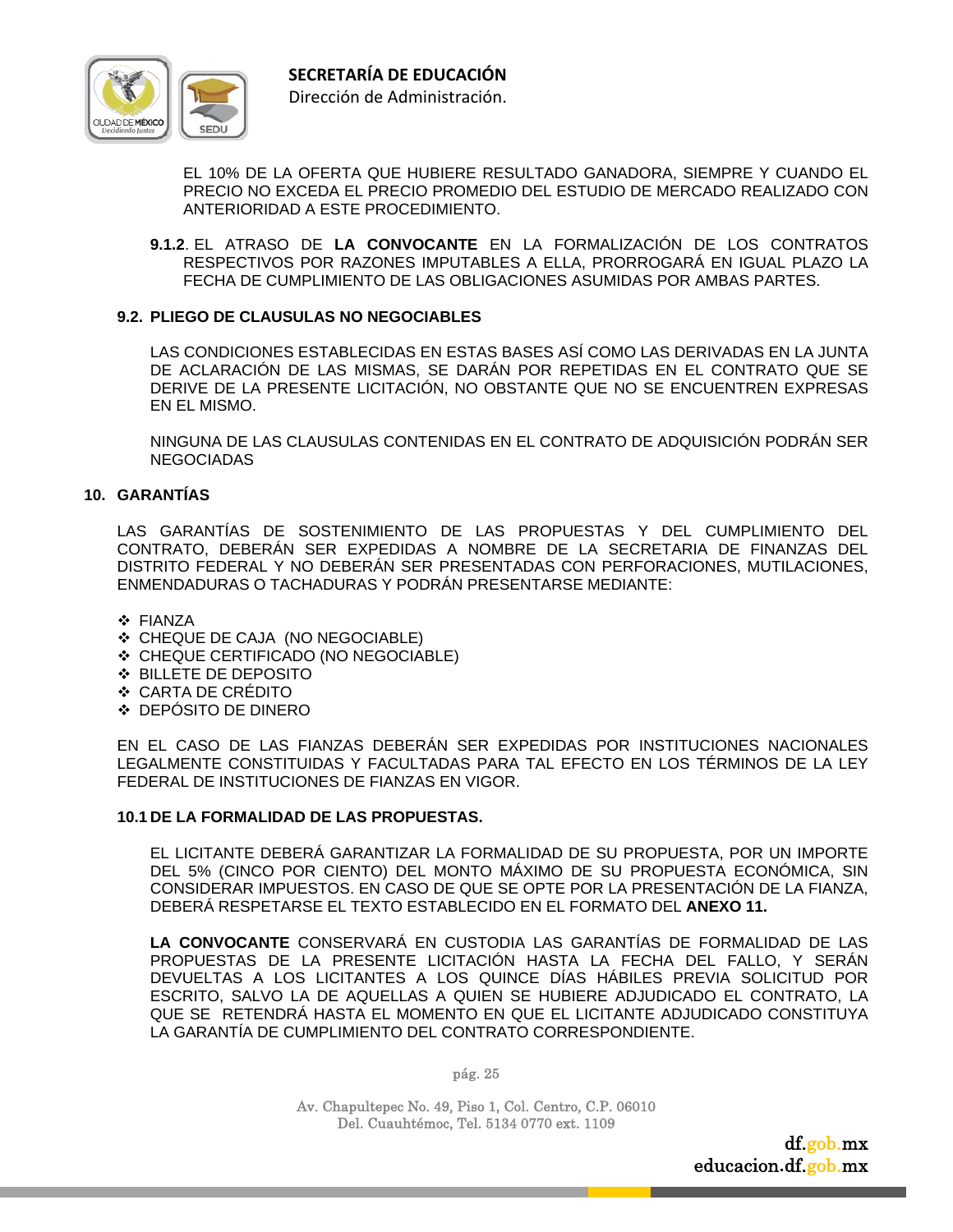EL 10% DE LA OFERTA QUE HUBIERE RESULTADO GANADORA, SIEMPRE Y CUANDO EL PRECIO NO EXCEDA EL PRECIO PROMEDIO DEL ESTUDIO DE MERCADO REALIZADO CON ANTERIORIDAD A ESTE PROCEDIMIENTO.

**9.1.2**. EL ATRASO DE **LA CONVOCANTE** EN LA FORMALIZACIÓN DE LOS CONTRATOS RESPECTIVOS POR RAZONES IMPUTABLES A ELLA, PRORROGARÁ EN IGUAL PLAZO LA FECHA DE CUMPLIMIENTO DE LAS OBLIGACIONES ASUMIDAS POR AMBAS PARTES.

### 9.2. PLIEGO DE CLAUSULAS NO NEGOCIABLES

LAS CONDICIONES ESTABLECIDAS EN ESTAS BASES ASÍ COMO LAS DERIVADAS EN LA JUNTA DE ACLARACIÓN DE LAS MISMAS, SE DARÁN POR REPETIDAS EN EL CONTRATO QUE SE DERIVE DE LA PRESENTE LICITACIÓN, NO OBSTANTE QUE NO SE ENCUENTREN EXPRESAS EN EL MISMO.

NINGUNA DE LAS CLAUSULAS CONTENIDAS EN EL CONTRATO DE ADQUISICIÓN PODRÁN SER NEGOCIADAS

## 10. GARANTÍAS

LAS GARANTÍAS DE SOSTENIMIENTO DE LAS PROPUESTAS Y DEL CUMPLIMIENTO DEL CONTRATO, DEBERÁN SER EXPEDIDAS A NOMBRE DE LA SECRETARIA DE FINANZAS DEL DISTRITO FEDERAL Y NO DEBERÁN SER PRESENTADAS CON PERFORACIONES, MUTILACIONES, ENMENDADURAS O TACHADURAS Y PODRÁN PRESENTARSE MEDIANTE:

- FIANZA
- CHEQUE DE CAJA (NO NEGOCIABLE)
- CHEQUE CERTIFICADO (NO NEGOCIABLE)
- BILLETE DE DEPOSITO
- CARTA DE CRÉDITO
- DEPÓSITO DE DINERO

EN EL CASO DE LAS FIANZAS DEBERÁN SER EXPEDIDAS POR INSTITUCIONES NACIONALES LEGALMENTE CONSTITUIDAS Y FACULTADAS PARA TAL EFECTO EN LOS TÉRMINOS DE LA LEY FEDERAL DE INSTITUCIONES DE FIANZAS EN VIGOR.

### 10.1 DE LA FORMALIDAD DE LAS PROPUESTAS.

EL LICITANTE DEBERÁ GARANTIZAR LA FORMALIDAD DE SU PROPUESTA, POR UN IMPORTE DEL 5% (CINCO POR CIENTO) DEL MONTO MÁXIMO DE SU PROPUESTA ECONÓMICA, SIN CONSIDERAR IMPUESTOS. EN CASO DE QUE SE OPTE POR LA PRESENTACIÓN DE LA FIANZA, DEBERÁ RESPETARSE EL TEXTO ESTABLECIDO EN EL FORMATO DEL **ANEXO 11.**

**LA CONVOCANTE** CONSERVARÁ EN CUSTODIA LAS GARANTÍAS DE FORMALIDAD DE LAS PROPUESTAS DE LA PRESENTE LICITACIÓN HASTA LA FECHA DEL FALLO, Y SERÁN DEVUELTAS A LOS LICITANTES A LOS QUINCE DÍAS HÁBILES PREVIA SOLICITUD POR ESCRITO, SALVO LA DE AQUELLAS A QUIEN SE HUBIERE ADJUDICADO EL CONTRATO, LA QUE SE RETENDRÁ HASTA EL MOMENTO EN QUE EL LICITANTE ADJUDICADO CONSTITUYA LA GARANTÍA DE CUMPLIMIENTO DEL CONTRATO CORRESPONDIENTE.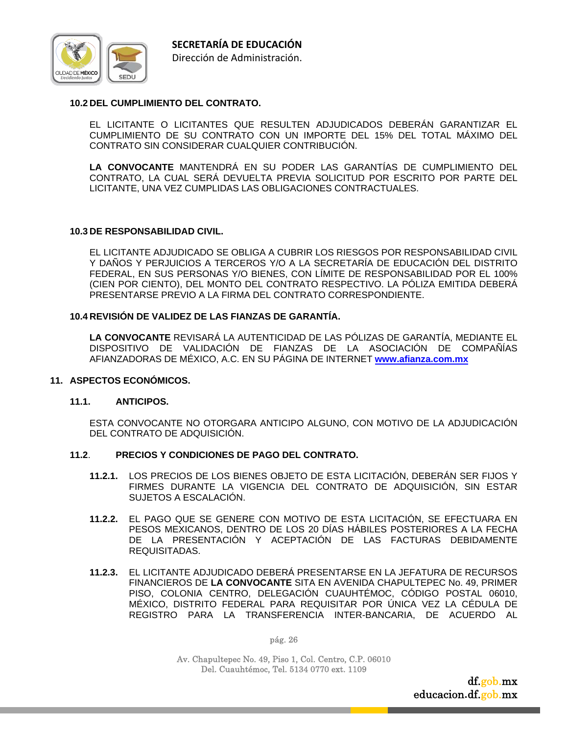### 10.2 DEL CUMPLIMIENTO DEL CONTRATO.

EL LICITANTE O LICITANTES QUE RESULTEN ADJUDICADOS DEBERÁN GARANTIZAR EL CUMPLIMIENTO DE SU CONTRATO CON UN IMPORTE DEL 15% DEL TOTAL MÁXIMO DEL CONTRATO SIN CONSIDERAR CUALQUIER CONTRIBUCIÓN.

**LA CONVOCANTE** MANTENDRÁ EN SU PODER LAS GARANTÍAS DE CUMPLIMIENTO DEL CONTRATO, LA CUAL SERÁ DEVUELTA PREVIA SOLICITUD POR ESCRITO POR PARTE DEL LICITANTE, UNA VEZ CUMPLIDAS LAS OBLIGACIONES CONTRACTUALES.

### 10.3 DE RESPONSABILIDAD CIVIL.

EL LICITANTE ADJUDICADO SE OBLIGA A CUBRIR LOS RIESGOS POR RESPONSABILIDAD CIVIL Y DAÑOS Y PERJUICIOS A TERCEROS Y/O A LA SECRETARÍA DE EDUCACIÓN DEL DISTRITO FEDERAL, EN SUS PERSONAS Y/O BIENES, CON LÍMITE DE RESPONSABILIDAD POR EL 100% (CIEN POR CIENTO), DEL MONTO DEL CONTRATO RESPECTIVO. LA PÓLIZA EMITIDA DEBERÁ PRESENTARSE PREVIO A LA FIRMA DEL CONTRATO CORRESPONDIENTE.

### 10.4 REVISIÓN DE VALIDEZ DE LAS FIANZAS DE GARANTÍA.

**LA CONVOCANTE** REVISARÁ LA AUTENTICIDAD DE LAS PÓLIZAS DE GARANTÍA, MEDIANTE EL DISPOSITIVO DE VALIDACIÓN DE FIANZAS DE LA ASOCIACIÓN DE COMPAÑÍAS AFIANZADORAS DE MÉXICO, A.C. EN SU PÁGINA DE INTERNET **www.afianza.com.mx**

## 11. ASPECTOS ECONÓMICOS.

### 11.1. ANTICIPOS.

ESTA CONVOCANTE NO OTORGARA ANTICIPO ALGUNO, CON MOTIVO DE LA ADJUDICACIÓN DEL CONTRATO DE ADQUISICIÓN.

### 11.2. PRECIOS Y CONDICIONES DE PAGO DEL CONTRATO.

**11.2.1.** LOS PRECIOS DE LOS BIENES OBJETO DE ESTA LICITACIÓN, DEBERÁN SER FIJOS Y FIRMES DURANTE LA VIGENCIA DEL CONTRATO DE ADQUISICIÓN, SIN ESTAR SUJETOS A ESCALACIÓN.

**11.2.2.** EL PAGO QUE SE GENERE CON MOTIVO DE ESTA LICITACIÓN, SE EFECTUARA EN PESOS MEXICANOS, DENTRO DE LOS 20 DÍAS HÁBILES POSTERIORES A LA FECHA DE LA PRESENTACIÓN Y ACEPTACIÓN DE LAS FACTURAS DEBIDAMENTE REQUISITADAS.

**11.2.3.** EL LICITANTE ADJUDICADO DEBERÁ PRESENTARSE EN LA JEFATURA DE RECURSOS FINANCIEROS DE **LA CONVOCANTE** SITA EN AVENIDA CHAPULTEPEC No. 49, PRIMER PISO, COLONIA CENTRO, DELEGACIÓN CUAUHTÉMOC, CÓDIGO POSTAL 06010, MÉXICO, DISTRITO FEDERAL PARA REQUISITAR POR ÚNICA VEZ LA CÉDULA DE REGISTRO PARA LA TRANSFERENCIA INTER-BANCARIA, DE ACUERDO AL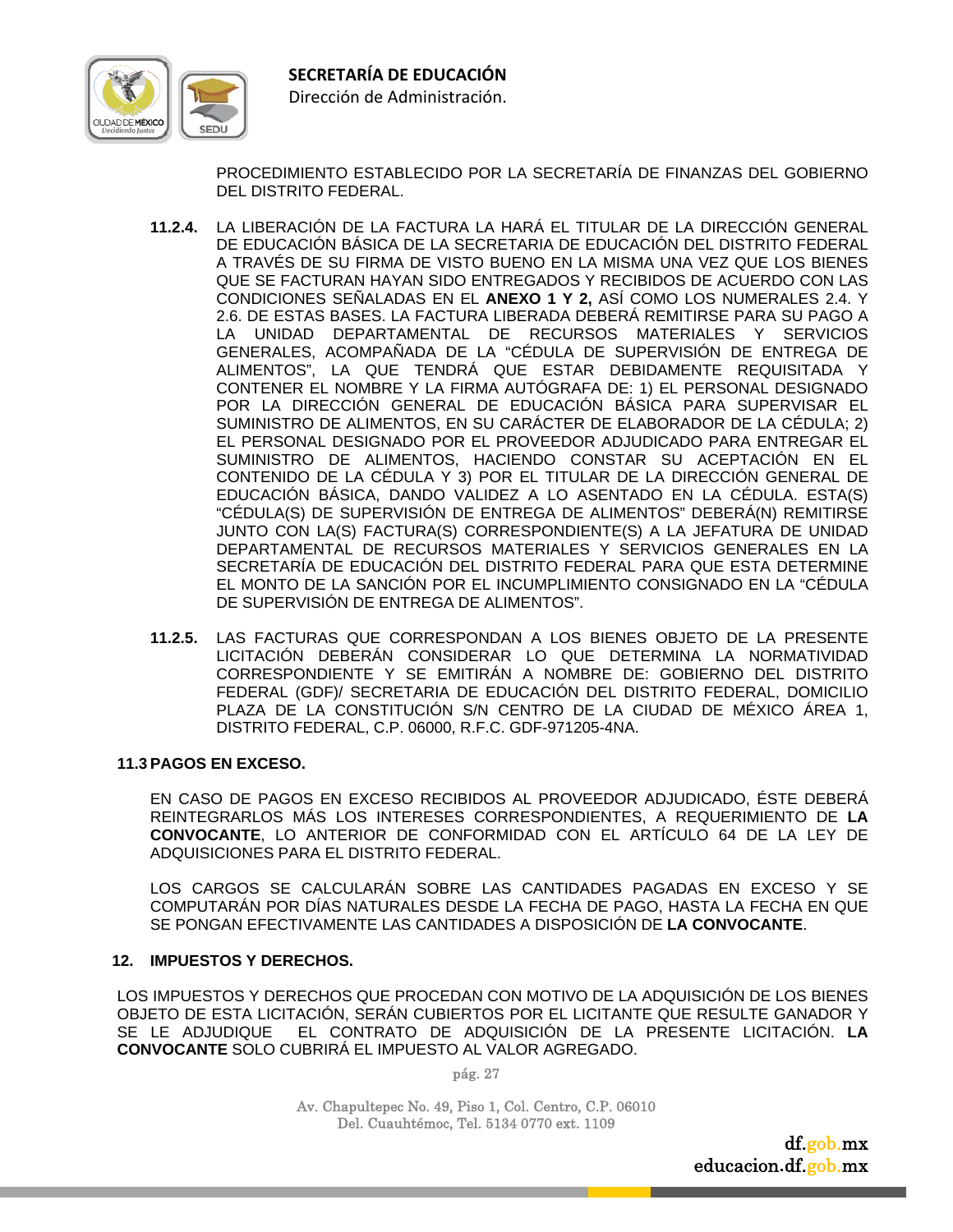PROCEDIMIENTO ESTABLECIDO POR LA SECRETARÍA DE FINANZAS DEL GOBIERNO DEL DISTRITO FEDERAL.

**11.2.4.** LA LIBERACIÓN DE LA FACTURA LA HARÁ EL TITULAR DE LA DIRECCIÓN GENERAL DE EDUCACIÓN BÁSICA DE LA SECRETARIA DE EDUCACIÓN DEL DISTRITO FEDERAL A TRAVÉS DE SU FIRMA DE VISTO BUENO EN LA MISMA UNA VEZ QUE LOS BIENES QUE SE FACTURAN HAYAN SIDO ENTREGADOS Y RECIBIDOS DE ACUERDO CON LAS CONDICIONES SEÑALADAS EN EL **ANEXO 1 Y 2,** ASÍ COMO LOS NUMERALES 2.4. Y 2.6. DE ESTAS BASES. LA FACTURA LIBERADA DEBERÁ REMITIRSE PARA SU PAGO A LA UNIDAD DEPARTAMENTAL DE RECURSOS MATERIALES Y SERVICIOS GENERALES, ACOMPAÑADA DE LA "CÉDULA DE SUPERVISIÓN DE ENTREGA DE ALIMENTOS", LA QUE TENDRÁ QUE ESTAR DEBIDAMENTE REQUISITADA Y CONTENER EL NOMBRE Y LA FIRMA AUTÓGRAFA DE: 1) EL PERSONAL DESIGNADO POR LA DIRECCIÓN GENERAL DE EDUCACIÓN BÁSICA PARA SUPERVISAR EL SUMINISTRO DE ALIMENTOS, EN SU CARÁCTER DE ELABORADOR DE LA CÉDULA; 2) EL PERSONAL DESIGNADO POR EL PROVEEDOR ADJUDICADO PARA ENTREGAR EL SUMINISTRO DE ALIMENTOS, HACIENDO CONSTAR SU ACEPTACIÓN EN EL CONTENIDO DE LA CÉDULA Y 3) POR EL TITULAR DE LA DIRECCIÓN GENERAL DE EDUCACIÓN BÁSICA, DANDO VALIDEZ A LO ASENTADO EN LA CÉDULA. ESTA(S) "CÉDULA(S) DE SUPERVISIÓN DE ENTREGA DE ALIMENTOS" DEBERÁ(N) REMITIRSE JUNTO CON LA(S) FACTURA(S) CORRESPONDIENTE(S) A LA JEFATURA DE UNIDAD DEPARTAMENTAL DE RECURSOS MATERIALES Y SERVICIOS GENERALES EN LA SECRETARÍA DE EDUCACIÓN DEL DISTRITO FEDERAL PARA QUE ESTA DETERMINE EL MONTO DE LA SANCIÓN POR EL INCUMPLIMIENTO CONSIGNADO EN LA "CÉDULA DE SUPERVISIÓN DE ENTREGA DE ALIMENTOS".

**11.2.5.** LAS FACTURAS QUE CORRESPONDAN A LOS BIENES OBJETO DE LA PRESENTE LICITACIÓN DEBERÁN CONSIDERAR LO QUE DETERMINA LA NORMATIVIDAD CORRESPONDIENTE Y SE EMITIRÁN A NOMBRE DE: GOBIERNO DEL DISTRITO FEDERAL (GDF)/ SECRETARIA DE EDUCACIÓN DEL DISTRITO FEDERAL, DOMICILIO PLAZA DE LA CONSTITUCIÓN S/N CENTRO DE LA CIUDAD DE MÉXICO ÁREA 1, DISTRITO FEDERAL, C.P. 06000, R.F.C. GDF-971205-4NA.

**11.3 PAGOS EN EXCESO.**

EN CASO DE PAGOS EN EXCESO RECIBIDOS AL PROVEEDOR ADJUDICADO, ÉSTE DEBERÁ REINTEGRARLOS MÁS LOS INTERESES CORRESPONDIENTES, A REQUERIMIENTO DE **LA CONVOCANTE**, LO ANTERIOR DE CONFORMIDAD CON EL ARTÍCULO 64 DE LA LEY DE ADQUISICIONES PARA EL DISTRITO FEDERAL.

LOS CARGOS SE CALCULARÁN SOBRE LAS CANTIDADES PAGADAS EN EXCESO Y SE COMPUTARÁN POR DÍAS NATURALES DESDE LA FECHA DE PAGO, HASTA LA FECHA EN QUE SE PONGAN EFECTIVAMENTE LAS CANTIDADES A DISPOSICIÓN DE **LA CONVOCANTE**.

## 12. IMPUESTOS Y DERECHOS.

LOS IMPUESTOS Y DERECHOS QUE PROCEDAN CON MOTIVO DE LA ADQUISICIÓN DE LOS BIENES OBJETO DE ESTA LICITACIÓN, SERÁN CUBIERTOS POR EL LICITANTE QUE RESULTE GANADOR Y SE LE ADJUDIQUE EL CONTRATO DE ADQUISICIÓN DE LA PRESENTE LICITACIÓN. **LA CONVOCANTE** SOLO CUBRIRÁ EL IMPUESTO AL VALOR AGREGADO.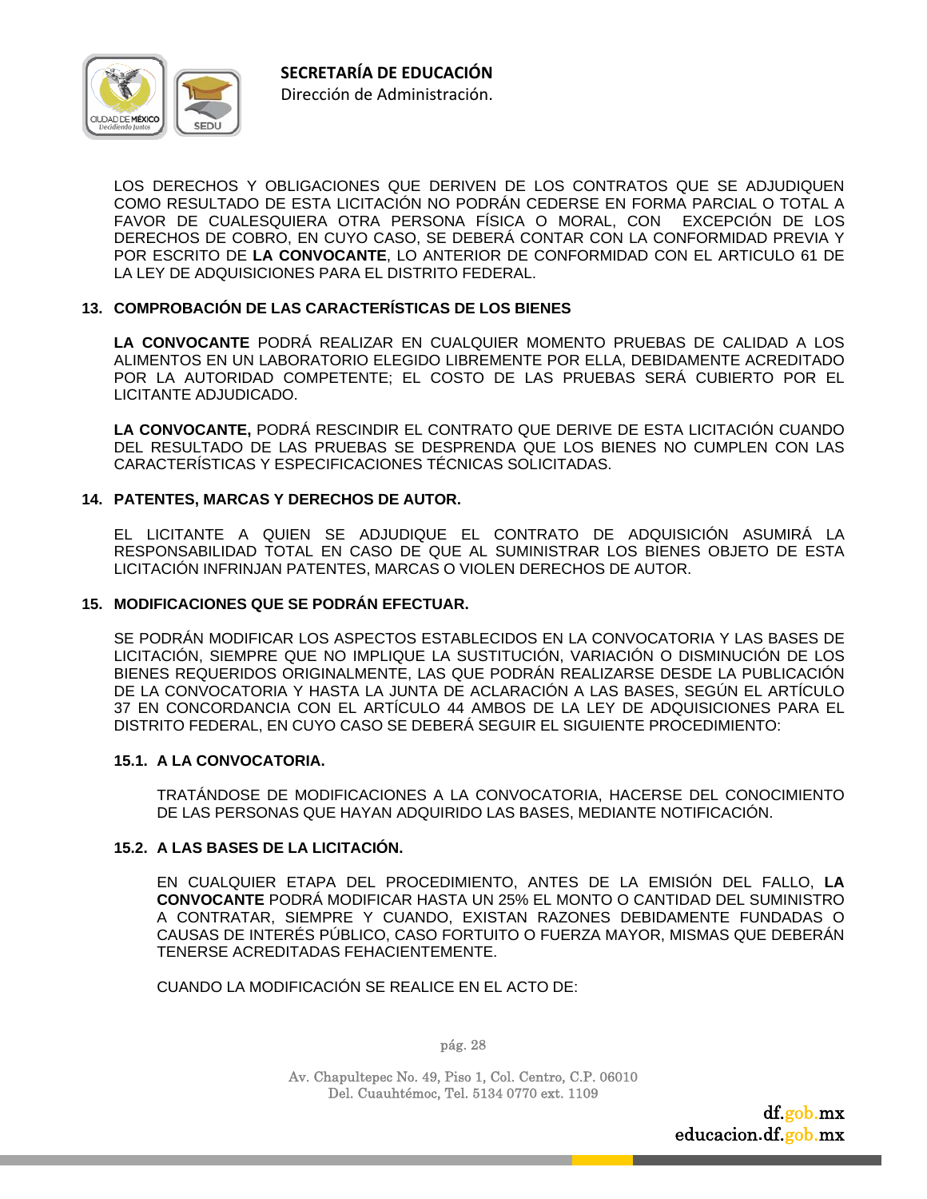LOS DERECHOS Y OBLIGACIONES QUE DERIVEN DE LOS CONTRATOS QUE SE ADJUDIQUEN COMO RESULTADO DE ESTA LICITACIÓN NO PODRÁN CEDERSE EN FORMA PARCIAL O TOTAL A FAVOR DE CUALESQUIERA OTRA PERSONA FÍSICA O MORAL, CON EXCEPCIÓN DE LOS DERECHOS DE COBRO, EN CUYO CASO, SE DEBERÁ CONTAR CON LA CONFORMIDAD PREVIA Y POR ESCRITO DE **LA CONVOCANTE**, LO ANTERIOR DE CONFORMIDAD CON EL ARTICULO 61 DE LA LEY DE ADQUISICIONES PARA EL DISTRITO FEDERAL.

## 13. COMPROBACIÓN DE LAS CARACTERÍSTICAS DE LOS BIENES

**LA CONVOCANTE** PODRÁ REALIZAR EN CUALQUIER MOMENTO PRUEBAS DE CALIDAD A LOS ALIMENTOS EN UN LABORATORIO ELEGIDO LIBREMENTE POR ELLA, DEBIDAMENTE ACREDITADO POR LA AUTORIDAD COMPETENTE; EL COSTO DE LAS PRUEBAS SERÁ CUBIERTO POR EL LICITANTE ADJUDICADO.

**LA CONVOCANTE,** PODRÁ RESCINDIR EL CONTRATO QUE DERIVE DE ESTA LICITACIÓN CUANDO DEL RESULTADO DE LAS PRUEBAS SE DESPRENDA QUE LOS BIENES NO CUMPLEN CON LAS CARACTERÍSTICAS Y ESPECIFICACIONES TÉCNICAS SOLICITADAS.

## 14. PATENTES, MARCAS Y DERECHOS DE AUTOR.

EL LICITANTE A QUIEN SE ADJUDIQUE EL CONTRATO DE ADQUISICIÓN ASUMIRÁ LA RESPONSABILIDAD TOTAL EN CASO DE QUE AL SUMINISTRAR LOS BIENES OBJETO DE ESTA LICITACIÓN INFRINJAN PATENTES, MARCAS O VIOLEN DERECHOS DE AUTOR.

## 15. MODIFICACIONES QUE SE PODRÁN EFECTUAR.

SE PODRÁN MODIFICAR LOS ASPECTOS ESTABLECIDOS EN LA CONVOCATORIA Y LAS BASES DE LICITACIÓN, SIEMPRE QUE NO IMPLIQUE LA SUSTITUCIÓN, VARIACIÓN O DISMINUCIÓN DE LOS BIENES REQUERIDOS ORIGINALMENTE, LAS QUE PODRÁN REALIZARSE DESDE LA PUBLICACIÓN DE LA CONVOCATORIA Y HASTA LA JUNTA DE ACLARACIÓN A LAS BASES, SEGÚN EL ARTÍCULO 37 EN CONCORDANCIA CON EL ARTÍCULO 44 AMBOS DE LA LEY DE ADQUISICIONES PARA EL DISTRITO FEDERAL, EN CUYO CASO SE DEBERÁ SEGUIR EL SIGUIENTE PROCEDIMIENTO:

### 15.1. A LA CONVOCATORIA.

TRATÁNDOSE DE MODIFICACIONES A LA CONVOCATORIA, HACERSE DEL CONOCIMIENTO DE LAS PERSONAS QUE HAYAN ADQUIRIDO LAS BASES, MEDIANTE NOTIFICACIÓN.

### 15.2. A LAS BASES DE LA LICITACIÓN.

EN CUALQUIER ETAPA DEL PROCEDIMIENTO, ANTES DE LA EMISIÓN DEL FALLO, **LA CONVOCANTE** PODRÁ MODIFICAR HASTA UN 25% EL MONTO O CANTIDAD DEL SUMINISTRO A CONTRATAR, SIEMPRE Y CUANDO, EXISTAN RAZONES DEBIDAMENTE FUNDADAS O CAUSAS DE INTERÉS PÚBLICO, CASO FORTUITO O FUERZA MAYOR, MISMAS QUE DEBERÁN TENERSE ACREDITADAS FEHACIENTEMENTE.

CUANDO LA MODIFICACIÓN SE REALICE EN EL ACTO DE: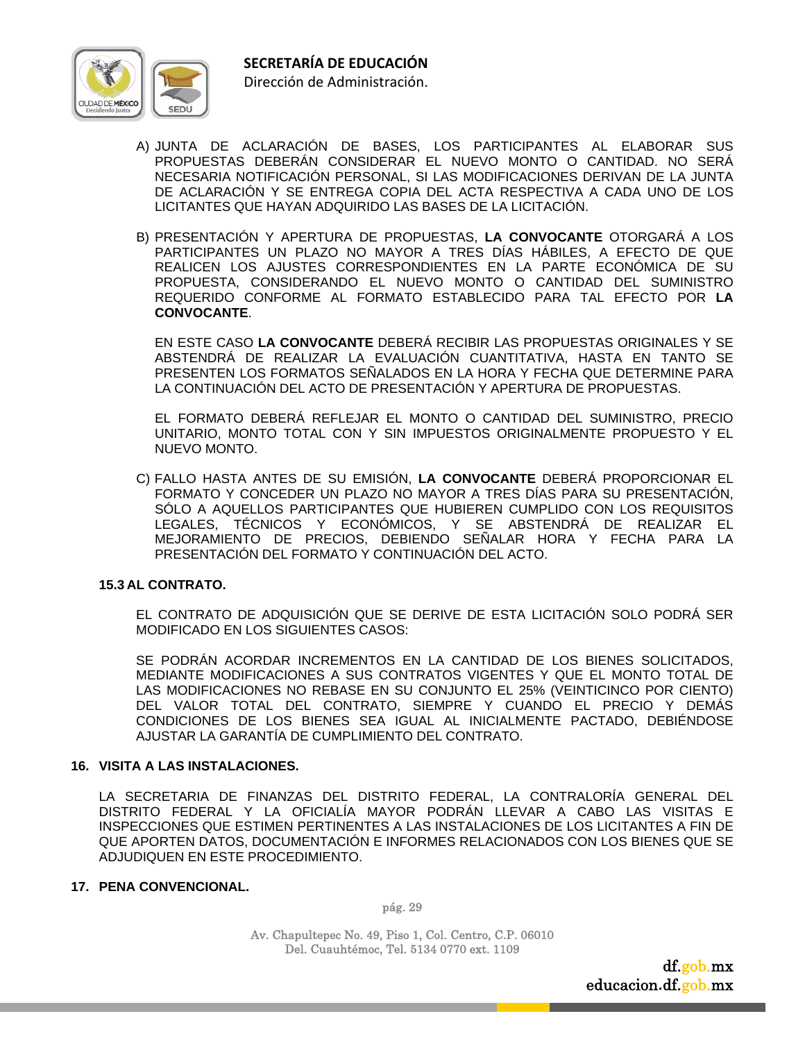A) JUNTA DE ACLARACIÓN DE BASES, LOS PARTICIPANTES AL ELABORAR SUS PROPUESTAS DEBERÁN CONSIDERAR EL NUEVO MONTO O CANTIDAD. NO SERÁ NECESARIA NOTIFICACIÓN PERSONAL, SI LAS MODIFICACIONES DERIVAN DE LA JUNTA DE ACLARACIÓN Y SE ENTREGA COPIA DEL ACTA RESPECTIVA A CADA UNO DE LOS LICITANTES QUE HAYAN ADQUIRIDO LAS BASES DE LA LICITACIÓN.

B) PRESENTACIÓN Y APERTURA DE PROPUESTAS, **LA CONVOCANTE** OTORGARÁ A LOS PARTICIPANTES UN PLAZO NO MAYOR A TRES DÍAS HÁBILES, A EFECTO DE QUE REALICEN LOS AJUSTES CORRESPONDIENTES EN LA PARTE ECONÓMICA DE SU PROPUESTA, CONSIDERANDO EL NUEVO MONTO O CANTIDAD DEL SUMINISTRO REQUERIDO CONFORME AL FORMATO ESTABLECIDO PARA TAL EFECTO POR **LA CONVOCANTE**.

   EN ESTE CASO **LA CONVOCANTE** DEBERÁ RECIBIR LAS PROPUESTAS ORIGINALES Y SE ABSTENDRÁ DE REALIZAR LA EVALUACIÓN CUANTITATIVA, HASTA EN TANTO SE PRESENTEN LOS FORMATOS SEÑALADOS EN LA HORA Y FECHA QUE DETERMINE PARA LA CONTINUACIÓN DEL ACTO DE PRESENTACIÓN Y APERTURA DE PROPUESTAS.

   EL FORMATO DEBERÁ REFLEJAR EL MONTO O CANTIDAD DEL SUMINISTRO, PRECIO UNITARIO, MONTO TOTAL CON Y SIN IMPUESTOS ORIGINALMENTE PROPUESTO Y EL NUEVO MONTO.

C) FALLO HASTA ANTES DE SU EMISIÓN, **LA CONVOCANTE** DEBERÁ PROPORCIONAR EL FORMATO Y CONCEDER UN PLAZO NO MAYOR A TRES DÍAS PARA SU PRESENTACIÓN, SÓLO A AQUELLOS PARTICIPANTES QUE HUBIEREN CUMPLIDO CON LOS REQUISITOS LEGALES, TÉCNICOS Y ECONÓMICOS, Y SE ABSTENDRÁ DE REALIZAR EL MEJORAMIENTO DE PRECIOS, DEBIENDO SEÑALAR HORA Y FECHA PARA LA PRESENTACIÓN DEL FORMATO Y CONTINUACIÓN DEL ACTO.

**15.3 AL CONTRATO.**

EL CONTRATO DE ADQUISICIÓN QUE SE DERIVE DE ESTA LICITACIÓN SOLO PODRÁ SER MODIFICADO EN LOS SIGUIENTES CASOS:

SE PODRÁN ACORDAR INCREMENTOS EN LA CANTIDAD DE LOS BIENES SOLICITADOS, MEDIANTE MODIFICACIONES A SUS CONTRATOS VIGENTES Y QUE EL MONTO TOTAL DE LAS MODIFICACIONES NO REBASE EN SU CONJUNTO EL 25% (VEINTICINCO POR CIENTO) DEL VALOR TOTAL DEL CONTRATO, SIEMPRE Y CUANDO EL PRECIO Y DEMÁS CONDICIONES DE LOS BIENES SEA IGUAL AL INICIALMENTE PACTADO, DEBIÉNDOSE AJUSTAR LA GARANTÍA DE CUMPLIMIENTO DEL CONTRATO.

**16. VISITA A LAS INSTALACIONES.**

LA SECRETARIA DE FINANZAS DEL DISTRITO FEDERAL, LA CONTRALORÍA GENERAL DEL DISTRITO FEDERAL Y LA OFICIALÍA MAYOR PODRÁN LLEVAR A CABO LAS VISITAS E INSPECCIONES QUE ESTIMEN PERTINENTES A LAS INSTALACIONES DE LOS LICITANTES A FIN DE QUE APORTEN DATOS, DOCUMENTACIÓN E INFORMES RELACIONADOS CON LOS BIENES QUE SE ADJUDIQUEN EN ESTE PROCEDIMIENTO.

**17. PENA CONVENCIONAL.**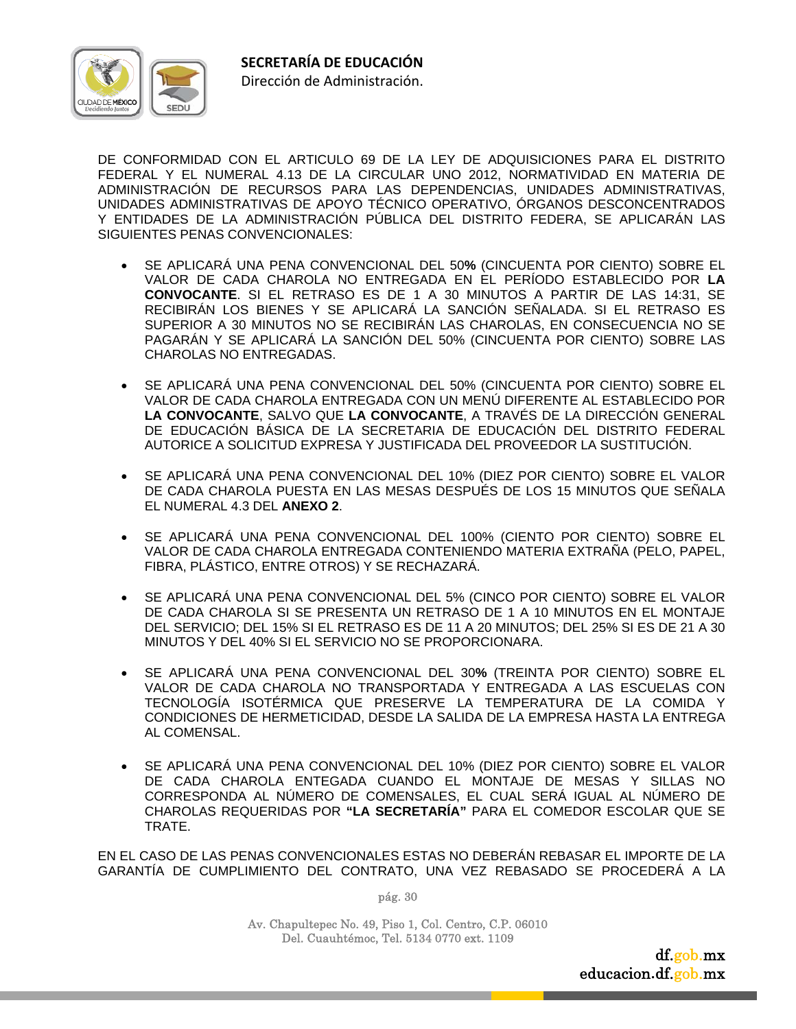DE CONFORMIDAD CON EL ARTICULO 69 DE LA LEY DE ADQUISICIONES PARA EL DISTRITO FEDERAL Y EL NUMERAL 4.13 DE LA CIRCULAR UNO 2012, NORMATIVIDAD EN MATERIA DE ADMINISTRACIÓN DE RECURSOS PARA LAS DEPENDENCIAS, UNIDADES ADMINISTRATIVAS, UNIDADES ADMINISTRATIVAS DE APOYO TÉCNICO OPERATIVO, ÓRGANOS DESCONCENTRADOS Y ENTIDADES DE LA ADMINISTRACIÓN PÚBLICA DEL DISTRITO FEDERA, SE APLICARÁN LAS SIGUIENTES PENAS CONVENCIONALES:

- SE APLICARÁ UNA PENA CONVENCIONAL DEL 50**%** (CINCUENTA POR CIENTO) SOBRE EL VALOR DE CADA CHAROLA NO ENTREGADA EN EL PERÍODO ESTABLECIDO POR **LA CONVOCANTE**. SI EL RETRASO ES DE 1 A 30 MINUTOS A PARTIR DE LAS 14:31, SE RECIBIRÁN LOS BIENES Y SE APLICARÁ LA SANCIÓN SEÑALADA. SI EL RETRASO ES SUPERIOR A 30 MINUTOS NO SE RECIBIRÁN LAS CHAROLAS, EN CONSECUENCIA NO SE PAGARÁN Y SE APLICARÁ LA SANCIÓN DEL 50% (CINCUENTA POR CIENTO) SOBRE LAS CHAROLAS NO ENTREGADAS.

- SE APLICARÁ UNA PENA CONVENCIONAL DEL 50% (CINCUENTA POR CIENTO) SOBRE EL VALOR DE CADA CHAROLA ENTREGADA CON UN MENÚ DIFERENTE AL ESTABLECIDO POR **LA CONVOCANTE**, SALVO QUE **LA CONVOCANTE**, A TRAVÉS DE LA DIRECCIÓN GENERAL DE EDUCACIÓN BÁSICA DE LA SECRETARIA DE EDUCACIÓN DEL DISTRITO FEDERAL AUTORICE A SOLICITUD EXPRESA Y JUSTIFICADA DEL PROVEEDOR LA SUSTITUCIÓN.

- SE APLICARÁ UNA PENA CONVENCIONAL DEL 10% (DIEZ POR CIENTO) SOBRE EL VALOR DE CADA CHAROLA PUESTA EN LAS MESAS DESPUÉS DE LOS 15 MINUTOS QUE SEÑALA EL NUMERAL 4.3 DEL **ANEXO 2**.

- SE APLICARÁ UNA PENA CONVENCIONAL DEL 100% (CIENTO POR CIENTO) SOBRE EL VALOR DE CADA CHAROLA ENTREGADA CONTENIENDO MATERIA EXTRAÑA (PELO, PAPEL, FIBRA, PLÁSTICO, ENTRE OTROS) Y SE RECHAZARÁ.

- SE APLICARÁ UNA PENA CONVENCIONAL DEL 5% (CINCO POR CIENTO) SOBRE EL VALOR DE CADA CHAROLA SI SE PRESENTA UN RETRASO DE 1 A 10 MINUTOS EN EL MONTAJE DEL SERVICIO; DEL 15% SI EL RETRASO ES DE 11 A 20 MINUTOS; DEL 25% SI ES DE 21 A 30 MINUTOS Y DEL 40% SI EL SERVICIO NO SE PROPORCIONARA.

- SE APLICARÁ UNA PENA CONVENCIONAL DEL 30**%** (TREINTA POR CIENTO) SOBRE EL VALOR DE CADA CHAROLA NO TRANSPORTADA Y ENTREGADA A LAS ESCUELAS CON TECNOLOGÍA ISOTÉRMICA QUE PRESERVE LA TEMPERATURA DE LA COMIDA Y CONDICIONES DE HERMETICIDAD, DESDE LA SALIDA DE LA EMPRESA HASTA LA ENTREGA AL COMENSAL.

- SE APLICARÁ UNA PENA CONVENCIONAL DEL 10% (DIEZ POR CIENTO) SOBRE EL VALOR DE CADA CHAROLA ENTEGADA CUANDO EL MONTAJE DE MESAS Y SILLAS NO CORRESPONDA AL NÚMERO DE COMENSALES, EL CUAL SERÁ IGUAL AL NÚMERO DE CHAROLAS REQUERIDAS POR **"LA SECRETARÍA"** PARA EL COMEDOR ESCOLAR QUE SE TRATE.

EN EL CASO DE LAS PENAS CONVENCIONALES ESTAS NO DEBERÁN REBASAR EL IMPORTE DE LA GARANTÍA DE CUMPLIMIENTO DEL CONTRATO, UNA VEZ REBASADO SE PROCEDERÁ A LA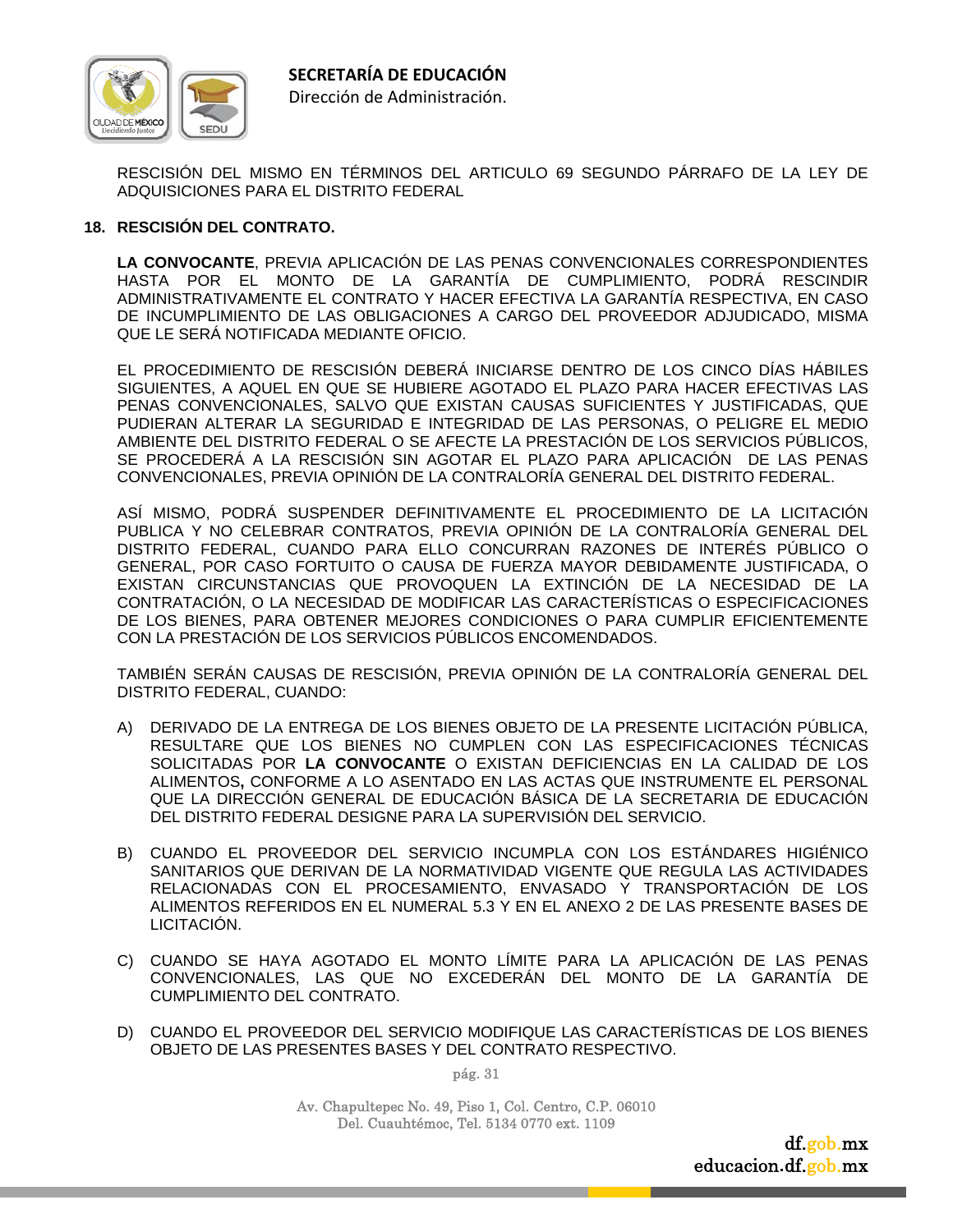RESCISIÓN DEL MISMO EN TÉRMINOS DEL ARTICULO 69 SEGUNDO PÁRRAFO DE LA LEY DE ADQUISICIONES PARA EL DISTRITO FEDERAL

## 18. RESCISIÓN DEL CONTRATO.

**LA CONVOCANTE**, PREVIA APLICACIÓN DE LAS PENAS CONVENCIONALES CORRESPONDIENTES HASTA POR EL MONTO DE LA GARANTÍA DE CUMPLIMIENTO, PODRÁ RESCINDIR ADMINISTRATIVAMENTE EL CONTRATO Y HACER EFECTIVA LA GARANTÍA RESPECTIVA, EN CASO DE INCUMPLIMIENTO DE LAS OBLIGACIONES A CARGO DEL PROVEEDOR ADJUDICADO, MISMA QUE LE SERÁ NOTIFICADA MEDIANTE OFICIO.

EL PROCEDIMIENTO DE RESCISIÓN DEBERÁ INICIARSE DENTRO DE LOS CINCO DÍAS HÁBILES SIGUIENTES, A AQUEL EN QUE SE HUBIERE AGOTADO EL PLAZO PARA HACER EFECTIVAS LAS PENAS CONVENCIONALES, SALVO QUE EXISTAN CAUSAS SUFICIENTES Y JUSTIFICADAS, QUE PUDIERAN ALTERAR LA SEGURIDAD E INTEGRIDAD DE LAS PERSONAS, O PELIGRE EL MEDIO AMBIENTE DEL DISTRITO FEDERAL O SE AFECTE LA PRESTACIÓN DE LOS SERVICIOS PÚBLICOS, SE PROCEDERÁ A LA RESCISIÓN SIN AGOTAR EL PLAZO PARA APLICACIÓN DE LAS PENAS CONVENCIONALES, PREVIA OPINIÓN DE LA CONTRALORÍA GENERAL DEL DISTRITO FEDERAL.

ASÍ MISMO, PODRÁ SUSPENDER DEFINITIVAMENTE EL PROCEDIMIENTO DE LA LICITACIÓN PUBLICA Y NO CELEBRAR CONTRATOS, PREVIA OPINIÓN DE LA CONTRALORÍA GENERAL DEL DISTRITO FEDERAL, CUANDO PARA ELLO CONCURRAN RAZONES DE INTERÉS PÚBLICO O GENERAL, POR CASO FORTUITO O CAUSA DE FUERZA MAYOR DEBIDAMENTE JUSTIFICADA, O EXISTAN CIRCUNSTANCIAS QUE PROVOQUEN LA EXTINCIÓN DE LA NECESIDAD DE LA CONTRATACIÓN, O LA NECESIDAD DE MODIFICAR LAS CARACTERÍSTICAS O ESPECIFICACIONES DE LOS BIENES, PARA OBTENER MEJORES CONDICIONES O PARA CUMPLIR EFICIENTEMENTE CON LA PRESTACIÓN DE LOS SERVICIOS PÚBLICOS ENCOMENDADOS.

TAMBIÉN SERÁN CAUSAS DE RESCISIÓN, PREVIA OPINIÓN DE LA CONTRALORÍA GENERAL DEL DISTRITO FEDERAL, CUANDO:

A) DERIVADO DE LA ENTREGA DE LOS BIENES OBJETO DE LA PRESENTE LICITACIÓN PÚBLICA, RESULTARE QUE LOS BIENES NO CUMPLEN CON LAS ESPECIFICACIONES TÉCNICAS SOLICITADAS POR **LA CONVOCANTE** O EXISTAN DEFICIENCIAS EN LA CALIDAD DE LOS ALIMENTOS**,** CONFORME A LO ASENTADO EN LAS ACTAS QUE INSTRUMENTE EL PERSONAL QUE LA DIRECCIÓN GENERAL DE EDUCACIÓN BÁSICA DE LA SECRETARIA DE EDUCACIÓN DEL DISTRITO FEDERAL DESIGNE PARA LA SUPERVISIÓN DEL SERVICIO.

B) CUANDO EL PROVEEDOR DEL SERVICIO INCUMPLA CON LOS ESTÁNDARES HIGIÉNICO SANITARIOS QUE DERIVAN DE LA NORMATIVIDAD VIGENTE QUE REGULA LAS ACTIVIDADES RELACIONADAS CON EL PROCESAMIENTO, ENVASADO Y TRANSPORTACIÓN DE LOS ALIMENTOS REFERIDOS EN EL NUMERAL 5.3 Y EN EL ANEXO 2 DE LAS PRESENTE BASES DE LICITACIÓN.

C) CUANDO SE HAYA AGOTADO EL MONTO LÍMITE PARA LA APLICACIÓN DE LAS PENAS CONVENCIONALES, LAS QUE NO EXCEDERÁN DEL MONTO DE LA GARANTÍA DE CUMPLIMIENTO DEL CONTRATO.

D) CUANDO EL PROVEEDOR DEL SERVICIO MODIFIQUE LAS CARACTERÍSTICAS DE LOS BIENES OBJETO DE LAS PRESENTES BASES Y DEL CONTRATO RESPECTIVO.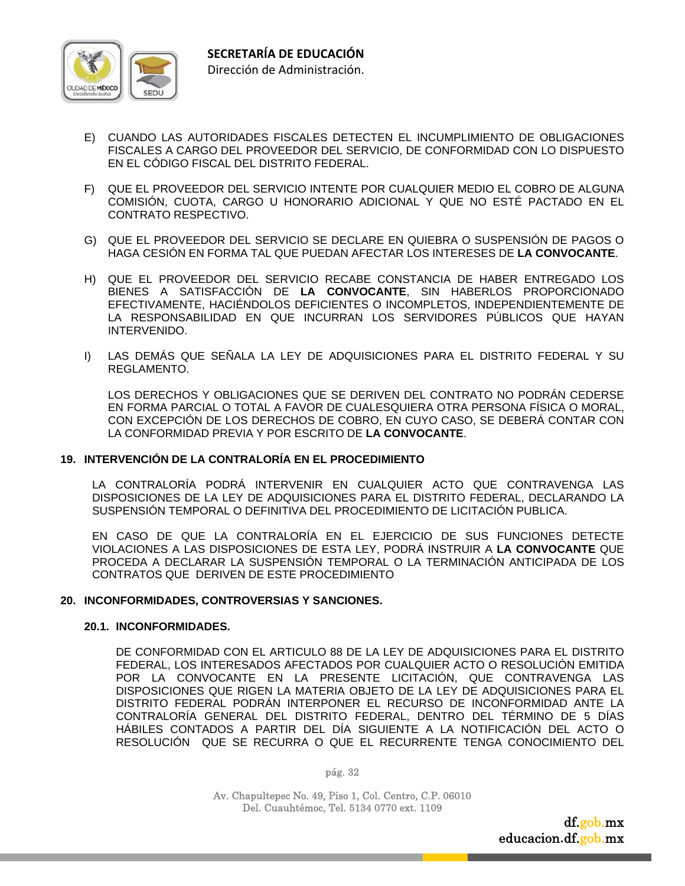E) CUANDO LAS AUTORIDADES FISCALES DETECTEN EL INCUMPLIMIENTO DE OBLIGACIONES FISCALES A CARGO DEL PROVEEDOR DEL SERVICIO, DE CONFORMIDAD CON LO DISPUESTO EN EL CÓDIGO FISCAL DEL DISTRITO FEDERAL.

F) QUE EL PROVEEDOR DEL SERVICIO INTENTE POR CUALQUIER MEDIO EL COBRO DE ALGUNA COMISIÓN, CUOTA, CARGO U HONORARIO ADICIONAL Y QUE NO ESTÉ PACTADO EN EL CONTRATO RESPECTIVO.

G) QUE EL PROVEEDOR DEL SERVICIO SE DECLARE EN QUIEBRA O SUSPENSIÓN DE PAGOS O HAGA CESIÓN EN FORMA TAL QUE PUEDAN AFECTAR LOS INTERESES DE **LA CONVOCANTE**.

H) QUE EL PROVEEDOR DEL SERVICIO RECABE CONSTANCIA DE HABER ENTREGADO LOS BIENES A SATISFACCIÓN DE **LA CONVOCANTE**, SIN HABERLOS PROPORCIONADO EFECTIVAMENTE, HACIÉNDOLOS DEFICIENTES O INCOMPLETOS, INDEPENDIENTEMENTE DE LA RESPONSABILIDAD EN QUE INCURRAN LOS SERVIDORES PÚBLICOS QUE HAYAN INTERVENIDO.

I) LAS DEMÁS QUE SEÑALA LA LEY DE ADQUISICIONES PARA EL DISTRITO FEDERAL Y SU REGLAMENTO.

LOS DERECHOS Y OBLIGACIONES QUE SE DERIVEN DEL CONTRATO NO PODRÁN CEDERSE EN FORMA PARCIAL O TOTAL A FAVOR DE CUALESQUIERA OTRA PERSONA FÍSICA O MORAL, CON EXCEPCIÓN DE LOS DERECHOS DE COBRO, EN CUYO CASO, SE DEBERÁ CONTAR CON LA CONFORMIDAD PREVIA Y POR ESCRITO DE **LA CONVOCANTE**.

## 19. INTERVENCIÓN DE LA CONTRALORÍA EN EL PROCEDIMIENTO

LA CONTRALORÍA PODRÁ INTERVENIR EN CUALQUIER ACTO QUE CONTRAVENGA LAS DISPOSICIONES DE LA LEY DE ADQUISICIONES PARA EL DISTRITO FEDERAL, DECLARANDO LA SUSPENSIÓN TEMPORAL O DEFINITIVA DEL PROCEDIMIENTO DE LICITACIÓN PUBLICA.

EN CASO DE QUE LA CONTRALORÍA EN EL EJERCICIO DE SUS FUNCIONES DETECTE VIOLACIONES A LAS DISPOSICIONES DE ESTA LEY, PODRÁ INSTRUIR A **LA CONVOCANTE** QUE PROCEDA A DECLARAR LA SUSPENSIÓN TEMPORAL O LA TERMINACIÓN ANTICIPADA DE LOS CONTRATOS QUE DERIVEN DE ESTE PROCEDIMIENTO

## 20. INCONFORMIDADES, CONTROVERSIAS Y SANCIONES.

### 20.1. INCONFORMIDADES.

DE CONFORMIDAD CON EL ARTICULO 88 DE LA LEY DE ADQUISICIONES PARA EL DISTRITO FEDERAL, LOS INTERESADOS AFECTADOS POR CUALQUIER ACTO O RESOLUCIÓN EMITIDA POR LA CONVOCANTE EN LA PRESENTE LICITACIÓN, QUE CONTRAVENGA LAS DISPOSICIONES QUE RIGEN LA MATERIA OBJETO DE LA LEY DE ADQUISICIONES PARA EL DISTRITO FEDERAL PODRÁN INTERPONER EL RECURSO DE INCONFORMIDAD ANTE LA CONTRALORÍA GENERAL DEL DISTRITO FEDERAL, DENTRO DEL TÉRMINO DE 5 DÍAS HÁBILES CONTADOS A PARTIR DEL DÍA SIGUIENTE A LA NOTIFICACIÓN DEL ACTO O RESOLUCIÓN QUE SE RECURRA O QUE EL RECURRENTE TENGA CONOCIMIENTO DEL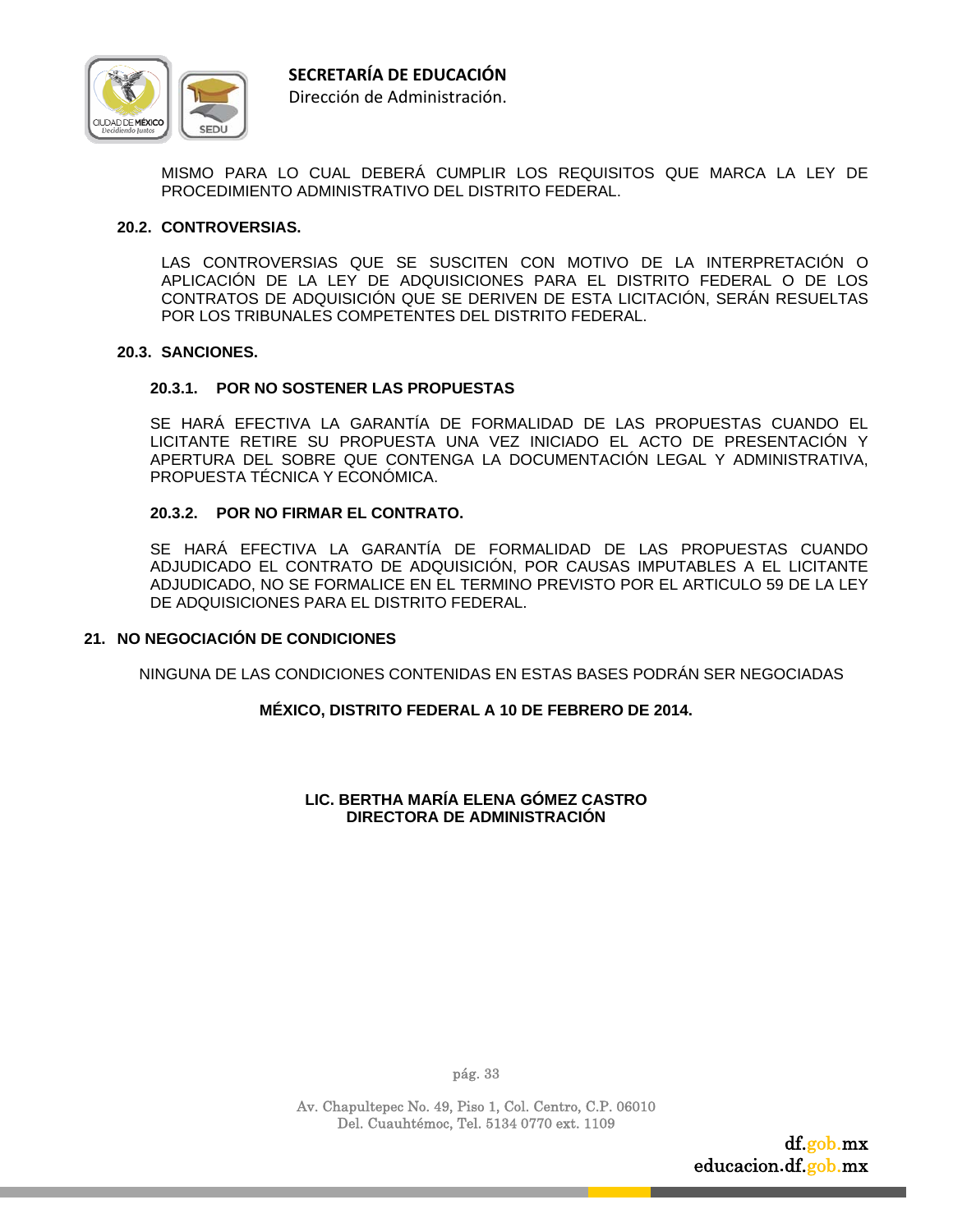MISMO PARA LO CUAL DEBERÁ CUMPLIR LOS REQUISITOS QUE MARCA LA LEY DE PROCEDIMIENTO ADMINISTRATIVO DEL DISTRITO FEDERAL.

### 20.2. CONTROVERSIAS.

LAS CONTROVERSIAS QUE SE SUSCITEN CON MOTIVO DE LA INTERPRETACIÓN O APLICACIÓN DE LA LEY DE ADQUISICIONES PARA EL DISTRITO FEDERAL O DE LOS CONTRATOS DE ADQUISICIÓN QUE SE DERIVEN DE ESTA LICITACIÓN, SERÁN RESUELTAS POR LOS TRIBUNALES COMPETENTES DEL DISTRITO FEDERAL.

### 20.3. SANCIONES.

#### 20.3.1. POR NO SOSTENER LAS PROPUESTAS

SE HARÁ EFECTIVA LA GARANTÍA DE FORMALIDAD DE LAS PROPUESTAS CUANDO EL LICITANTE RETIRE SU PROPUESTA UNA VEZ INICIADO EL ACTO DE PRESENTACIÓN Y APERTURA DEL SOBRE QUE CONTENGA LA DOCUMENTACIÓN LEGAL Y ADMINISTRATIVA, PROPUESTA TÉCNICA Y ECONÓMICA.

#### 20.3.2. POR NO FIRMAR EL CONTRATO.

SE HARÁ EFECTIVA LA GARANTÍA DE FORMALIDAD DE LAS PROPUESTAS CUANDO ADJUDICADO EL CONTRATO DE ADQUISICIÓN, POR CAUSAS IMPUTABLES A EL LICITANTE ADJUDICADO, NO SE FORMALICE EN EL TERMINO PREVISTO POR EL ARTICULO 59 DE LA LEY DE ADQUISICIONES PARA EL DISTRITO FEDERAL.

## 21. NO NEGOCIACIÓN DE CONDICIONES

NINGUNA DE LAS CONDICIONES CONTENIDAS EN ESTAS BASES PODRÁN SER NEGOCIADAS

**MÉXICO, DISTRITO FEDERAL A 10 DE FEBRERO DE 2014.**

**LIC. BERTHA MARÍA ELENA GÓMEZ CASTRO**
**DIRECTORA DE ADMINISTRACIÓN**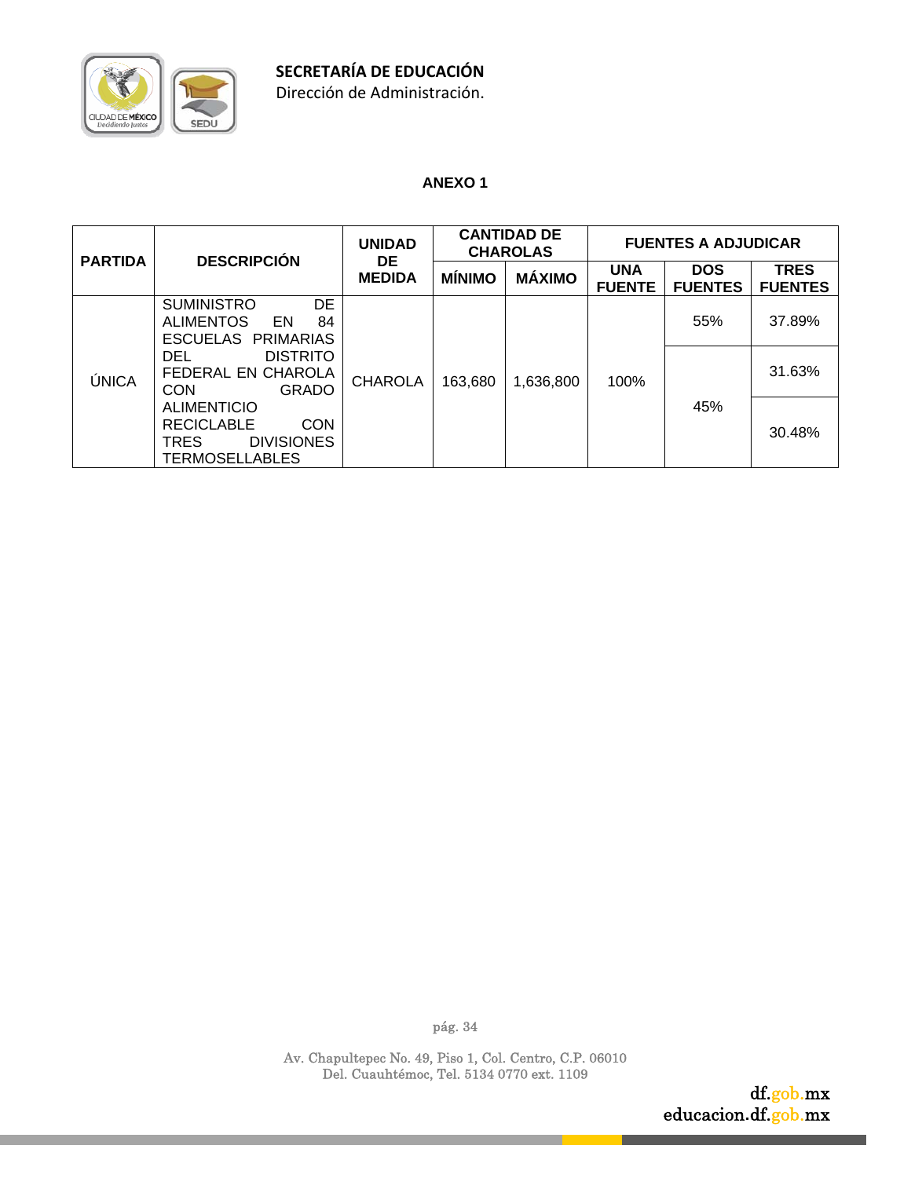**SECRETARÍA DE EDUCACIÓN**
Dirección de Administración.

## ANEXO 1

| PARTIDA | DESCRIPCIÓN | UNIDAD DE MEDIDA | CANTIDAD DE CHAROLAS | | FUENTES A ADJUDICAR | | |
|---|---|---|---|---|---|---|---|
| | | | MÍNIMO | MÁXIMO | UNA FUENTE | DOS FUENTES | TRES FUENTES |
| ÚNICA | SUMINISTRO DE ALIMENTOS EN 84 ESCUELAS PRIMARIAS DEL DISTRITO FEDERAL EN CHAROLA CON GRADO ALIMENTICIO RECICLABLE CON TRES DIVISIONES TERMOSELLABLES | CHAROLA | 163,680 | 1,636,800 | 100% | 55% | 37.89% |
| | | | | | | 45% | 31.63% |
| | | | | | | | 30.48% |

Av. Chapultepec No. 49, Piso 1, Col. Centro, C.P. 06010
Del. Cuauhtémoc, Tel. 5134 0770 ext. 1109

df.gob.mx
educacion.df.gob.mx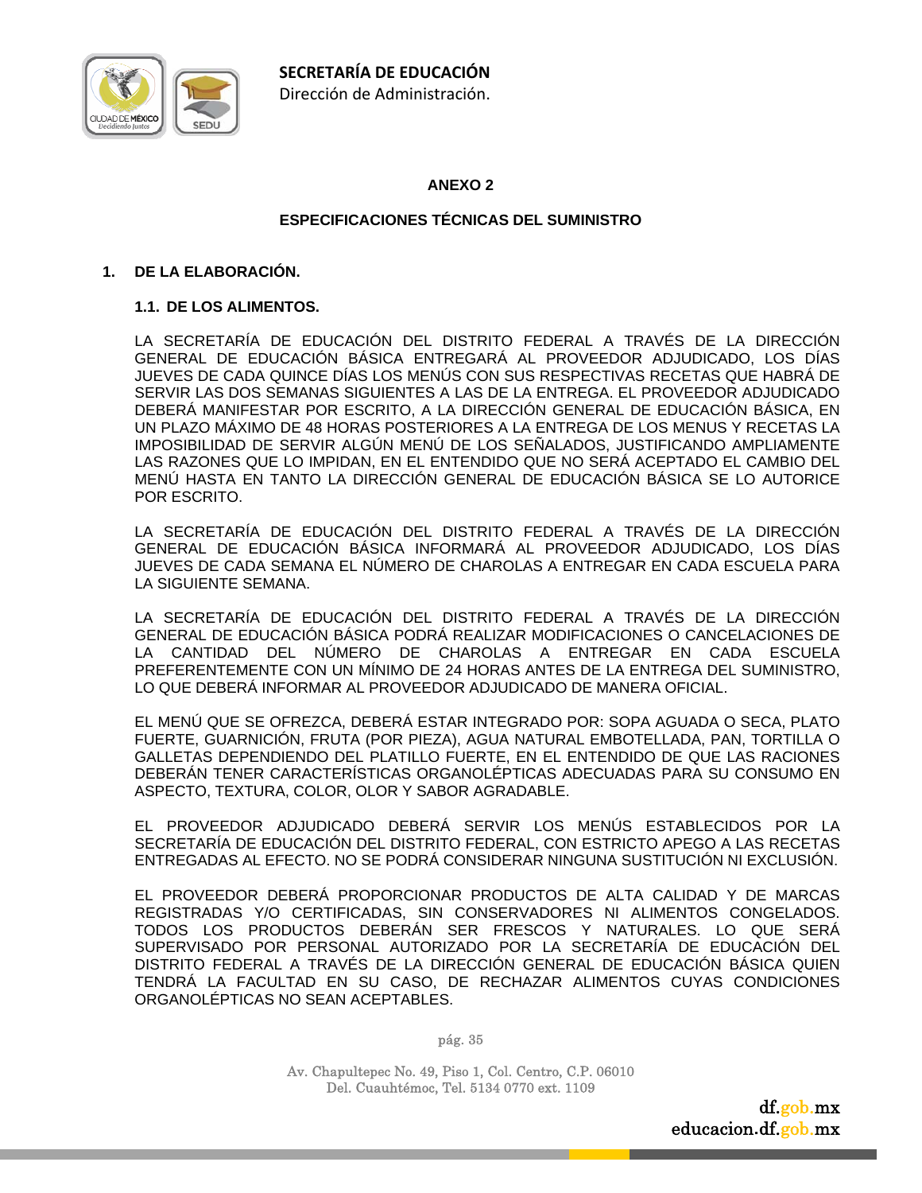**ANEXO 2**

**ESPECIFICACIONES TÉCNICAS DEL SUMINISTRO**

## 1. DE LA ELABORACIÓN.

### 1.1. DE LOS ALIMENTOS.

LA SECRETARÍA DE EDUCACIÓN DEL DISTRITO FEDERAL A TRAVÉS DE LA DIRECCIÓN GENERAL DE EDUCACIÓN BÁSICA ENTREGARÁ AL PROVEEDOR ADJUDICADO, LOS DÍAS JUEVES DE CADA QUINCE DÍAS LOS MENÚS CON SUS RESPECTIVAS RECETAS QUE HABRÁ DE SERVIR LAS DOS SEMANAS SIGUIENTES A LAS DE LA ENTREGA. EL PROVEEDOR ADJUDICADO DEBERÁ MANIFESTAR POR ESCRITO, A LA DIRECCIÓN GENERAL DE EDUCACIÓN BÁSICA, EN UN PLAZO MÁXIMO DE 48 HORAS POSTERIORES A LA ENTREGA DE LOS MENUS Y RECETAS LA IMPOSIBILIDAD DE SERVIR ALGÚN MENÚ DE LOS SEÑALADOS, JUSTIFICANDO AMPLIAMENTE LAS RAZONES QUE LO IMPIDAN, EN EL ENTENDIDO QUE NO SERÁ ACEPTADO EL CAMBIO DEL MENÚ HASTA EN TANTO LA DIRECCIÓN GENERAL DE EDUCACIÓN BÁSICA SE LO AUTORICE POR ESCRITO.

LA SECRETARÍA DE EDUCACIÓN DEL DISTRITO FEDERAL A TRAVÉS DE LA DIRECCIÓN GENERAL DE EDUCACIÓN BÁSICA INFORMARÁ AL PROVEEDOR ADJUDICADO, LOS DÍAS JUEVES DE CADA SEMANA EL NÚMERO DE CHAROLAS A ENTREGAR EN CADA ESCUELA PARA LA SIGUIENTE SEMANA.

LA SECRETARÍA DE EDUCACIÓN DEL DISTRITO FEDERAL A TRAVÉS DE LA DIRECCIÓN GENERAL DE EDUCACIÓN BÁSICA PODRÁ REALIZAR MODIFICACIONES O CANCELACIONES DE LA CANTIDAD DEL NÚMERO DE CHAROLAS A ENTREGAR EN CADA ESCUELA PREFERENTEMENTE CON UN MÍNIMO DE 24 HORAS ANTES DE LA ENTREGA DEL SUMINISTRO, LO QUE DEBERÁ INFORMAR AL PROVEEDOR ADJUDICADO DE MANERA OFICIAL.

EL MENÚ QUE SE OFREZCA, DEBERÁ ESTAR INTEGRADO POR: SOPA AGUADA O SECA, PLATO FUERTE, GUARNICIÓN, FRUTA (POR PIEZA), AGUA NATURAL EMBOTELLADA, PAN, TORTILLA O GALLETAS DEPENDIENDO DEL PLATILLO FUERTE, EN EL ENTENDIDO DE QUE LAS RACIONES DEBERÁN TENER CARACTERÍSTICAS ORGANOLÉPTICAS ADECUADAS PARA SU CONSUMO EN ASPECTO, TEXTURA, COLOR, OLOR Y SABOR AGRADABLE.

EL PROVEEDOR ADJUDICADO DEBERÁ SERVIR LOS MENÚS ESTABLECIDOS POR LA SECRETARÍA DE EDUCACIÓN DEL DISTRITO FEDERAL, CON ESTRICTO APEGO A LAS RECETAS ENTREGADAS AL EFECTO. NO SE PODRÁ CONSIDERAR NINGUNA SUSTITUCIÓN NI EXCLUSIÓN.

EL PROVEEDOR DEBERÁ PROPORCIONAR PRODUCTOS DE ALTA CALIDAD Y DE MARCAS REGISTRADAS Y/O CERTIFICADAS, SIN CONSERVADORES NI ALIMENTOS CONGELADOS. TODOS LOS PRODUCTOS DEBERÁN SER FRESCOS Y NATURALES. LO QUE SERÁ SUPERVISADO POR PERSONAL AUTORIZADO POR LA SECRETARÍA DE EDUCACIÓN DEL DISTRITO FEDERAL A TRAVÉS DE LA DIRECCIÓN GENERAL DE EDUCACIÓN BÁSICA QUIEN TENDRÁ LA FACULTAD EN SU CASO, DE RECHAZAR ALIMENTOS CUYAS CONDICIONES ORGANOLÉPTICAS NO SEAN ACEPTABLES.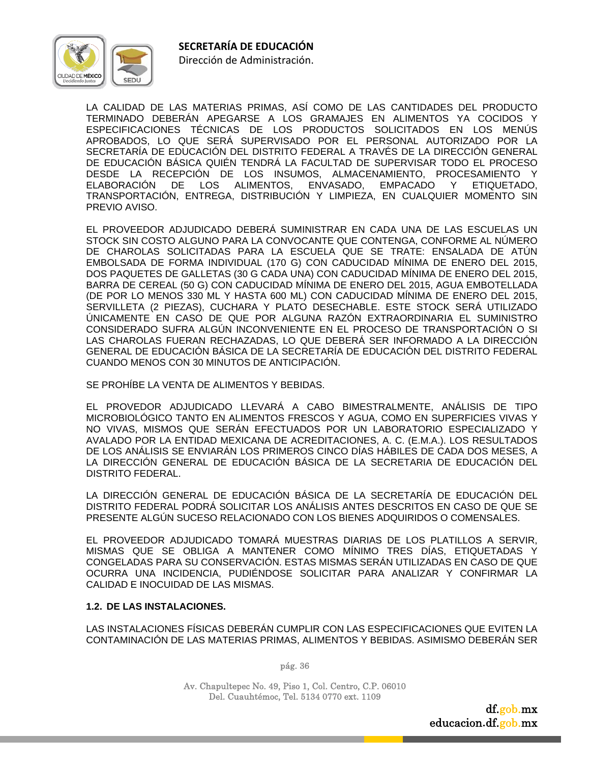LA CALIDAD DE LAS MATERIAS PRIMAS, ASÍ COMO DE LAS CANTIDADES DEL PRODUCTO TERMINADO DEBERÁN APEGARSE A LOS GRAMAJES EN ALIMENTOS YA COCIDOS Y ESPECIFICACIONES TÉCNICAS DE LOS PRODUCTOS SOLICITADOS EN LOS MENÚS APROBADOS, LO QUE SERÁ SUPERVISADO POR EL PERSONAL AUTORIZADO POR LA SECRETARÍA DE EDUCACIÓN DEL DISTRITO FEDERAL A TRAVÉS DE LA DIRECCIÓN GENERAL DE EDUCACIÓN BÁSICA QUIÉN TENDRÁ LA FACULTAD DE SUPERVISAR TODO EL PROCESO DESDE LA RECEPCIÓN DE LOS INSUMOS, ALMACENAMIENTO, PROCESAMIENTO Y ELABORACIÓN DE LOS ALIMENTOS, ENVASADO, EMPACADO Y ETIQUETADO, TRANSPORTACIÓN, ENTREGA, DISTRIBUCIÓN Y LIMPIEZA, EN CUALQUIER MOMENTO SIN PREVIO AVISO.

EL PROVEEDOR ADJUDICADO DEBERÁ SUMINISTRAR EN CADA UNA DE LAS ESCUELAS UN STOCK SIN COSTO ALGUNO PARA LA CONVOCANTE QUE CONTENGA, CONFORME AL NÚMERO DE CHAROLAS SOLICITADAS PARA LA ESCUELA QUE SE TRATE: ENSALADA DE ATÚN EMBOLSADA DE FORMA INDIVIDUAL (170 G) CON CADUCIDAD MÍNIMA DE ENERO DEL 2015, DOS PAQUETES DE GALLETAS (30 G CADA UNA) CON CADUCIDAD MÍNIMA DE ENERO DEL 2015, BARRA DE CEREAL (50 G) CON CADUCIDAD MÍNIMA DE ENERO DEL 2015, AGUA EMBOTELLADA (DE POR LO MENOS 330 ML Y HASTA 600 ML) CON CADUCIDAD MÍNIMA DE ENERO DEL 2015, SERVILLETA (2 PIEZAS), CUCHARA Y PLATO DESECHABLE. ESTE STOCK SERÁ UTILIZADO ÚNICAMENTE EN CASO DE QUE POR ALGUNA RAZÓN EXTRAORDINARIA EL SUMINISTRO CONSIDERADO SUFRA ALGÚN INCONVENIENTE EN EL PROCESO DE TRANSPORTACIÓN O SI LAS CHAROLAS FUERAN RECHAZADAS, LO QUE DEBERÁ SER INFORMADO A LA DIRECCIÓN GENERAL DE EDUCACIÓN BÁSICA DE LA SECRETARÍA DE EDUCACIÓN DEL DISTRITO FEDERAL CUANDO MENOS CON 30 MINUTOS DE ANTICIPACIÓN.

SE PROHÍBE LA VENTA DE ALIMENTOS Y BEBIDAS.

EL PROVEDOR ADJUDICADO LLEVARÁ A CABO BIMESTRALMENTE, ANÁLISIS DE TIPO MICROBIOLÓGICO TANTO EN ALIMENTOS FRESCOS Y AGUA, COMO EN SUPERFICIES VIVAS Y NO VIVAS, MISMOS QUE SERÁN EFECTUADOS POR UN LABORATORIO ESPECIALIZADO Y AVALADO POR LA ENTIDAD MEXICANA DE ACREDITACIONES, A. C. (E.M.A.). LOS RESULTADOS DE LOS ANÁLISIS SE ENVIARÁN LOS PRIMEROS CINCO DÍAS HÁBILES DE CADA DOS MESES, A LA DIRECCIÓN GENERAL DE EDUCACIÓN BÁSICA DE LA SECRETARIA DE EDUCACIÓN DEL DISTRITO FEDERAL.

LA DIRECCIÓN GENERAL DE EDUCACIÓN BÁSICA DE LA SECRETARÍA DE EDUCACIÓN DEL DISTRITO FEDERAL PODRÁ SOLICITAR LOS ANÁLISIS ANTES DESCRITOS EN CASO DE QUE SE PRESENTE ALGÚN SUCESO RELACIONADO CON LOS BIENES ADQUIRIDOS O COMENSALES.

EL PROVEEDOR ADJUDICADO TOMARÁ MUESTRAS DIARIAS DE LOS PLATILLOS A SERVIR, MISMAS QUE SE OBLIGA A MANTENER COMO MÍNIMO TRES DÍAS, ETIQUETADAS Y CONGELADAS PARA SU CONSERVACIÓN. ESTAS MISMAS SERÁN UTILIZADAS EN CASO DE QUE OCURRA UNA INCIDENCIA, PUDIÉNDOSE SOLICITAR PARA ANALIZAR Y CONFIRMAR LA CALIDAD E INOCUIDAD DE LAS MISMAS.

### 1.2. DE LAS INSTALACIONES.

LAS INSTALACIONES FÍSICAS DEBERÁN CUMPLIR CON LAS ESPECIFICACIONES QUE EVITEN LA CONTAMINACIÓN DE LAS MATERIAS PRIMAS, ALIMENTOS Y BEBIDAS. ASIMISMO DEBERÁN SER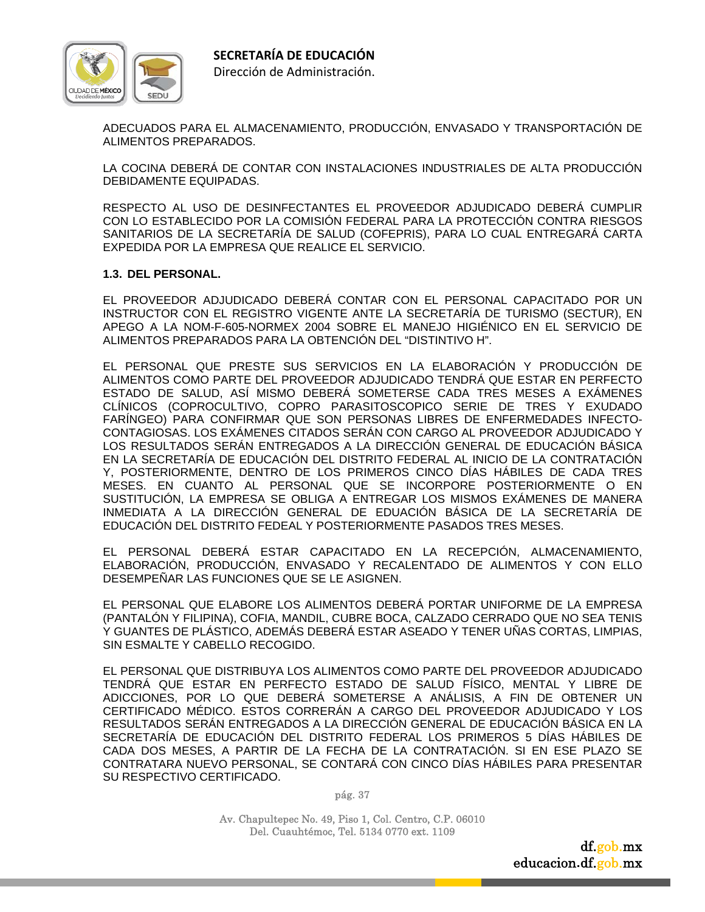ADECUADOS PARA EL ALMACENAMIENTO, PRODUCCIÓN, ENVASADO Y TRANSPORTACIÓN DE ALIMENTOS PREPARADOS.

LA COCINA DEBERÁ DE CONTAR CON INSTALACIONES INDUSTRIALES DE ALTA PRODUCCIÓN DEBIDAMENTE EQUIPADAS.

RESPECTO AL USO DE DESINFECTANTES EL PROVEEDOR ADJUDICADO DEBERÁ CUMPLIR CON LO ESTABLECIDO POR LA COMISIÓN FEDERAL PARA LA PROTECCIÓN CONTRA RIESGOS SANITARIOS DE LA SECRETARÍA DE SALUD (COFEPRIS), PARA LO CUAL ENTREGARÁ CARTA EXPEDIDA POR LA EMPRESA QUE REALICE EL SERVICIO.

**1.3. DEL PERSONAL.**

EL PROVEEDOR ADJUDICADO DEBERÁ CONTAR CON EL PERSONAL CAPACITADO POR UN INSTRUCTOR CON EL REGISTRO VIGENTE ANTE LA SECRETARÍA DE TURISMO (SECTUR), EN APEGO A LA NOM-F-605-NORMEX 2004 SOBRE EL MANEJO HIGIÉNICO EN EL SERVICIO DE ALIMENTOS PREPARADOS PARA LA OBTENCIÓN DEL "DISTINTIVO H".

EL PERSONAL QUE PRESTE SUS SERVICIOS EN LA ELABORACIÓN Y PRODUCCIÓN DE ALIMENTOS COMO PARTE DEL PROVEEDOR ADJUDICADO TENDRÁ QUE ESTAR EN PERFECTO ESTADO DE SALUD, ASÍ MISMO DEBERÁ SOMETERSE CADA TRES MESES A EXÁMENES CLÍNICOS (COPROCULTIVO, COPRO PARASITOSCOPICO SERIE DE TRES Y EXUDADO FARÍNGEO) PARA CONFIRMAR QUE SON PERSONAS LIBRES DE ENFERMEDADES INFECTO-CONTAGIOSAS. LOS EXÁMENES CITADOS SERÁN CON CARGO AL PROVEEDOR ADJUDICADO Y LOS RESULTADOS SERÁN ENTREGADOS A LA DIRECCIÓN GENERAL DE EDUCACIÓN BÁSICA EN LA SECRETARÍA DE EDUCACIÓN DEL DISTRITO FEDERAL AL INICIO DE LA CONTRATACIÓN Y, POSTERIORMENTE, DENTRO DE LOS PRIMEROS CINCO DÍAS HÁBILES DE CADA TRES MESES. EN CUANTO AL PERSONAL QUE SE INCORPORE POSTERIORMENTE O EN SUSTITUCIÓN, LA EMPRESA SE OBLIGA A ENTREGAR LOS MISMOS EXÁMENES DE MANERA INMEDIATA A LA DIRECCIÓN GENERAL DE EDUACIÓN BÁSICA DE LA SECRETARÍA DE EDUCACIÓN DEL DISTRITO FEDEAL Y POSTERIORMENTE PASADOS TRES MESES.

EL PERSONAL DEBERÁ ESTAR CAPACITADO EN LA RECEPCIÓN, ALMACENAMIENTO, ELABORACIÓN, PRODUCCIÓN, ENVASADO Y RECALENTADO DE ALIMENTOS Y CON ELLO DESEMPEÑAR LAS FUNCIONES QUE SE LE ASIGNEN.

EL PERSONAL QUE ELABORE LOS ALIMENTOS DEBERÁ PORTAR UNIFORME DE LA EMPRESA (PANTALÓN Y FILIPINA), COFIA, MANDIL, CUBRE BOCA, CALZADO CERRADO QUE NO SEA TENIS Y GUANTES DE PLÁSTICO, ADEMÁS DEBERÁ ESTAR ASEADO Y TENER UÑAS CORTAS, LIMPIAS, SIN ESMALTE Y CABELLO RECOGIDO.

EL PERSONAL QUE DISTRIBUYA LOS ALIMENTOS COMO PARTE DEL PROVEEDOR ADJUDICADO TENDRÁ QUE ESTAR EN PERFECTO ESTADO DE SALUD FÍSICO, MENTAL Y LIBRE DE ADICCIONES, POR LO QUE DEBERÁ SOMETERSE A ANÁLISIS, A FIN DE OBTENER UN CERTIFICADO MÉDICO. ESTOS CORRERÁN A CARGO DEL PROVEEDOR ADJUDICADO Y LOS RESULTADOS SERÁN ENTREGADOS A LA DIRECCIÓN GENERAL DE EDUCACIÓN BÁSICA EN LA SECRETARÍA DE EDUCACIÓN DEL DISTRITO FEDERAL LOS PRIMEROS 5 DÍAS HÁBILES DE CADA DOS MESES, A PARTIR DE LA FECHA DE LA CONTRATACIÓN. SI EN ESE PLAZO SE CONTRATARA NUEVO PERSONAL, SE CONTARÁ CON CINCO DÍAS HÁBILES PARA PRESENTAR SU RESPECTIVO CERTIFICADO.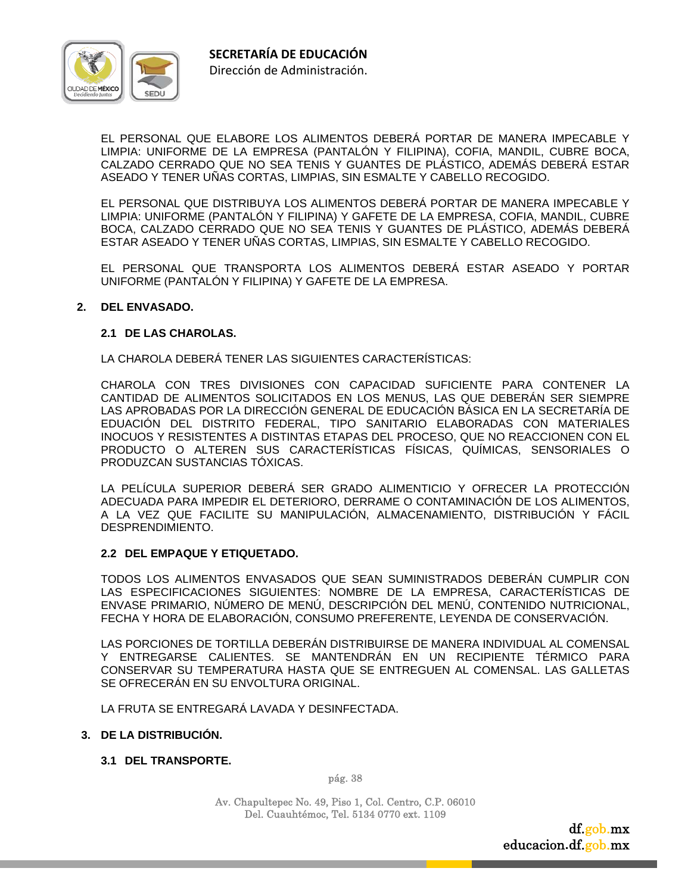EL PERSONAL QUE ELABORE LOS ALIMENTOS DEBERÁ PORTAR DE MANERA IMPECABLE Y LIMPIA: UNIFORME DE LA EMPRESA (PANTALÓN Y FILIPINA), COFIA, MANDIL, CUBRE BOCA, CALZADO CERRADO QUE NO SEA TENIS Y GUANTES DE PLÁSTICO, ADEMÁS DEBERÁ ESTAR ASEADO Y TENER UÑAS CORTAS, LIMPIAS, SIN ESMALTE Y CABELLO RECOGIDO.

EL PERSONAL QUE DISTRIBUYA LOS ALIMENTOS DEBERÁ PORTAR DE MANERA IMPECABLE Y LIMPIA: UNIFORME (PANTALÓN Y FILIPINA) Y GAFETE DE LA EMPRESA, COFIA, MANDIL, CUBRE BOCA, CALZADO CERRADO QUE NO SEA TENIS Y GUANTES DE PLÁSTICO, ADEMÁS DEBERÁ ESTAR ASEADO Y TENER UÑAS CORTAS, LIMPIAS, SIN ESMALTE Y CABELLO RECOGIDO.

EL PERSONAL QUE TRANSPORTA LOS ALIMENTOS DEBERÁ ESTAR ASEADO Y PORTAR UNIFORME (PANTALÓN Y FILIPINA) Y GAFETE DE LA EMPRESA.

## 2. DEL ENVASADO.

### 2.1 DE LAS CHAROLAS.

LA CHAROLA DEBERÁ TENER LAS SIGUIENTES CARACTERÍSTICAS:

CHAROLA CON TRES DIVISIONES CON CAPACIDAD SUFICIENTE PARA CONTENER LA CANTIDAD DE ALIMENTOS SOLICITADOS EN LOS MENUS, LAS QUE DEBERÁN SER SIEMPRE LAS APROBADAS POR LA DIRECCIÓN GENERAL DE EDUCACIÓN BÁSICA EN LA SECRETARÍA DE EDUACIÓN DEL DISTRITO FEDERAL, TIPO SANITARIO ELABORADAS CON MATERIALES INOCUOS Y RESISTENTES A DISTINTAS ETAPAS DEL PROCESO, QUE NO REACCIONEN CON EL PRODUCTO O ALTEREN SUS CARACTERÍSTICAS FÍSICAS, QUÍMICAS, SENSORIALES O PRODUZCAN SUSTANCIAS TÓXICAS.

LA PELÍCULA SUPERIOR DEBERÁ SER GRADO ALIMENTICIO Y OFRECER LA PROTECCIÓN ADECUADA PARA IMPEDIR EL DETERIORO, DERRAME O CONTAMINACIÓN DE LOS ALIMENTOS, A LA VEZ QUE FACILITE SU MANIPULACIÓN, ALMACENAMIENTO, DISTRIBUCIÓN Y FÁCIL DESPRENDIMIENTO.

### 2.2 DEL EMPAQUE Y ETIQUETADO.

TODOS LOS ALIMENTOS ENVASADOS QUE SEAN SUMINISTRADOS DEBERÁN CUMPLIR CON LAS ESPECIFICACIONES SIGUIENTES: NOMBRE DE LA EMPRESA, CARACTERÍSTICAS DE ENVASE PRIMARIO, NÚMERO DE MENÚ, DESCRIPCIÓN DEL MENÚ, CONTENIDO NUTRICIONAL, FECHA Y HORA DE ELABORACIÓN, CONSUMO PREFERENTE, LEYENDA DE CONSERVACIÓN.

LAS PORCIONES DE TORTILLA DEBERÁN DISTRIBUIRSE DE MANERA INDIVIDUAL AL COMENSAL Y ENTREGARSE CALIENTES. SE MANTENDRÁN EN UN RECIPIENTE TÉRMICO PARA CONSERVAR SU TEMPERATURA HASTA QUE SE ENTREGUEN AL COMENSAL. LAS GALLETAS SE OFRECERÁN EN SU ENVOLTURA ORIGINAL.

LA FRUTA SE ENTREGARÁ LAVADA Y DESINFECTADA.

## 3. DE LA DISTRIBUCIÓN.

### 3.1 DEL TRANSPORTE.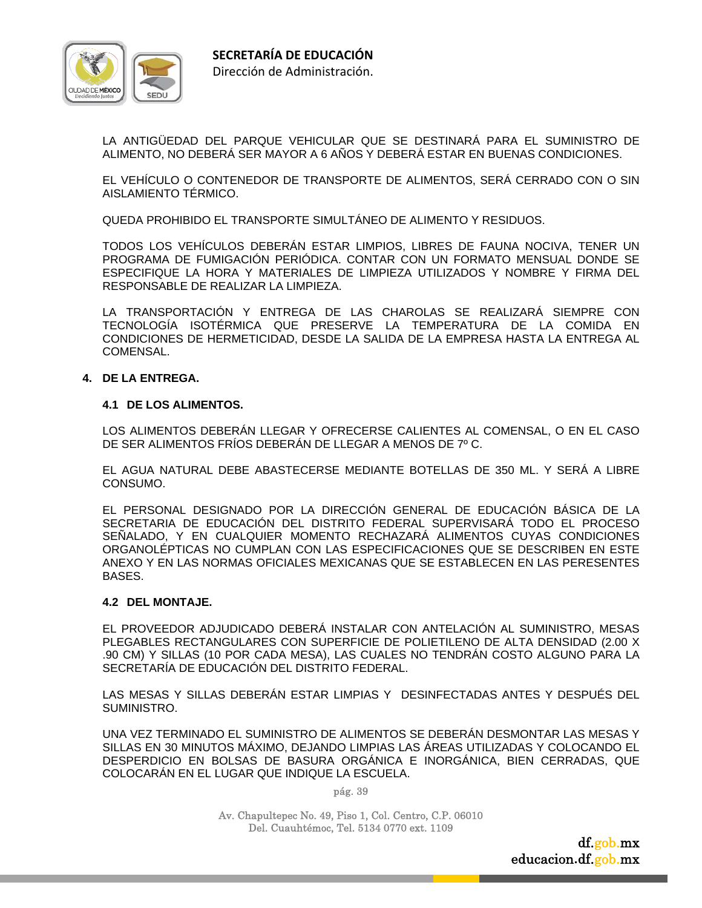LA ANTIGÜEDAD DEL PARQUE VEHICULAR QUE SE DESTINARÁ PARA EL SUMINISTRO DE ALIMENTO, NO DEBERÁ SER MAYOR A 6 AÑOS Y DEBERÁ ESTAR EN BUENAS CONDICIONES.

EL VEHÍCULO O CONTENEDOR DE TRANSPORTE DE ALIMENTOS, SERÁ CERRADO CON O SIN AISLAMIENTO TÉRMICO.

QUEDA PROHIBIDO EL TRANSPORTE SIMULTÁNEO DE ALIMENTO Y RESIDUOS.

TODOS LOS VEHÍCULOS DEBERÁN ESTAR LIMPIOS, LIBRES DE FAUNA NOCIVA, TENER UN PROGRAMA DE FUMIGACIÓN PERIÓDICA. CONTAR CON UN FORMATO MENSUAL DONDE SE ESPECIFIQUE LA HORA Y MATERIALES DE LIMPIEZA UTILIZADOS Y NOMBRE Y FIRMA DEL RESPONSABLE DE REALIZAR LA LIMPIEZA.

LA TRANSPORTACIÓN Y ENTREGA DE LAS CHAROLAS SE REALIZARÁ SIEMPRE CON TECNOLOGÍA ISOTÉRMICA QUE PRESERVE LA TEMPERATURA DE LA COMIDA EN CONDICIONES DE HERMETICIDAD, DESDE LA SALIDA DE LA EMPRESA HASTA LA ENTREGA AL COMENSAL.

## 4. DE LA ENTREGA.

### 4.1 DE LOS ALIMENTOS.

LOS ALIMENTOS DEBERÁN LLEGAR Y OFRECERSE CALIENTES AL COMENSAL, O EN EL CASO DE SER ALIMENTOS FRÍOS DEBERÁN DE LLEGAR A MENOS DE 7º C.

EL AGUA NATURAL DEBE ABASTECERSE MEDIANTE BOTELLAS DE 350 ML. Y SERÁ A LIBRE CONSUMO.

EL PERSONAL DESIGNADO POR LA DIRECCIÓN GENERAL DE EDUCACIÓN BÁSICA DE LA SECRETARIA DE EDUCACIÓN DEL DISTRITO FEDERAL SUPERVISARÁ TODO EL PROCESO SEÑALADO, Y EN CUALQUIER MOMENTO RECHAZARÁ ALIMENTOS CUYAS CONDICIONES ORGANOLÉPTICAS NO CUMPLAN CON LAS ESPECIFICACIONES QUE SE DESCRIBEN EN ESTE ANEXO Y EN LAS NORMAS OFICIALES MEXICANAS QUE SE ESTABLECEN EN LAS PERESENTES BASES.

### 4.2 DEL MONTAJE.

EL PROVEEDOR ADJUDICADO DEBERÁ INSTALAR CON ANTELACIÓN AL SUMINISTRO, MESAS PLEGABLES RECTANGULARES CON SUPERFICIE DE POLIETILENO DE ALTA DENSIDAD (2.00 X .90 CM) Y SILLAS (10 POR CADA MESA), LAS CUALES NO TENDRÁN COSTO ALGUNO PARA LA SECRETARÍA DE EDUCACIÓN DEL DISTRITO FEDERAL.

LAS MESAS Y SILLAS DEBERÁN ESTAR LIMPIAS Y DESINFECTADAS ANTES Y DESPUÉS DEL SUMINISTRO.

UNA VEZ TERMINADO EL SUMINISTRO DE ALIMENTOS SE DEBERÁN DESMONTAR LAS MESAS Y SILLAS EN 30 MINUTOS MÁXIMO, DEJANDO LIMPIAS LAS ÁREAS UTILIZADAS Y COLOCANDO EL DESPERDICIO EN BOLSAS DE BASURA ORGÁNICA E INORGÁNICA, BIEN CERRADAS, QUE COLOCARÁN EN EL LUGAR QUE INDIQUE LA ESCUELA.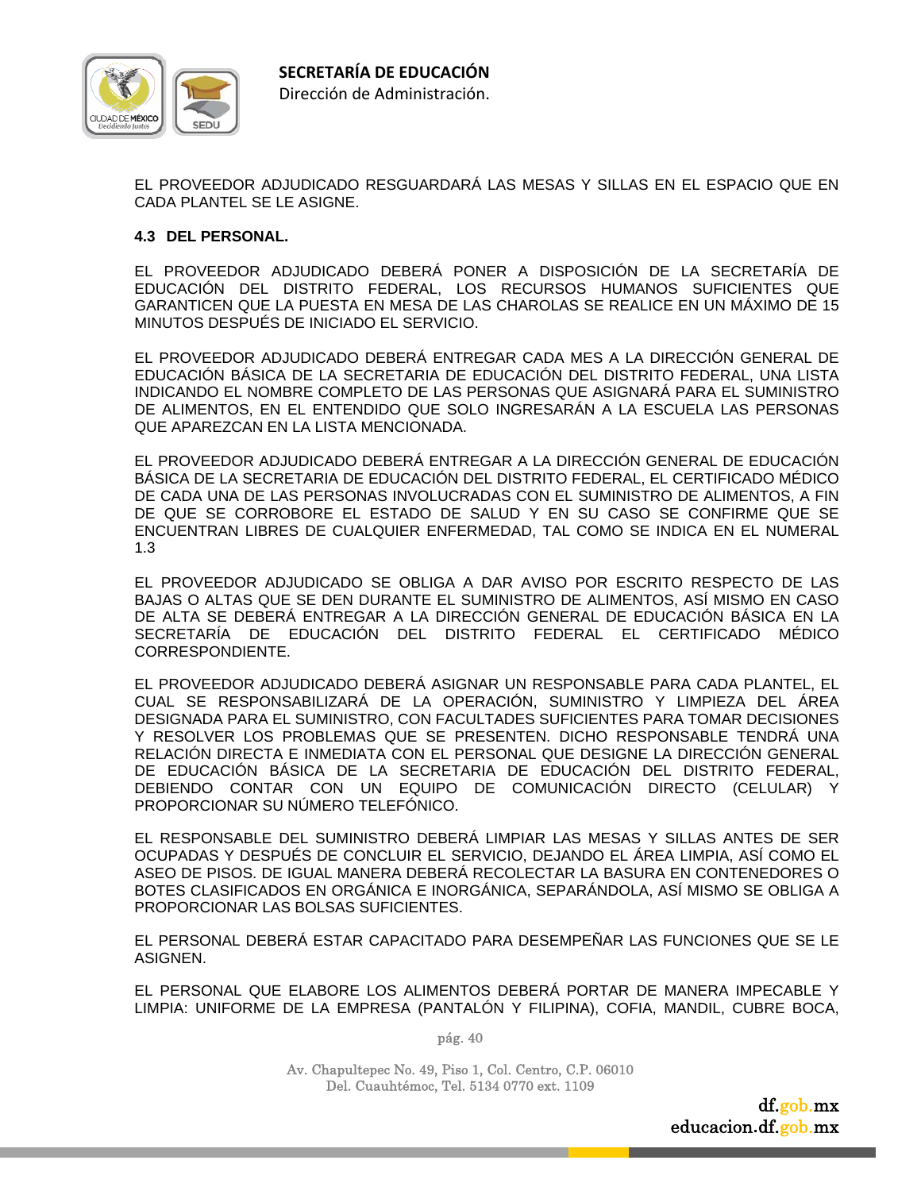EL PROVEEDOR ADJUDICADO RESGUARDARÁ LAS MESAS Y SILLAS EN EL ESPACIO QUE EN CADA PLANTEL SE LE ASIGNE.

**4.3 DEL PERSONAL.**

EL PROVEEDOR ADJUDICADO DEBERÁ PONER A DISPOSICIÓN DE LA SECRETARÍA DE EDUCACIÓN DEL DISTRITO FEDERAL, LOS RECURSOS HUMANOS SUFICIENTES QUE GARANTICEN QUE LA PUESTA EN MESA DE LAS CHAROLAS SE REALICE EN UN MÁXIMO DE 15 MINUTOS DESPUÉS DE INICIADO EL SERVICIO.

EL PROVEEDOR ADJUDICADO DEBERÁ ENTREGAR CADA MES A LA DIRECCIÓN GENERAL DE EDUCACIÓN BÁSICA DE LA SECRETARIA DE EDUCACIÓN DEL DISTRITO FEDERAL, UNA LISTA INDICANDO EL NOMBRE COMPLETO DE LAS PERSONAS QUE ASIGNARÁ PARA EL SUMINISTRO DE ALIMENTOS, EN EL ENTENDIDO QUE SOLO INGRESARÁN A LA ESCUELA LAS PERSONAS QUE APAREZCAN EN LA LISTA MENCIONADA.

EL PROVEEDOR ADJUDICADO DEBERÁ ENTREGAR A LA DIRECCIÓN GENERAL DE EDUCACIÓN BÁSICA DE LA SECRETARIA DE EDUCACIÓN DEL DISTRITO FEDERAL, EL CERTIFICADO MÉDICO DE CADA UNA DE LAS PERSONAS INVOLUCRADAS CON EL SUMINISTRO DE ALIMENTOS, A FIN DE QUE SE CORROBORE EL ESTADO DE SALUD Y EN SU CASO SE CONFIRME QUE SE ENCUENTRAN LIBRES DE CUALQUIER ENFERMEDAD, TAL COMO SE INDICA EN EL NUMERAL 1.3

EL PROVEEDOR ADJUDICADO SE OBLIGA A DAR AVISO POR ESCRITO RESPECTO DE LAS BAJAS O ALTAS QUE SE DEN DURANTE EL SUMINISTRO DE ALIMENTOS, ASÍ MISMO EN CASO DE ALTA SE DEBERÁ ENTREGAR A LA DIRECCIÓN GENERAL DE EDUCACIÓN BÁSICA EN LA SECRETARÍA DE EDUCACIÓN DEL DISTRITO FEDERAL EL CERTIFICADO MÉDICO CORRESPONDIENTE.

EL PROVEEDOR ADJUDICADO DEBERÁ ASIGNAR UN RESPONSABLE PARA CADA PLANTEL, EL CUAL SE RESPONSABILIZARÁ DE LA OPERACIÓN, SUMINISTRO Y LIMPIEZA DEL ÁREA DESIGNADA PARA EL SUMINISTRO, CON FACULTADES SUFICIENTES PARA TOMAR DECISIONES Y RESOLVER LOS PROBLEMAS QUE SE PRESENTEN. DICHO RESPONSABLE TENDRÁ UNA RELACIÓN DIRECTA E INMEDIATA CON EL PERSONAL QUE DESIGNE LA DIRECCIÓN GENERAL DE EDUCACIÓN BÁSICA DE LA SECRETARIA DE EDUCACIÓN DEL DISTRITO FEDERAL, DEBIENDO CONTAR CON UN EQUIPO DE COMUNICACIÓN DIRECTO (CELULAR) Y PROPORCIONAR SU NÚMERO TELEFÓNICO.

EL RESPONSABLE DEL SUMINISTRO DEBERÁ LIMPIAR LAS MESAS Y SILLAS ANTES DE SER OCUPADAS Y DESPUÉS DE CONCLUIR EL SERVICIO, DEJANDO EL ÁREA LIMPIA, ASÍ COMO EL ASEO DE PISOS. DE IGUAL MANERA DEBERÁ RECOLECTAR LA BASURA EN CONTENEDORES O BOTES CLASIFICADOS EN ORGÁNICA E INORGÁNICA, SEPARÁNDOLA, ASÍ MISMO SE OBLIGA A PROPORCIONAR LAS BOLSAS SUFICIENTES.

EL PERSONAL DEBERÁ ESTAR CAPACITADO PARA DESEMPEÑAR LAS FUNCIONES QUE SE LE ASIGNEN.

EL PERSONAL QUE ELABORE LOS ALIMENTOS DEBERÁ PORTAR DE MANERA IMPECABLE Y LIMPIA: UNIFORME DE LA EMPRESA (PANTALÓN Y FILIPINA), COFIA, MANDIL, CUBRE BOCA,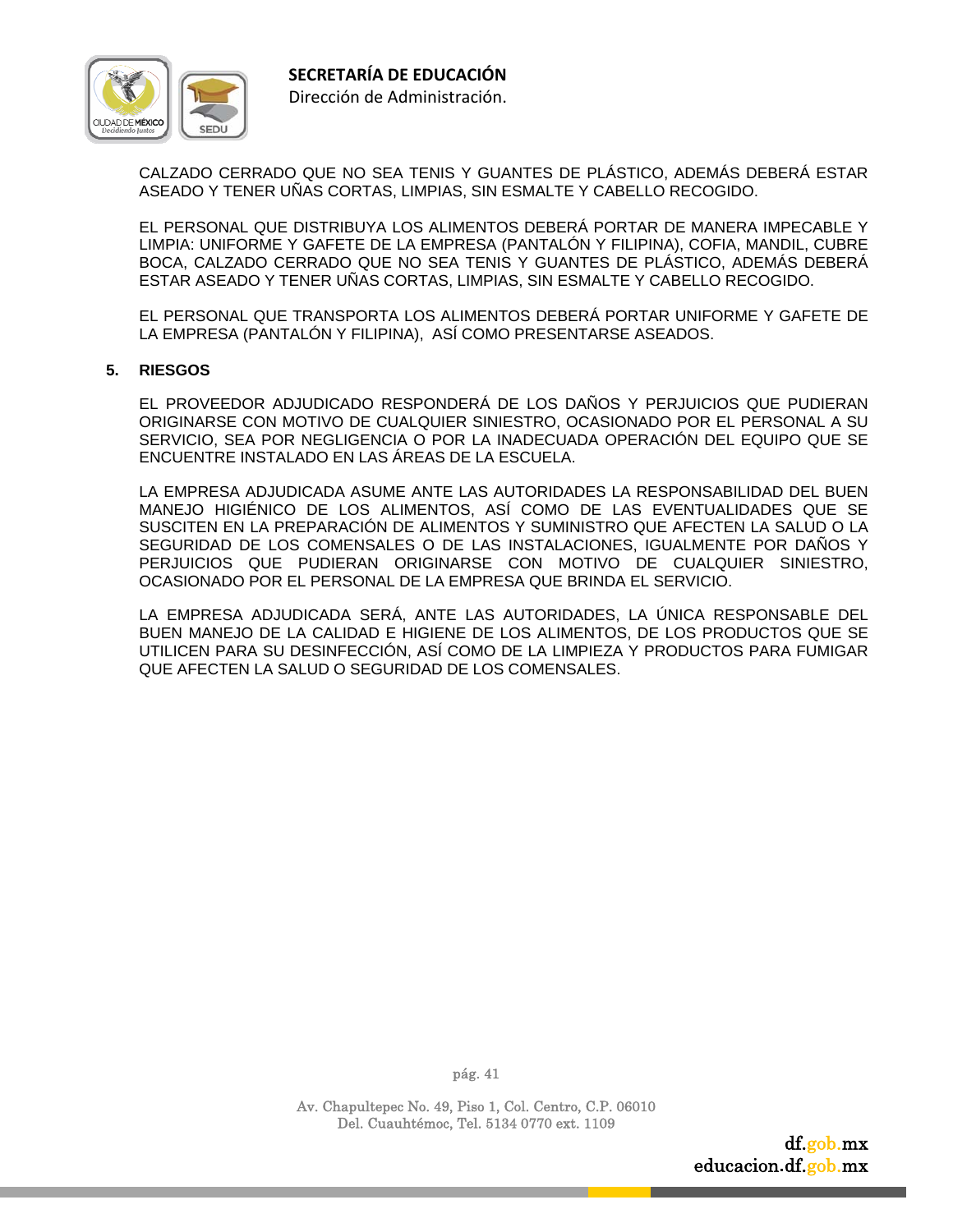CALZADO CERRADO QUE NO SEA TENIS Y GUANTES DE PLÁSTICO, ADEMÁS DEBERÁ ESTAR ASEADO Y TENER UÑAS CORTAS, LIMPIAS, SIN ESMALTE Y CABELLO RECOGIDO.

EL PERSONAL QUE DISTRIBUYA LOS ALIMENTOS DEBERÁ PORTAR DE MANERA IMPECABLE Y LIMPIA: UNIFORME Y GAFETE DE LA EMPRESA (PANTALÓN Y FILIPINA), COFIA, MANDIL, CUBRE BOCA, CALZADO CERRADO QUE NO SEA TENIS Y GUANTES DE PLÁSTICO, ADEMÁS DEBERÁ ESTAR ASEADO Y TENER UÑAS CORTAS, LIMPIAS, SIN ESMALTE Y CABELLO RECOGIDO.

EL PERSONAL QUE TRANSPORTA LOS ALIMENTOS DEBERÁ PORTAR UNIFORME Y GAFETE DE LA EMPRESA (PANTALÓN Y FILIPINA), ASÍ COMO PRESENTARSE ASEADOS.

## 5. RIESGOS

EL PROVEEDOR ADJUDICADO RESPONDERÁ DE LOS DAÑOS Y PERJUICIOS QUE PUDIERAN ORIGINARSE CON MOTIVO DE CUALQUIER SINIESTRO, OCASIONADO POR EL PERSONAL A SU SERVICIO, SEA POR NEGLIGENCIA O POR LA INADECUADA OPERACIÓN DEL EQUIPO QUE SE ENCUENTRE INSTALADO EN LAS ÁREAS DE LA ESCUELA.

LA EMPRESA ADJUDICADA ASUME ANTE LAS AUTORIDADES LA RESPONSABILIDAD DEL BUEN MANEJO HIGIÉNICO DE LOS ALIMENTOS, ASÍ COMO DE LAS EVENTUALIDADES QUE SE SUSCITEN EN LA PREPARACIÓN DE ALIMENTOS Y SUMINISTRO QUE AFECTEN LA SALUD O LA SEGURIDAD DE LOS COMENSALES O DE LAS INSTALACIONES, IGUALMENTE POR DAÑOS Y PERJUICIOS QUE PUDIERAN ORIGINARSE CON MOTIVO DE CUALQUIER SINIESTRO, OCASIONADO POR EL PERSONAL DE LA EMPRESA QUE BRINDA EL SERVICIO.

LA EMPRESA ADJUDICADA SERÁ, ANTE LAS AUTORIDADES, LA ÚNICA RESPONSABLE DEL BUEN MANEJO DE LA CALIDAD E HIGIENE DE LOS ALIMENTOS, DE LOS PRODUCTOS QUE SE UTILICEN PARA SU DESINFECCIÓN, ASÍ COMO DE LA LIMPIEZA Y PRODUCTOS PARA FUMIGAR QUE AFECTEN LA SALUD O SEGURIDAD DE LOS COMENSALES.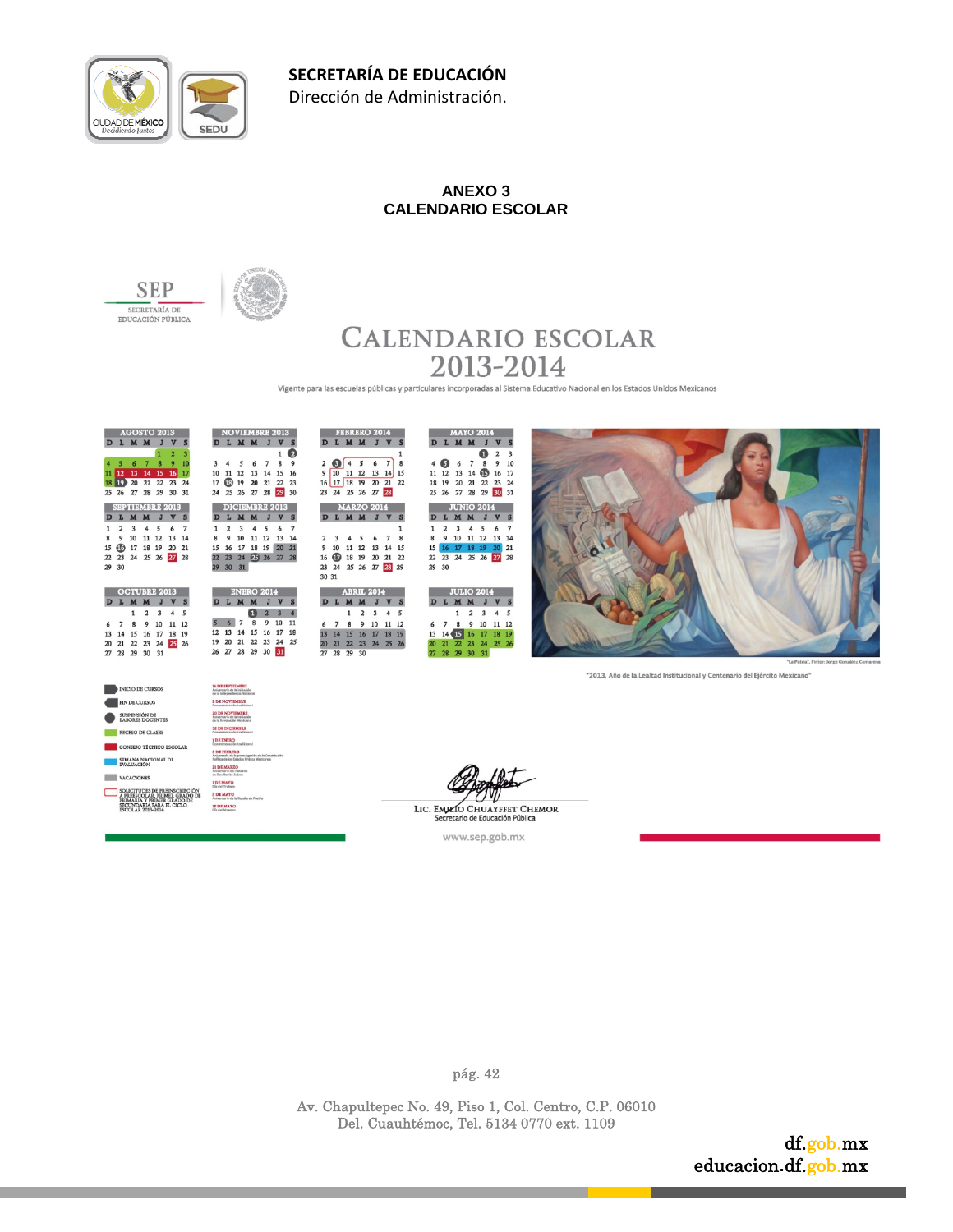**SECRETARÍA DE EDUCACIÓN**
Dirección de Administración.

## ANEXO 3
## CALENDARIO ESCOLAR

SEP
SECRETARÍA DE EDUCACIÓN PÚBLICA

# CALENDARIO ESCOLAR 2013-2014

Vigente para las escuelas públicas y particulares incorporadas al Sistema Educativo Nacional en los Estados Unidos Mexicanos

**AGOSTO 2013**

| D | L | M | M | J | V | S |
|---|---|---|---|---|---|---|
| | | | | 1 | 2 | 3 |
| 4 | 5 | 6 | 7 | 8 | 9 | 10 |
| 11 | 12 | 13 | 14 | 15 | 16 | 17 |
| 18 | 19 | 20 | 21 | 22 | 23 | 24 |
| 25 | 26 | 27 | 28 | 29 | 30 | 31 |

**SEPTIEMBRE 2013**

| D | L | M | M | J | V | S |
|---|---|---|---|---|---|---|
| 1 | 2 | 3 | 4 | 5 | 6 | 7 |
| 8 | 9 | 10 | 11 | 12 | 13 | 14 |
| 15 | 16 | 17 | 18 | 19 | 20 | 21 |
| 22 | 23 | 24 | 25 | 26 | 27 | 28 |
| 29 | 30 | | | | | |

**OCTUBRE 2013**

| D | L | M | M | J | V | S |
|---|---|---|---|---|---|---|
| | | 1 | 2 | 3 | 4 | 5 |
| 6 | 7 | 8 | 9 | 10 | 11 | 12 |
| 13 | 14 | 15 | 16 | 17 | 18 | 19 |
| 20 | 21 | 22 | 23 | 24 | 25 | 26 |
| 27 | 28 | 29 | 30 | 31 | | |

**NOVIEMBRE 2013**

| D | L | M | M | J | V | S |
|---|---|---|---|---|---|---|
| | | | | | 1 | 2 |
| 3 | 4 | 5 | 6 | 7 | 8 | 9 |
| 10 | 11 | 12 | 13 | 14 | 15 | 16 |
| 17 | 18 | 19 | 20 | 21 | 22 | 23 |
| 24 | 25 | 26 | 27 | 28 | 29 | 30 |

**DICIEMBRE 2013**

| D | L | M | M | J | V | S |
|---|---|---|---|---|---|---|
| 1 | 2 | 3 | 4 | 5 | 6 | 7 |
| 8 | 9 | 10 | 11 | 12 | 13 | 14 |
| 15 | 16 | 17 | 18 | 19 | 20 | 21 |
| 22 | 23 | 24 | 25 | 26 | 27 | 28 |
| 29 | 30 | 31 | | | | |

**ENERO 2014**

| D | L | M | M | J | V | S |
|---|---|---|---|---|---|---|
| | | | 1 | 2 | 3 | 4 |
| 5 | 6 | 7 | 8 | 9 | 10 | 11 |
| 12 | 13 | 14 | 15 | 16 | 17 | 18 |
| 19 | 20 | 21 | 22 | 23 | 24 | 25 |
| 26 | 27 | 28 | 29 | 30 | 31 | |

**FEBRERO 2014**

| D | L | M | M | J | V | S |
|---|---|---|---|---|---|---|
| | | | | | | 1 |
| 2 | 3 | 4 | 5 | 6 | 7 | 8 |
| 9 | 10 | 11 | 12 | 13 | 14 | 15 |
| 16 | 17 | 18 | 19 | 20 | 21 | 22 |
| 23 | 24 | 25 | 26 | 27 | 28 | |

**MARZO 2014**

| D | L | M | M | J | V | S |
|---|---|---|---|---|---|---|
| | | | | | | 1 |
| 2 | 3 | 4 | 5 | 6 | 7 | 8 |
| 9 | 10 | 11 | 12 | 13 | 14 | 15 |
| 16 | 17 | 18 | 19 | 20 | 21 | 22 |
| 23 | 24 | 25 | 26 | 27 | 28 | 29 |
| 30 | 31 | | | | | |

**ABRIL 2014**

| D | L | M | M | J | V | S |
|---|---|---|---|---|---|---|
| | | 1 | 2 | 3 | 4 | 5 |
| 6 | 7 | 8 | 9 | 10 | 11 | 12 |
| 13 | 14 | 15 | 16 | 17 | 18 | 19 |
| 20 | 21 | 22 | 23 | 24 | 25 | 26 |
| 27 | 28 | 29 | 30 | | | |

**MAYO 2014**

| D | L | M | M | J | V | S |
|---|---|---|---|---|---|---|
| | | | | 1 | 2 | 3 |
| 4 | 5 | 6 | 7 | 8 | 9 | 10 |
| 11 | 12 | 13 | 14 | 15 | 16 | 17 |
| 18 | 19 | 20 | 21 | 22 | 23 | 24 |
| 25 | 26 | 27 | 28 | 29 | 30 | 31 |

**JUNIO 2014**

| D | L | M | M | J | V | S |
|---|---|---|---|---|---|---|
| 1 | 2 | 3 | 4 | 5 | 6 | 7 |
| 8 | 9 | 10 | 11 | 12 | 13 | 14 |
| 15 | 16 | 17 | 18 | 19 | 20 | 21 |
| 22 | 23 | 24 | 25 | 26 | 27 | 28 |
| 29 | 30 | | | | | |

**JULIO 2014**

| D | L | M | M | J | V | S |
|---|---|---|---|---|---|---|
| | | 1 | 2 | 3 | 4 | 5 |
| 6 | 7 | 8 | 9 | 10 | 11 | 12 |
| 13 | 14 | 15 | 16 | 17 | 18 | 19 |
| 20 | 21 | 22 | 23 | 24 | 25 | 26 |
| 27 | 28 | 29 | 30 | 31 | | |

"La Patria", Pintor: Jorge González Camarena

"2013, Año de la Lealtad Institucional y Centenario del Ejército Mexicano"

- INICIO DE CURSOS
- FIN DE CURSOS
- SUSPENSIÓN DE LABORES DOCENTES
- RECESO DE CLASES
- CONSEJO TÉCNICO ESCOLAR
- SEMANA NACIONAL DE EVALUACIÓN
- VACACIONES
- SOLICITUDES DE PREINSCRIPCIÓN A PREESCOLAR, PRIMER GRADO DE PRIMARIA Y PRIMER GRADO DE SECUNDARIA PARA EL CICLO ESCOLAR 2014-2014

- 16 DE SEPTIEMBRE — Aniversario de la Iniciación de la Independencia Nacional
- 2 DE NOVIEMBRE — Conmemoración tradicional
- 20 DE NOVIEMBRE — Aniversario de la Iniciación de la Revolución Mexicana
- 25 DE DICIEMBRE — Conmemoración tradicional
- 1 DE ENERO — Conmemoración tradicional
- 3 DE FEBRERO — Aniversario de la promulgación de la Constitución Política de los Estados Unidos Mexicanos
- 17 DE MARZO — Aniversario del natalicio de Don Benito Juárez
- 1 DE MAYO — Día del Trabajo
- 5 DE MAYO — Aniversario de la Batalla de Puebla
- 15 DE MAYO — Día del Maestro

LIC. EMILIO CHUAYFFET CHEMOR
Secretario de Educación Pública

www.sep.gob.mx

Av. Chapultepec No. 49, Piso 1, Col. Centro, C.P. 06010
Del. Cuauhtémoc, Tel. 5134 0770 ext. 1109

df.gob.mx
educacion.df.gob.mx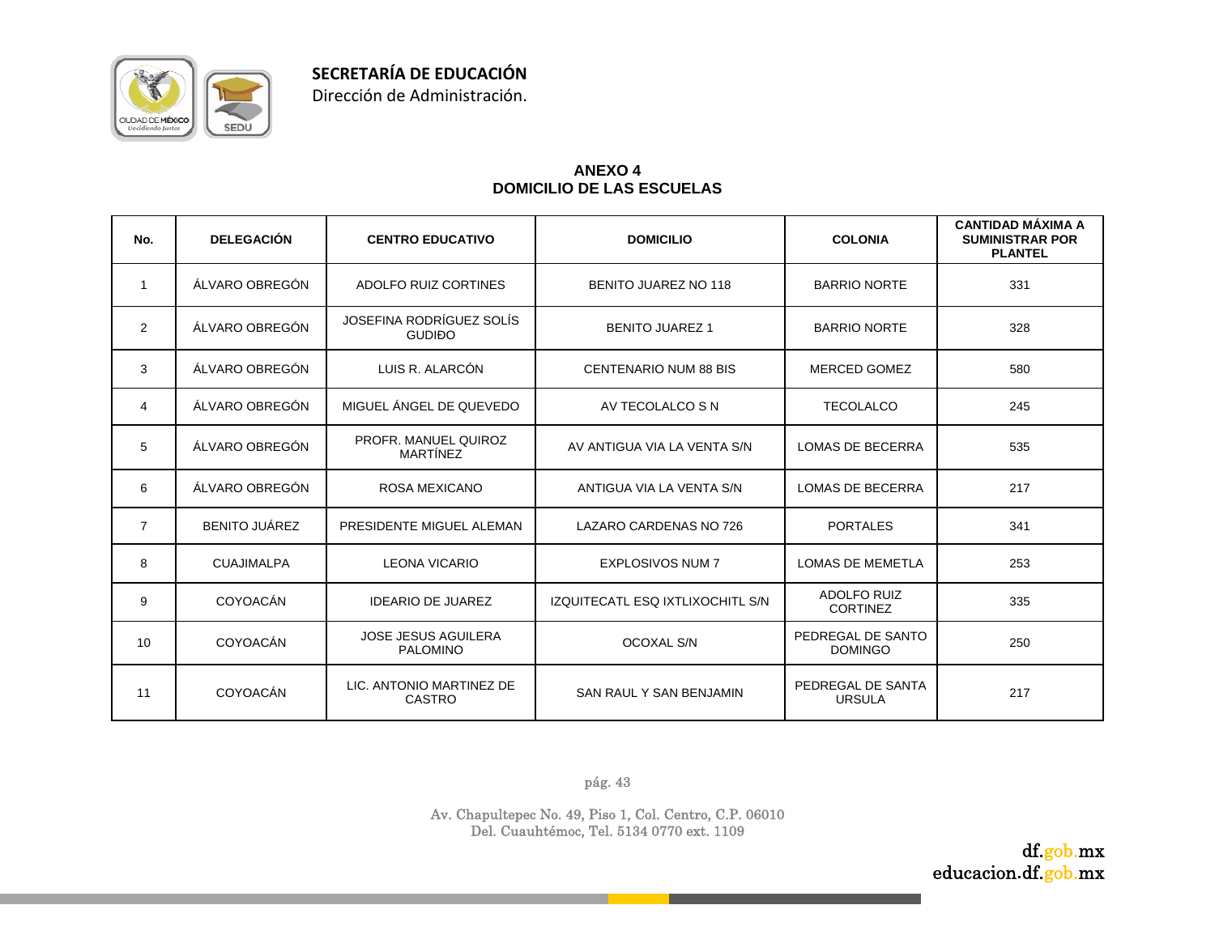**SECRETARÍA DE EDUCACIÓN**
Dirección de Administración.

## ANEXO 4
## DOMICILIO DE LAS ESCUELAS

| No. | DELEGACIÓN | CENTRO EDUCATIVO | DOMICILIO | COLONIA | CANTIDAD MÁXIMA A SUMINISTRAR POR PLANTEL |
|---|---|---|---|---|---|
| 1 | ÁLVARO OBREGÓN | ADOLFO RUIZ CORTINES | BENITO JUAREZ NO 118 | BARRIO NORTE | 331 |
| 2 | ÁLVARO OBREGÓN | JOSEFINA RODRÍGUEZ SOLÍS GUDIÐO | BENITO JUAREZ 1 | BARRIO NORTE | 328 |
| 3 | ÁLVARO OBREGÓN | LUIS R. ALARCÓN | CENTENARIO NUM 88 BIS | MERCED GOMEZ | 580 |
| 4 | ÁLVARO OBREGÓN | MIGUEL ÁNGEL DE QUEVEDO | AV TECOLALCO S N | TECOLALCO | 245 |
| 5 | ÁLVARO OBREGÓN | PROFR. MANUEL QUIROZ MARTÍNEZ | AV ANTIGUA VIA LA VENTA S/N | LOMAS DE BECERRA | 535 |
| 6 | ÁLVARO OBREGÓN | ROSA MEXICANO | ANTIGUA VIA LA VENTA S/N | LOMAS DE BECERRA | 217 |
| 7 | BENITO JUÁREZ | PRESIDENTE MIGUEL ALEMAN | LAZARO CARDENAS NO 726 | PORTALES | 341 |
| 8 | CUAJIMALPA | LEONA VICARIO | EXPLOSIVOS NUM 7 | LOMAS DE MEMETLA | 253 |
| 9 | COYOACÁN | IDEARIO DE JUAREZ | IZQUITECATL ESQ IXTLIXOCHITL S/N | ADOLFO RUIZ CORTINEZ | 335 |
| 10 | COYOACÁN | JOSE JESUS AGUILERA PALOMINO | OCOXAL S/N | PEDREGAL DE SANTO DOMINGO | 250 |
| 11 | COYOACÁN | LIC. ANTONIO MARTINEZ DE CASTRO | SAN RAUL Y SAN BENJAMIN | PEDREGAL DE SANTA URSULA | 217 |

Av. Chapultepec No. 49, Piso 1, Col. Centro, C.P. 06010
Del. Cuauhtémoc, Tel. 5134 0770 ext. 1109

df.gob.mx
educacion.df.gob.mx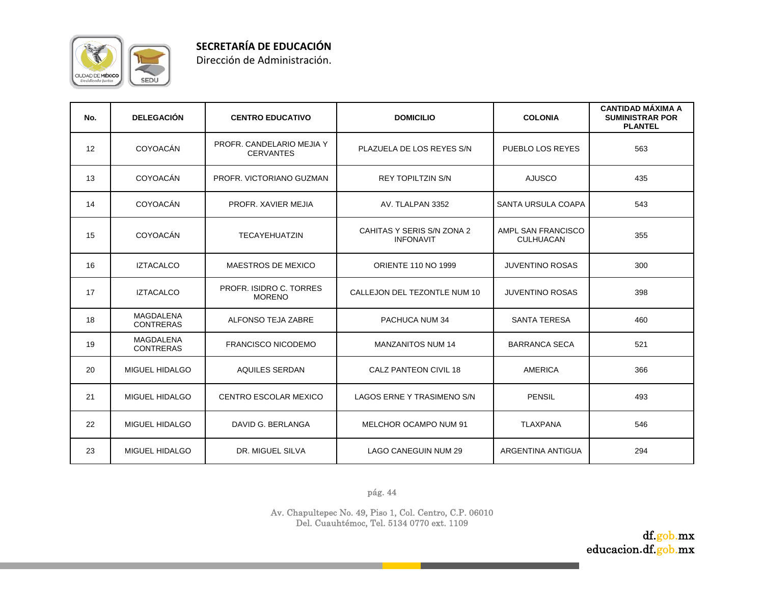**SECRETARÍA DE EDUCACIÓN**
Dirección de Administración.

| No. | DELEGACIÓN | CENTRO EDUCATIVO | DOMICILIO | COLONIA | CANTIDAD MÁXIMA A SUMINISTRAR POR PLANTEL |
|---|---|---|---|---|---|
| 12 | COYOACÁN | PROFR. CANDELARIO MEJIA Y CERVANTES | PLAZUELA DE LOS REYES S/N | PUEBLO LOS REYES | 563 |
| 13 | COYOACÁN | PROFR. VICTORIANO GUZMAN | REY TOPILTZIN S/N | AJUSCO | 435 |
| 14 | COYOACÁN | PROFR. XAVIER MEJIA | AV. TLALPAN 3352 | SANTA URSULA COAPA | 543 |
| 15 | COYOACÁN | TECAYEHUATZIN | CAHITAS Y SERIS S/N ZONA 2 INFONAVIT | AMPL SAN FRANCISCO CULHUACAN | 355 |
| 16 | IZTACALCO | MAESTROS DE MEXICO | ORIENTE 110 NO 1999 | JUVENTINO ROSAS | 300 |
| 17 | IZTACALCO | PROFR. ISIDRO C. TORRES MORENO | CALLEJON DEL TEZONTLE NUM 10 | JUVENTINO ROSAS | 398 |
| 18 | MAGDALENA CONTRERAS | ALFONSO TEJA ZABRE | PACHUCA NUM 34 | SANTA TERESA | 460 |
| 19 | MAGDALENA CONTRERAS | FRANCISCO NICODEMO | MANZANITOS NUM 14 | BARRANCA SECA | 521 |
| 20 | MIGUEL HIDALGO | AQUILES SERDAN | CALZ PANTEON CIVIL 18 | AMERICA | 366 |
| 21 | MIGUEL HIDALGO | CENTRO ESCOLAR MEXICO | LAGOS ERNE Y TRASIMENO S/N | PENSIL | 493 |
| 22 | MIGUEL HIDALGO | DAVID G. BERLANGA | MELCHOR OCAMPO NUM 91 | TLAXPANA | 546 |
| 23 | MIGUEL HIDALGO | DR. MIGUEL SILVA | LAGO CANEGUIN NUM 29 | ARGENTINA ANTIGUA | 294 |

Av. Chapultepec No. 49, Piso 1, Col. Centro, C.P. 06010
Del. Cuauhtémoc, Tel. 5134 0770 ext. 1109

df.gob.mx
educacion.df.gob.mx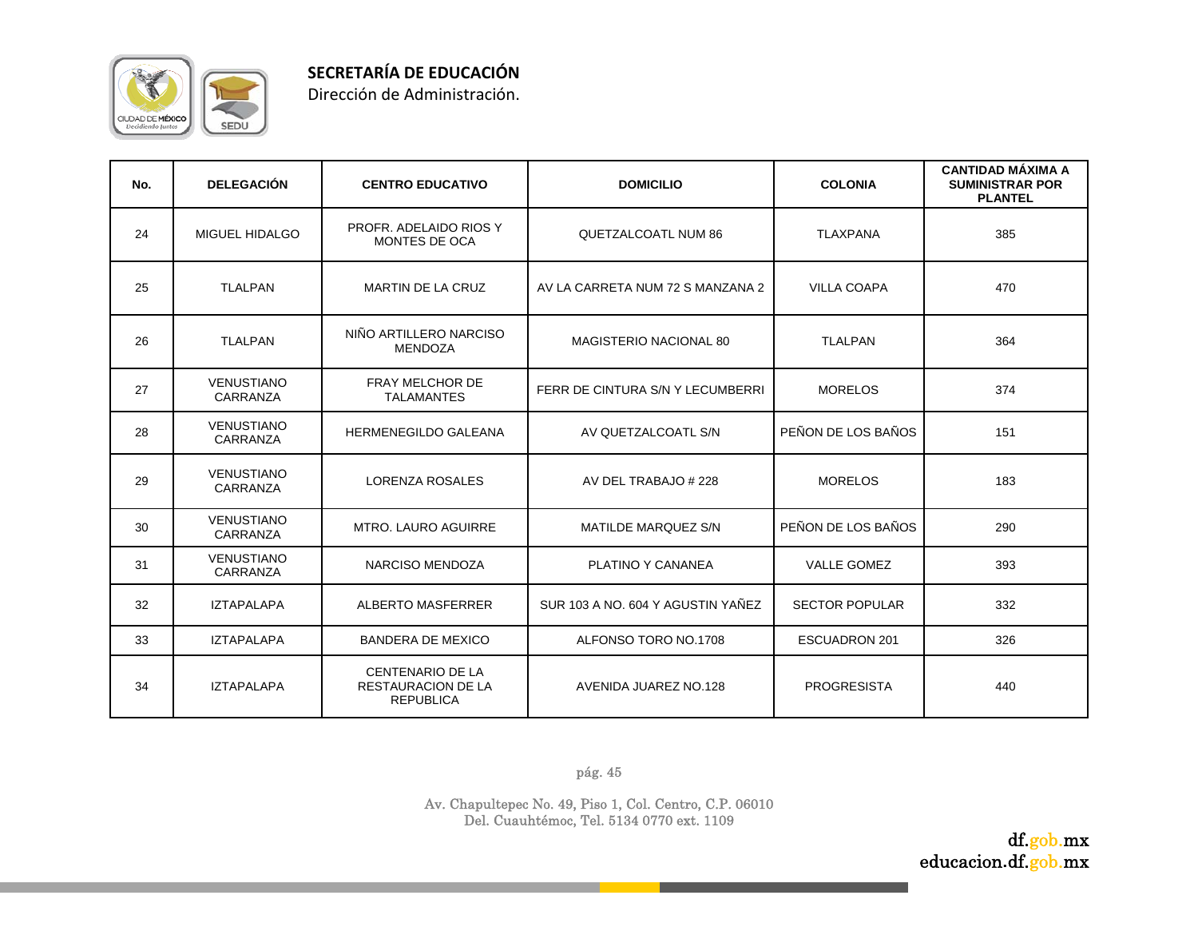**SECRETARÍA DE EDUCACIÓN**
Dirección de Administración.

| No. | DELEGACIÓN | CENTRO EDUCATIVO | DOMICILIO | COLONIA | CANTIDAD MÁXIMA A SUMINISTRAR POR PLANTEL |
|---|---|---|---|---|---|
| 24 | MIGUEL HIDALGO | PROFR. ADELAIDO RIOS Y MONTES DE OCA | QUETZALCOATL NUM 86 | TLAXPANA | 385 |
| 25 | TLALPAN | MARTIN DE LA CRUZ | AV LA CARRETA NUM 72 S MANZANA 2 | VILLA COAPA | 470 |
| 26 | TLALPAN | NIÑO ARTILLERO NARCISO MENDOZA | MAGISTERIO NACIONAL 80 | TLALPAN | 364 |
| 27 | VENUSTIANO CARRANZA | FRAY MELCHOR DE TALAMANTES | FERR DE CINTURA S/N Y LECUMBERRI | MORELOS | 374 |
| 28 | VENUSTIANO CARRANZA | HERMENEGILDO GALEANA | AV QUETZALCOATL S/N | PEÑON DE LOS BAÑOS | 151 |
| 29 | VENUSTIANO CARRANZA | LORENZA ROSALES | AV DEL TRABAJO # 228 | MORELOS | 183 |
| 30 | VENUSTIANO CARRANZA | MTRO. LAURO AGUIRRE | MATILDE MARQUEZ S/N | PEÑON DE LOS BAÑOS | 290 |
| 31 | VENUSTIANO CARRANZA | NARCISO MENDOZA | PLATINO Y CANANEA | VALLE GOMEZ | 393 |
| 32 | IZTAPALAPA | ALBERTO MASFERRER | SUR 103 A NO. 604 Y AGUSTIN YAÑEZ | SECTOR POPULAR | 332 |
| 33 | IZTAPALAPA | BANDERA DE MEXICO | ALFONSO TORO NO.1708 | ESCUADRON 201 | 326 |
| 34 | IZTAPALAPA | CENTENARIO DE LA RESTAURACION DE LA REPUBLICA | AVENIDA JUAREZ NO.128 | PROGRESISTA | 440 |

Av. Chapultepec No. 49, Piso 1, Col. Centro, C.P. 06010
Del. Cuauhtémoc, Tel. 5134 0770 ext. 1109

df.gob.mx
educacion.df.gob.mx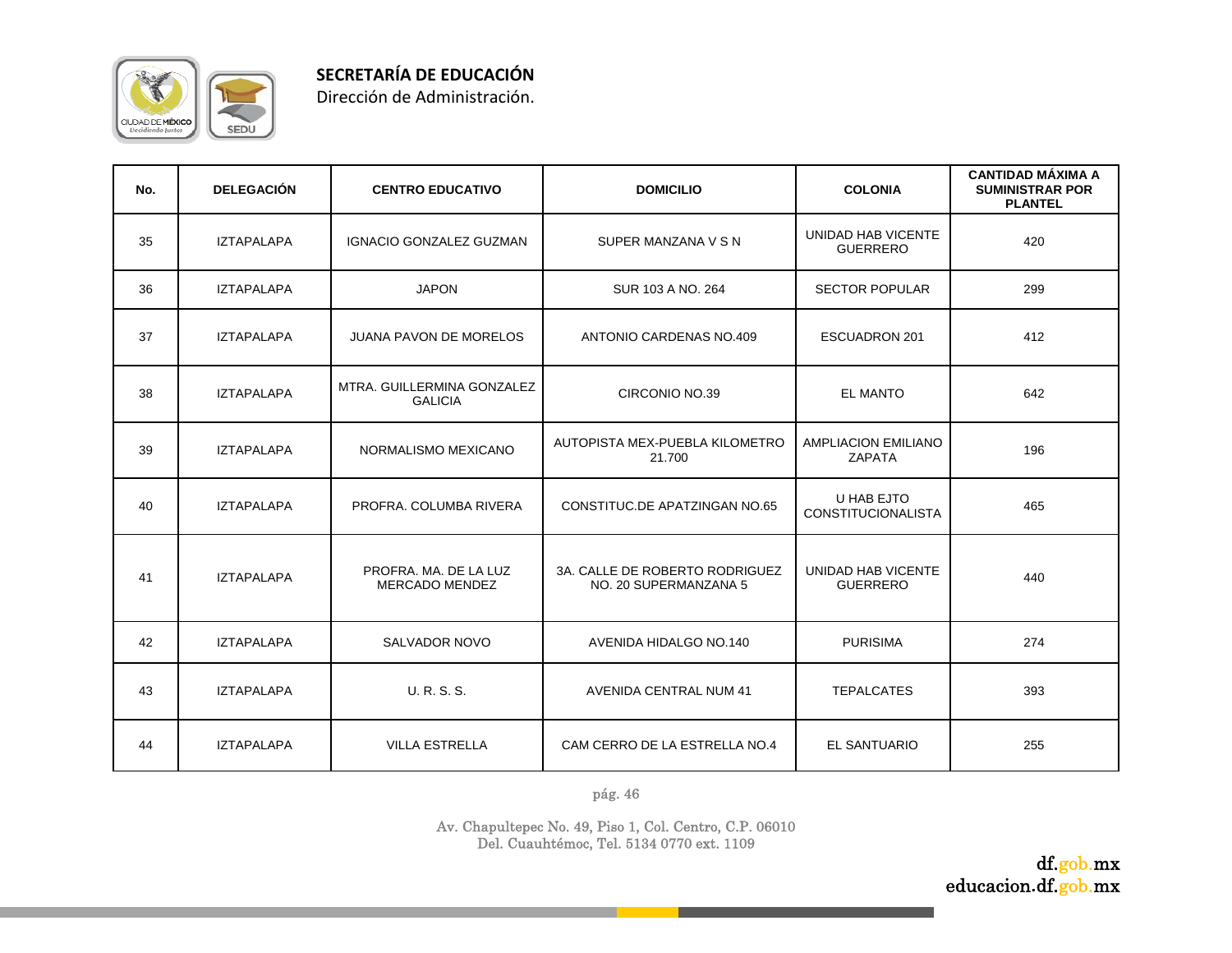**SECRETARÍA DE EDUCACIÓN**
Dirección de Administración.

| No. | DELEGACIÓN | CENTRO EDUCATIVO | DOMICILIO | COLONIA | CANTIDAD MÁXIMA A SUMINISTRAR POR PLANTEL |
|---|---|---|---|---|---|
| 35 | IZTAPALAPA | IGNACIO GONZALEZ GUZMAN | SUPER MANZANA V S N | UNIDAD HAB VICENTE GUERRERO | 420 |
| 36 | IZTAPALAPA | JAPON | SUR 103 A NO. 264 | SECTOR POPULAR | 299 |
| 37 | IZTAPALAPA | JUANA PAVON DE MORELOS | ANTONIO CARDENAS NO.409 | ESCUADRON 201 | 412 |
| 38 | IZTAPALAPA | MTRA. GUILLERMINA GONZALEZ GALICIA | CIRCONIO NO.39 | EL MANTO | 642 |
| 39 | IZTAPALAPA | NORMALISMO MEXICANO | AUTOPISTA MEX-PUEBLA KILOMETRO 21.700 | AMPLIACION EMILIANO ZAPATA | 196 |
| 40 | IZTAPALAPA | PROFRA. COLUMBA RIVERA | CONSTITUC.DE APATZINGAN NO.65 | U HAB EJTO CONSTITUCIONALISTA | 465 |
| 41 | IZTAPALAPA | PROFRA. MA. DE LA LUZ MERCADO MENDEZ | 3A. CALLE DE ROBERTO RODRIGUEZ NO. 20 SUPERMANZANA 5 | UNIDAD HAB VICENTE GUERRERO | 440 |
| 42 | IZTAPALAPA | SALVADOR NOVO | AVENIDA HIDALGO NO.140 | PURISIMA | 274 |
| 43 | IZTAPALAPA | U. R. S. S. | AVENIDA CENTRAL NUM 41 | TEPALCATES | 393 |
| 44 | IZTAPALAPA | VILLA ESTRELLA | CAM CERRO DE LA ESTRELLA NO.4 | EL SANTUARIO | 255 |

Av. Chapultepec No. 49, Piso 1, Col. Centro, C.P. 06010
Del. Cuauhtémoc, Tel. 5134 0770 ext. 1109

df.gob.mx
educacion.df.gob.mx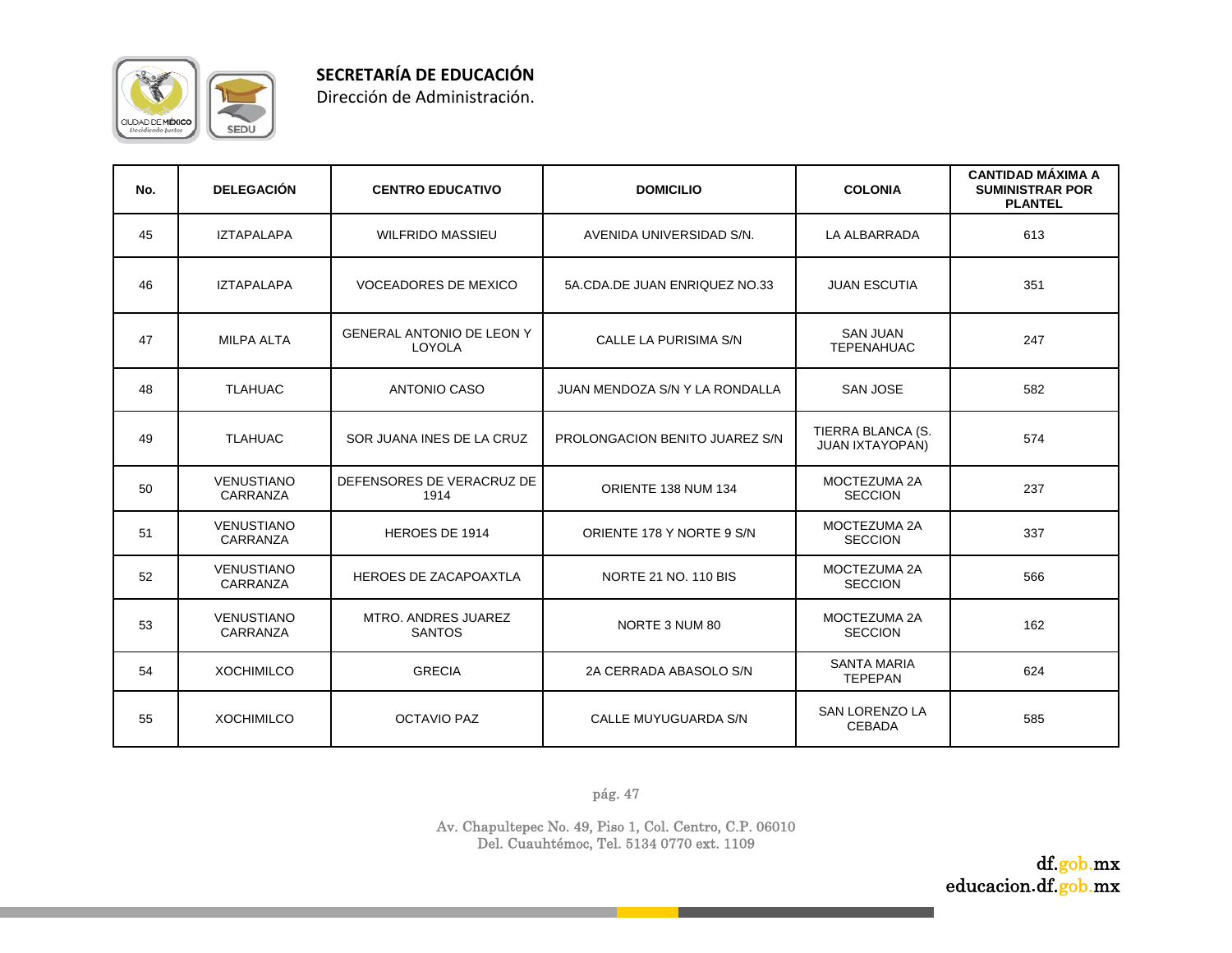| No. | DELEGACIÓN | CENTRO EDUCATIVO | DOMICILIO | COLONIA | CANTIDAD MÁXIMA A SUMINISTRAR POR PLANTEL |
|---|---|---|---|---|---|
| 45 | IZTAPALAPA | WILFRIDO MASSIEU | AVENIDA UNIVERSIDAD S/N. | LA ALBARRADA | 613 |
| 46 | IZTAPALAPA | VOCEADORES DE MEXICO | 5A.CDA.DE JUAN ENRIQUEZ NO.33 | JUAN ESCUTIA | 351 |
| 47 | MILPA ALTA | GENERAL ANTONIO DE LEON Y LOYOLA | CALLE LA PURISIMA S/N | SAN JUAN TEPENAHUAC | 247 |
| 48 | TLAHUAC | ANTONIO CASO | JUAN MENDOZA S/N Y LA RONDALLA | SAN JOSE | 582 |
| 49 | TLAHUAC | SOR JUANA INES DE LA CRUZ | PROLONGACION BENITO JUAREZ S/N | TIERRA BLANCA (S. JUAN IXTAYOPAN) | 574 |
| 50 | VENUSTIANO CARRANZA | DEFENSORES DE VERACRUZ DE 1914 | ORIENTE 138 NUM 134 | MOCTEZUMA 2A SECCION | 237 |
| 51 | VENUSTIANO CARRANZA | HEROES DE 1914 | ORIENTE 178 Y NORTE 9 S/N | MOCTEZUMA 2A SECCION | 337 |
| 52 | VENUSTIANO CARRANZA | HEROES DE ZACAPOAXTLA | NORTE 21 NO. 110 BIS | MOCTEZUMA 2A SECCION | 566 |
| 53 | VENUSTIANO CARRANZA | MTRO. ANDRES JUAREZ SANTOS | NORTE 3 NUM 80 | MOCTEZUMA 2A SECCION | 162 |
| 54 | XOCHIMILCO | GRECIA | 2A CERRADA ABASOLO S/N | SANTA MARIA TEPEPAN | 624 |
| 55 | XOCHIMILCO | OCTAVIO PAZ | CALLE MUYUGUARDA S/N | SAN LORENZO LA CEBADA | 585 |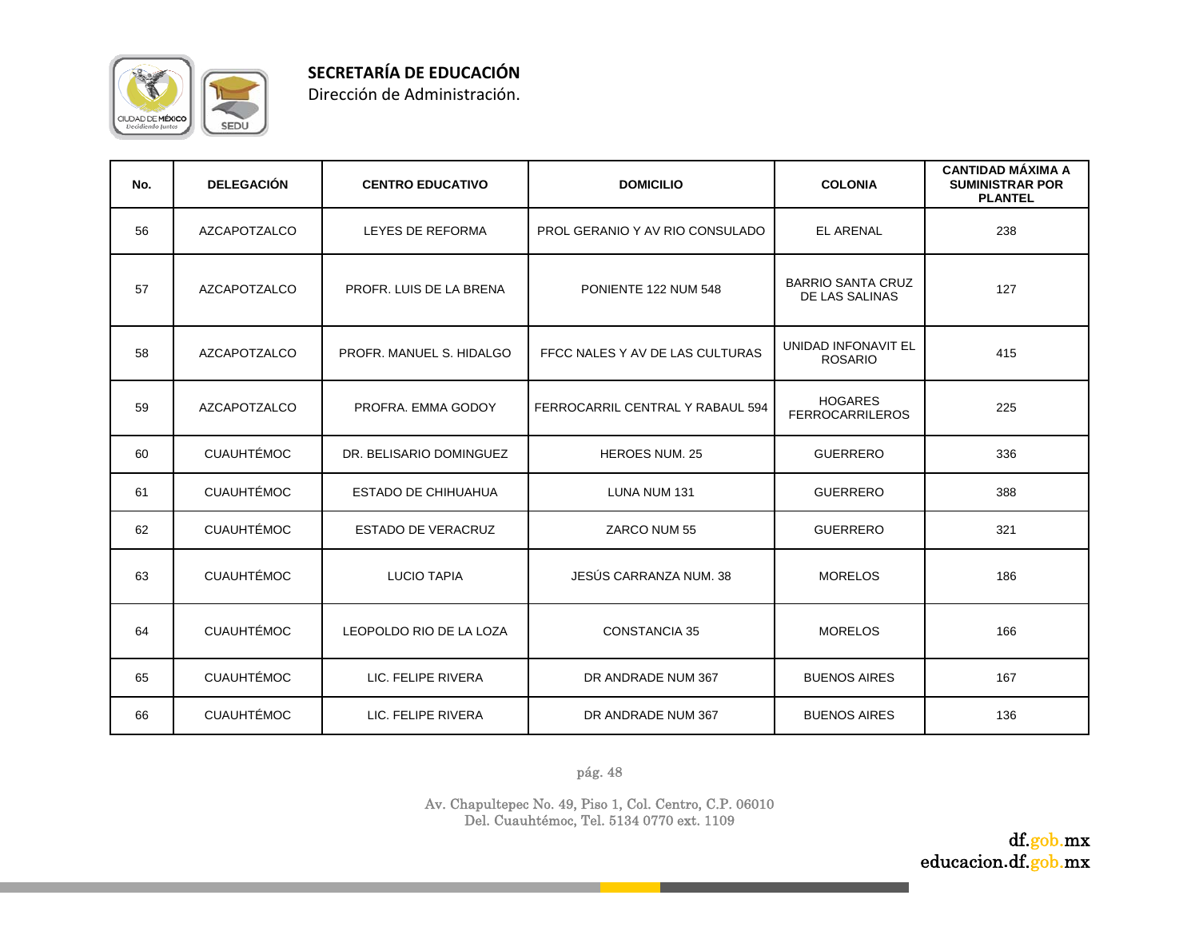**SECRETARÍA DE EDUCACIÓN**
Dirección de Administración.

| No. | DELEGACIÓN | CENTRO EDUCATIVO | DOMICILIO | COLONIA | CANTIDAD MÁXIMA A SUMINISTRAR POR PLANTEL |
|---|---|---|---|---|---|
| 56 | AZCAPOTZALCO | LEYES DE REFORMA | PROL GERANIO Y AV RIO CONSULADO | EL ARENAL | 238 |
| 57 | AZCAPOTZALCO | PROFR. LUIS DE LA BRENA | PONIENTE 122 NUM 548 | BARRIO SANTA CRUZ DE LAS SALINAS | 127 |
| 58 | AZCAPOTZALCO | PROFR. MANUEL S. HIDALGO | FFCC NALES Y AV DE LAS CULTURAS | UNIDAD INFONAVIT EL ROSARIO | 415 |
| 59 | AZCAPOTZALCO | PROFRA. EMMA GODOY | FERROCARRIL CENTRAL Y RABAUL 594 | HOGARES FERROCARRILEROS | 225 |
| 60 | CUAUHTÉMOC | DR. BELISARIO DOMINGUEZ | HEROES NUM. 25 | GUERRERO | 336 |
| 61 | CUAUHTÉMOC | ESTADO DE CHIHUAHUA | LUNA NUM 131 | GUERRERO | 388 |
| 62 | CUAUHTÉMOC | ESTADO DE VERACRUZ | ZARCO NUM 55 | GUERRERO | 321 |
| 63 | CUAUHTÉMOC | LUCIO TAPIA | JESÚS CARRANZA NUM. 38 | MORELOS | 186 |
| 64 | CUAUHTÉMOC | LEOPOLDO RIO DE LA LOZA | CONSTANCIA 35 | MORELOS | 166 |
| 65 | CUAUHTÉMOC | LIC. FELIPE RIVERA | DR ANDRADE NUM 367 | BUENOS AIRES | 167 |
| 66 | CUAUHTÉMOC | LIC. FELIPE RIVERA | DR ANDRADE NUM 367 | BUENOS AIRES | 136 |

Av. Chapultepec No. 49, Piso 1, Col. Centro, C.P. 06010
Del. Cuauhtémoc, Tel. 5134 0770 ext. 1109

df.gob.mx
educacion.df.gob.mx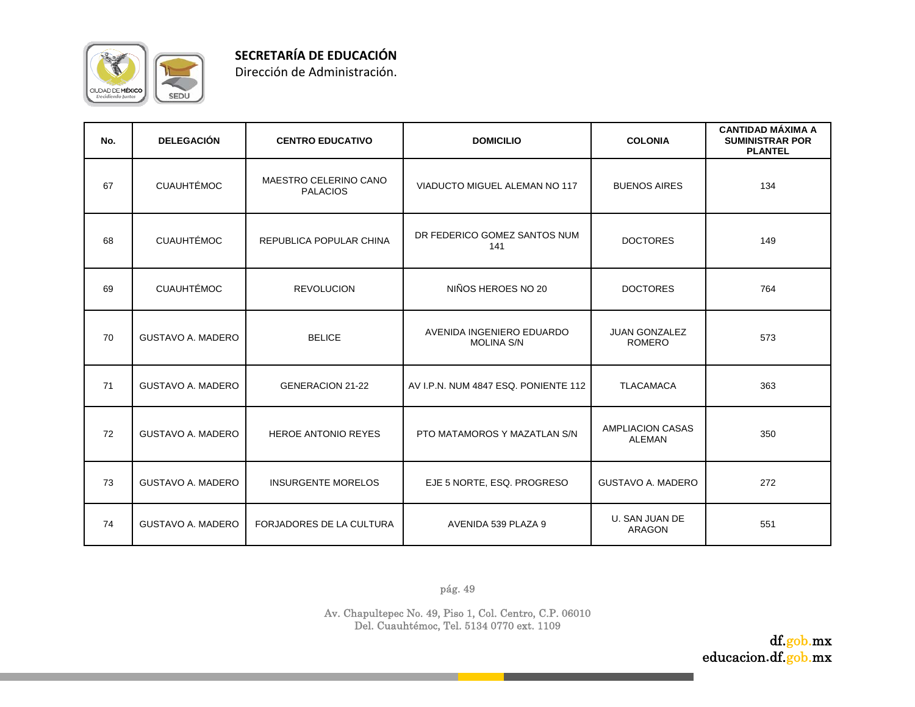**SECRETARÍA DE EDUCACIÓN**
Dirección de Administración.

| No. | DELEGACIÓN | CENTRO EDUCATIVO | DOMICILIO | COLONIA | CANTIDAD MÁXIMA A SUMINISTRAR POR PLANTEL |
|---|---|---|---|---|---|
| 67 | CUAUHTÉMOC | MAESTRO CELERINO CANO PALACIOS | VIADUCTO MIGUEL ALEMAN NO 117 | BUENOS AIRES | 134 |
| 68 | CUAUHTÉMOC | REPUBLICA POPULAR CHINA | DR FEDERICO GOMEZ SANTOS NUM 141 | DOCTORES | 149 |
| 69 | CUAUHTÉMOC | REVOLUCION | NIÑOS HEROES NO 20 | DOCTORES | 764 |
| 70 | GUSTAVO A. MADERO | BELICE | AVENIDA INGENIERO EDUARDO MOLINA S/N | JUAN GONZALEZ ROMERO | 573 |
| 71 | GUSTAVO A. MADERO | GENERACION 21-22 | AV I.P.N. NUM 4847 ESQ. PONIENTE 112 | TLACAMACA | 363 |
| 72 | GUSTAVO A. MADERO | HEROE ANTONIO REYES | PTO MATAMOROS Y MAZATLAN S/N | AMPLIACION CASAS ALEMAN | 350 |
| 73 | GUSTAVO A. MADERO | INSURGENTE MORELOS | EJE 5 NORTE, ESQ. PROGRESO | GUSTAVO A. MADERO | 272 |
| 74 | GUSTAVO A. MADERO | FORJADORES DE LA CULTURA | AVENIDA 539 PLAZA 9 | U. SAN JUAN DE ARAGON | 551 |

Av. Chapultepec No. 49, Piso 1, Col. Centro, C.P. 06010
Del. Cuauhtémoc, Tel. 5134 0770 ext. 1109

df.gob.mx
educacion.df.gob.mx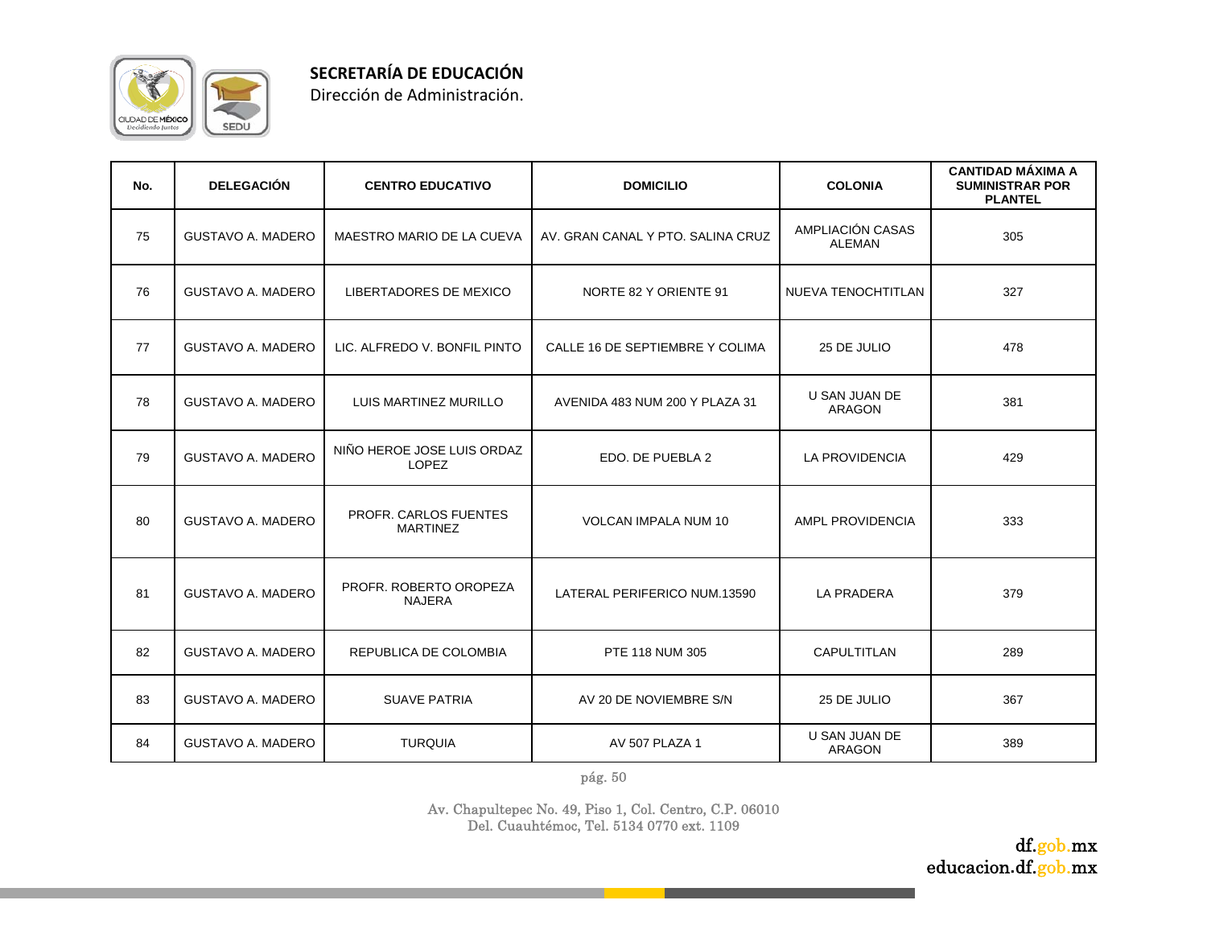**SECRETARÍA DE EDUCACIÓN**
Dirección de Administración.

| No. | DELEGACIÓN | CENTRO EDUCATIVO | DOMICILIO | COLONIA | CANTIDAD MÁXIMA A SUMINISTRAR POR PLANTEL |
|---|---|---|---|---|---|
| 75 | GUSTAVO A. MADERO | MAESTRO MARIO DE LA CUEVA | AV. GRAN CANAL Y PTO. SALINA CRUZ | AMPLIACIÓN CASAS ALEMAN | 305 |
| 76 | GUSTAVO A. MADERO | LIBERTADORES DE MEXICO | NORTE 82 Y ORIENTE 91 | NUEVA TENOCHTITLAN | 327 |
| 77 | GUSTAVO A. MADERO | LIC. ALFREDO V. BONFIL PINTO | CALLE 16 DE SEPTIEMBRE Y COLIMA | 25 DE JULIO | 478 |
| 78 | GUSTAVO A. MADERO | LUIS MARTINEZ MURILLO | AVENIDA 483 NUM 200 Y PLAZA 31 | U SAN JUAN DE ARAGON | 381 |
| 79 | GUSTAVO A. MADERO | NIÑO HEROE JOSE LUIS ORDAZ LOPEZ | EDO. DE PUEBLA 2 | LA PROVIDENCIA | 429 |
| 80 | GUSTAVO A. MADERO | PROFR. CARLOS FUENTES MARTINEZ | VOLCAN IMPALA NUM 10 | AMPL PROVIDENCIA | 333 |
| 81 | GUSTAVO A. MADERO | PROFR. ROBERTO OROPEZA NAJERA | LATERAL PERIFERICO NUM.13590 | LA PRADERA | 379 |
| 82 | GUSTAVO A. MADERO | REPUBLICA DE COLOMBIA | PTE 118 NUM 305 | CAPULTITLAN | 289 |
| 83 | GUSTAVO A. MADERO | SUAVE PATRIA | AV 20 DE NOVIEMBRE S/N | 25 DE JULIO | 367 |
| 84 | GUSTAVO A. MADERO | TURQUIA | AV 507 PLAZA 1 | U SAN JUAN DE ARAGON | 389 |

Av. Chapultepec No. 49, Piso 1, Col. Centro, C.P. 06010
Del. Cuauhtémoc, Tel. 5134 0770 ext. 1109

df.gob.mx
educacion.df.gob.mx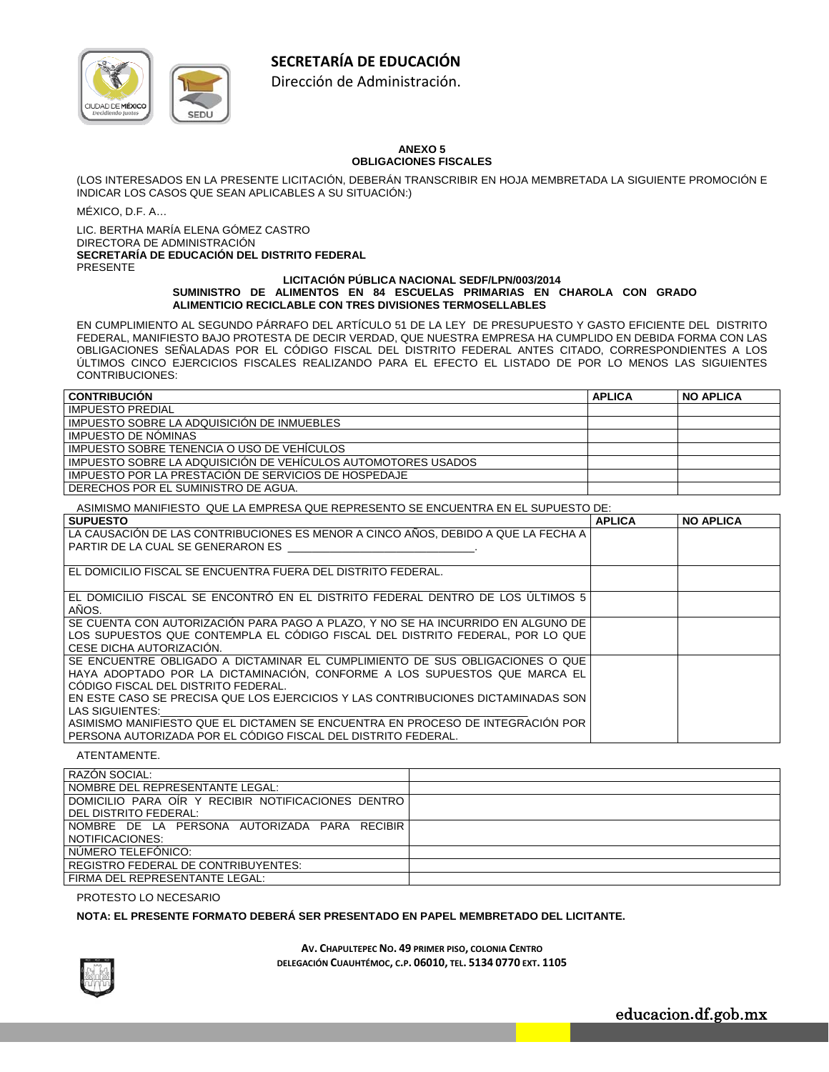**SECRETARÍA DE EDUCACIÓN**

Dirección de Administración.

**ANEXO 5**
**OBLIGACIONES FISCALES**

(LOS INTERESADOS EN LA PRESENTE LICITACIÓN, DEBERÁN TRANSCRIBIR EN HOJA MEMBRETADA LA SIGUIENTE PROMOCIÓN E INDICAR LOS CASOS QUE SEAN APLICABLES A SU SITUACIÓN:)

MÉXICO, D.F. A…

LIC. BERTHA MARÍA ELENA GÓMEZ CASTRO
DIRECTORA DE ADMINISTRACIÓN
**SECRETARÍA DE EDUCACIÓN DEL DISTRITO FEDERAL**
PRESENTE

**LICITACIÓN PÚBLICA NACIONAL SEDF/LPN/003/2014**
**SUMINISTRO DE ALIMENTOS EN 84 ESCUELAS PRIMARIAS EN CHAROLA CON GRADO ALIMENTICIO RECICLABLE CON TRES DIVISIONES TERMOSELLABLES**

EN CUMPLIMIENTO AL SEGUNDO PÁRRAFO DEL ARTÍCULO 51 DE LA LEY DE PRESUPUESTO Y GASTO EFICIENTE DEL DISTRITO FEDERAL, MANIFIESTO BAJO PROTESTA DE DECIR VERDAD, QUE NUESTRA EMPRESA HA CUMPLIDO EN DEBIDA FORMA CON LAS OBLIGACIONES SEÑALADAS POR EL CÓDIGO FISCAL DEL DISTRITO FEDERAL ANTES CITADO, CORRESPONDIENTES A LOS ÚLTIMOS CINCO EJERCICIOS FISCALES REALIZANDO PARA EL EFECTO EL LISTADO DE POR LO MENOS LAS SIGUIENTES CONTRIBUCIONES:

| CONTRIBUCIÓN | APLICA | NO APLICA |
|---|---|---|
| IMPUESTO PREDIAL | | |
| IMPUESTO SOBRE LA ADQUISICIÓN DE INMUEBLES | | |
| IMPUESTO DE NÓMINAS | | |
| IMPUESTO SOBRE TENENCIA O USO DE VEHÍCULOS | | |
| IMPUESTO SOBRE LA ADQUISICIÓN DE VEHÍCULOS AUTOMOTORES USADOS | | |
| IMPUESTO POR LA PRESTACIÓN DE SERVICIOS DE HOSPEDAJE | | |
| DERECHOS POR EL SUMINISTRO DE AGUA. | | |

ASIMISMO MANIFIESTO QUE LA EMPRESA QUE REPRESENTO SE ENCUENTRA EN EL SUPUESTO DE:

| SUPUESTO | APLICA | NO APLICA |
|---|---|---|
| LA CAUSACIÓN DE LAS CONTRIBUCIONES ES MENOR A CINCO AÑOS, DEBIDO A QUE LA FECHA A PARTIR DE LA CUAL SE GENERARON ES ______________________________. | | |
| EL DOMICILIO FISCAL SE ENCUENTRA FUERA DEL DISTRITO FEDERAL. | | |
| EL DOMICILIO FISCAL SE ENCONTRÓ EN EL DISTRITO FEDERAL DENTRO DE LOS ÚLTIMOS 5 AÑOS. | | |
| SE CUENTA CON AUTORIZACIÓN PARA PAGO A PLAZO, Y NO SE HA INCURRIDO EN ALGUNO DE LOS SUPUESTOS QUE CONTEMPLA EL CÓDIGO FISCAL DEL DISTRITO FEDERAL, POR LO QUE CESE DICHA AUTORIZACIÓN. | | |
| SE ENCUENTRE OBLIGADO A DICTAMINAR EL CUMPLIMIENTO DE SUS OBLIGACIONES O QUE HAYA ADOPTADO POR LA DICTAMINACIÓN, CONFORME A LOS SUPUESTOS QUE MARCA EL CÓDIGO FISCAL DEL DISTRITO FEDERAL. EN ESTE CASO SE PRECISA QUE LOS EJERCICIOS Y LAS CONTRIBUCIONES DICTAMINADAS SON LAS SIGUIENTES:______________________________ ASIMISMO MANIFIESTO QUE EL DICTAMEN SE ENCUENTRA EN PROCESO DE INTEGRACIÓN POR PERSONA AUTORIZADA POR EL CÓDIGO FISCAL DEL DISTRITO FEDERAL. | | |

ATENTAMENTE.

| | |
|---|---|
| RAZÓN SOCIAL: | |
| NOMBRE DEL REPRESENTANTE LEGAL: | |
| DOMICILIO PARA OÍR Y RECIBIR NOTIFICACIONES DENTRO DEL DISTRITO FEDERAL: | |
| NOMBRE DE LA PERSONA AUTORIZADA PARA RECIBIR NOTIFICACIONES: | |
| NÚMERO TELEFÓNICO: | |
| REGISTRO FEDERAL DE CONTRIBUYENTES: | |
| FIRMA DEL REPRESENTANTE LEGAL: | |

PROTESTO LO NECESARIO

**NOTA: EL PRESENTE FORMATO DEBERÁ SER PRESENTADO EN PAPEL MEMBRETADO DEL LICITANTE.**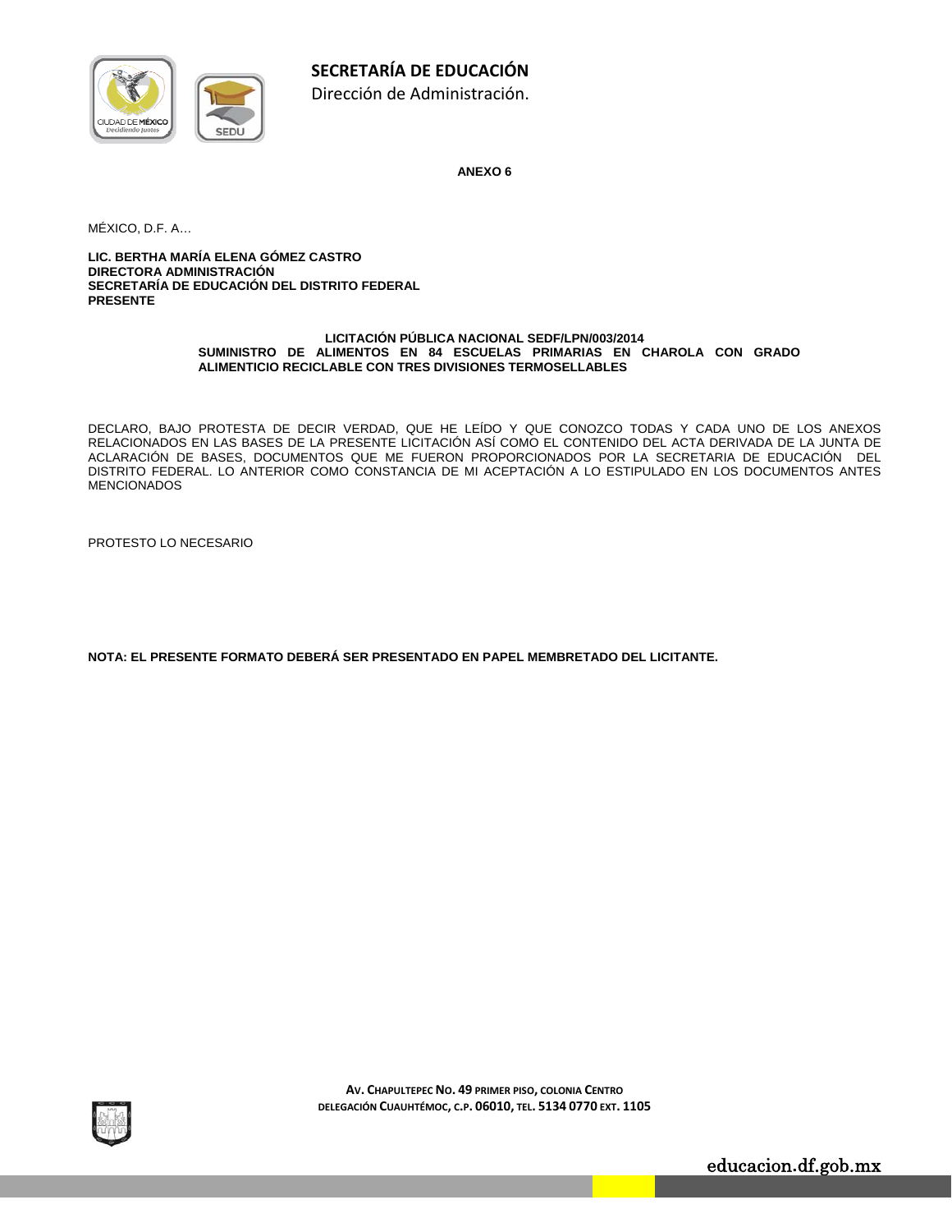**SECRETARÍA DE EDUCACIÓN**

Dirección de Administración.

**ANEXO 6**

MÉXICO, D.F. A…

**LIC. BERTHA MARÍA ELENA GÓMEZ CASTRO**
**DIRECTORA ADMINISTRACIÓN**
**SECRETARÍA DE EDUCACIÓN DEL DISTRITO FEDERAL**
**PRESENTE**

**LICITACIÓN PÚBLICA NACIONAL SEDF/LPN/003/2014**
**SUMINISTRO DE ALIMENTOS EN 84 ESCUELAS PRIMARIAS EN CHAROLA CON GRADO ALIMENTICIO RECICLABLE CON TRES DIVISIONES TERMOSELLABLES**

DECLARO, BAJO PROTESTA DE DECIR VERDAD, QUE HE LEÍDO Y QUE CONOZCO TODAS Y CADA UNO DE LOS ANEXOS RELACIONADOS EN LAS BASES DE LA PRESENTE LICITACIÓN ASÍ COMO EL CONTENIDO DEL ACTA DERIVADA DE LA JUNTA DE ACLARACIÓN DE BASES, DOCUMENTOS QUE ME FUERON PROPORCIONADOS POR LA SECRETARIA DE EDUCACIÓN DEL DISTRITO FEDERAL. LO ANTERIOR COMO CONSTANCIA DE MI ACEPTACIÓN A LO ESTIPULADO EN LOS DOCUMENTOS ANTES MENCIONADOS

PROTESTO LO NECESARIO

**NOTA: EL PRESENTE FORMATO DEBERÁ SER PRESENTADO EN PAPEL MEMBRETADO DEL LICITANTE.**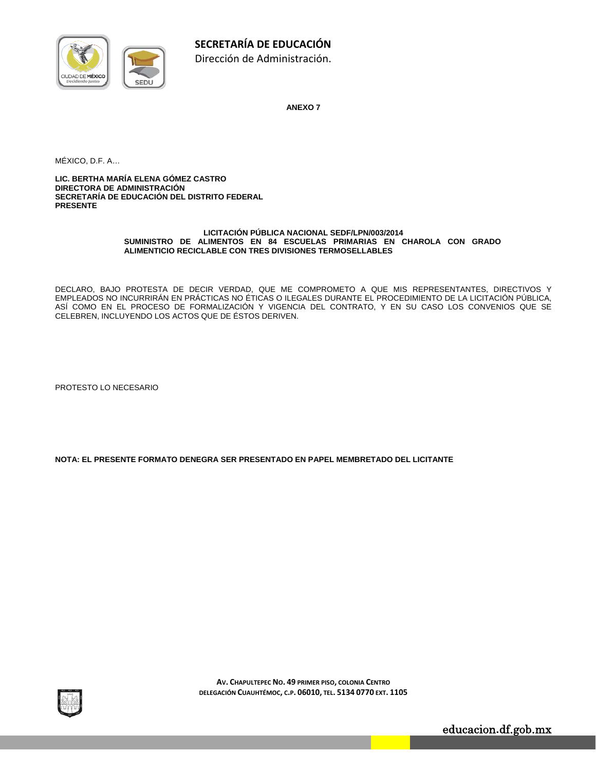**SECRETARÍA DE EDUCACIÓN**

Dirección de Administración.

**ANEXO 7**

MÉXICO, D.F. A…

**LIC. BERTHA MARÍA ELENA GÓMEZ CASTRO**
**DIRECTORA DE ADMINISTRACIÓN**
**SECRETARÍA DE EDUCACIÓN DEL DISTRITO FEDERAL**
**PRESENTE**

**LICITACIÓN PÚBLICA NACIONAL SEDF/LPN/003/2014**
**SUMINISTRO DE ALIMENTOS EN 84 ESCUELAS PRIMARIAS EN CHAROLA CON GRADO ALIMENTICIO RECICLABLE CON TRES DIVISIONES TERMOSELLABLES**

DECLARO, BAJO PROTESTA DE DECIR VERDAD, QUE ME COMPROMETO A QUE MIS REPRESENTANTES, DIRECTIVOS Y EMPLEADOS NO INCURRIRÁN EN PRÁCTICAS NO ÉTICAS O ILEGALES DURANTE EL PROCEDIMIENTO DE LA LICITACIÓN PÚBLICA, ASÍ COMO EN EL PROCESO DE FORMALIZACIÓN Y VIGENCIA DEL CONTRATO, Y EN SU CASO LOS CONVENIOS QUE SE CELEBREN, INCLUYENDO LOS ACTOS QUE DE ÉSTOS DERIVEN.

PROTESTO LO NECESARIO

**NOTA: EL PRESENTE FORMATO DENEGRA SER PRESENTADO EN PAPEL MEMBRETADO DEL LICITANTE**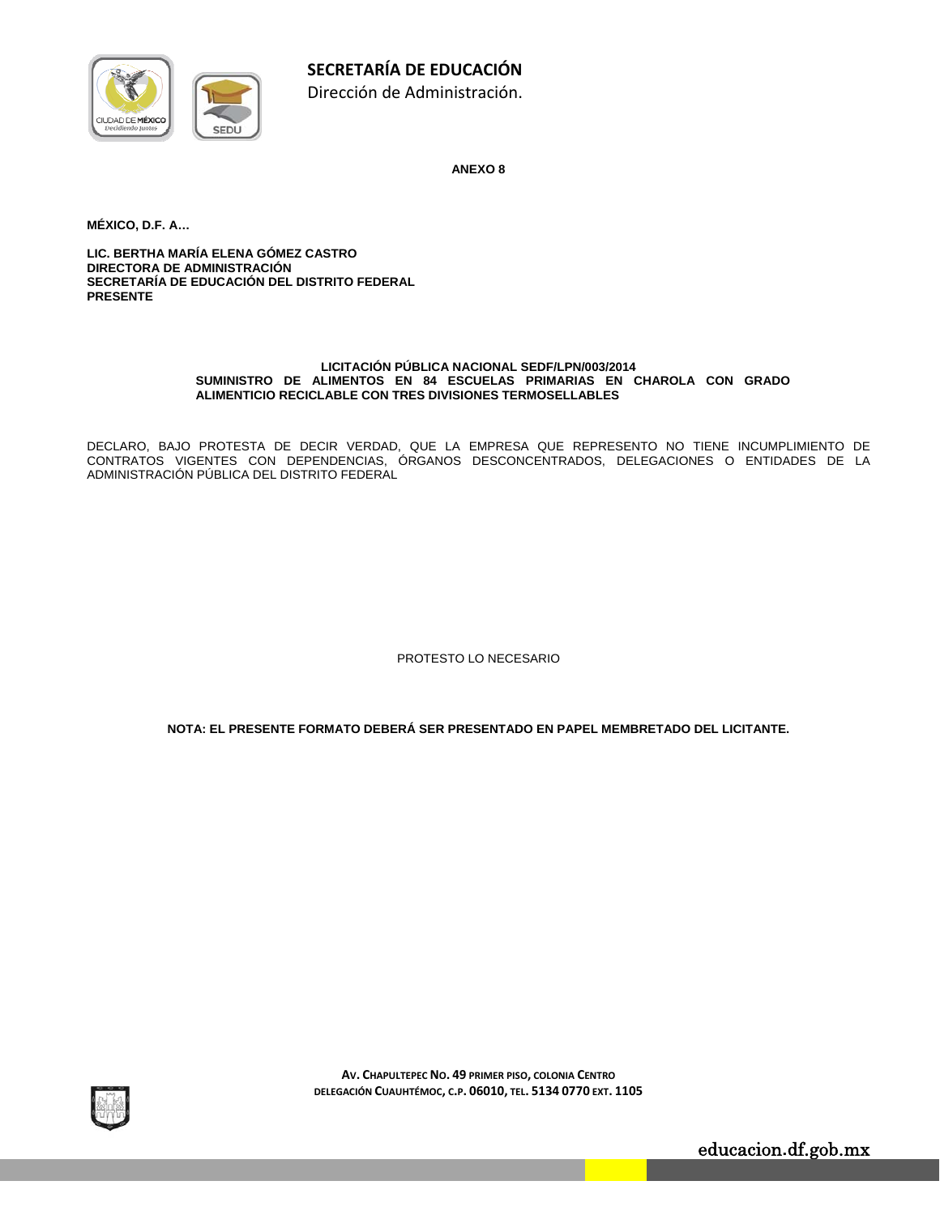**SECRETARÍA DE EDUCACIÓN**
Dirección de Administración.

**ANEXO 8**

**MÉXICO, D.F. A…**

**LIC. BERTHA MARÍA ELENA GÓMEZ CASTRO**
**DIRECTORA DE ADMINISTRACIÓN**
**SECRETARÍA DE EDUCACIÓN DEL DISTRITO FEDERAL**
**PRESENTE**

**LICITACIÓN PÚBLICA NACIONAL SEDF/LPN/003/2014**
**SUMINISTRO DE ALIMENTOS EN 84 ESCUELAS PRIMARIAS EN CHAROLA CON GRADO ALIMENTICIO RECICLABLE CON TRES DIVISIONES TERMOSELLABLES**

DECLARO, BAJO PROTESTA DE DECIR VERDAD, QUE LA EMPRESA QUE REPRESENTO NO TIENE INCUMPLIMIENTO DE CONTRATOS VIGENTES CON DEPENDENCIAS, ÓRGANOS DESCONCENTRADOS, DELEGACIONES O ENTIDADES DE LA ADMINISTRACIÓN PÚBLICA DEL DISTRITO FEDERAL

PROTESTO LO NECESARIO

**NOTA: EL PRESENTE FORMATO DEBERÁ SER PRESENTADO EN PAPEL MEMBRETADO DEL LICITANTE.**

**AV. CHAPULTEPEC NO. 49 PRIMER PISO, COLONIA CENTRO**
**DELEGACIÓN CUAUHTÉMOC, C.P. 06010, TEL. 5134 0770 EXT. 1105**

educacion.df.gob.mx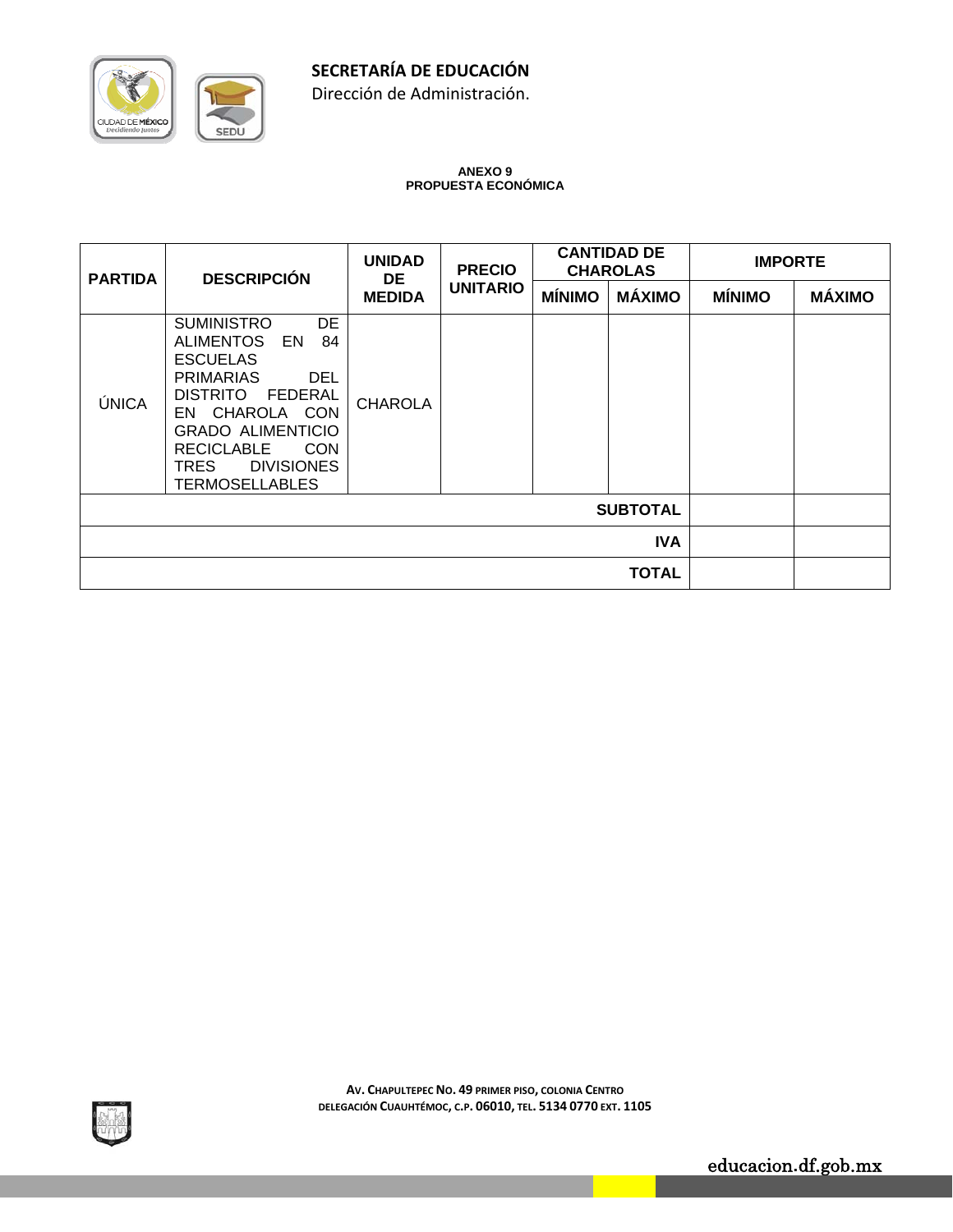**SECRETARÍA DE EDUCACIÓN**
Dirección de Administración.

**ANEXO 9**
**PROPUESTA ECONÓMICA**

| PARTIDA | DESCRIPCIÓN | UNIDAD DE MEDIDA | PRECIO UNITARIO | CANTIDAD DE CHAROLAS | | IMPORTE | |
|---|---|---|---|---|---|---|---|
| | | | | MÍNIMO | MÁXIMO | MÍNIMO | MÁXIMO |
| ÚNICA | SUMINISTRO DE ALIMENTOS EN 84 ESCUELAS PRIMARIAS DEL DISTRITO FEDERAL EN CHAROLA CON GRADO ALIMENTICIO RECICLABLE CON TRES DIVISIONES TERMOSELLABLES | CHAROLA | | | | | |
| | | | | | **SUBTOTAL** | | |
| | | | | | **IVA** | | |
| | | | | | **TOTAL** | | |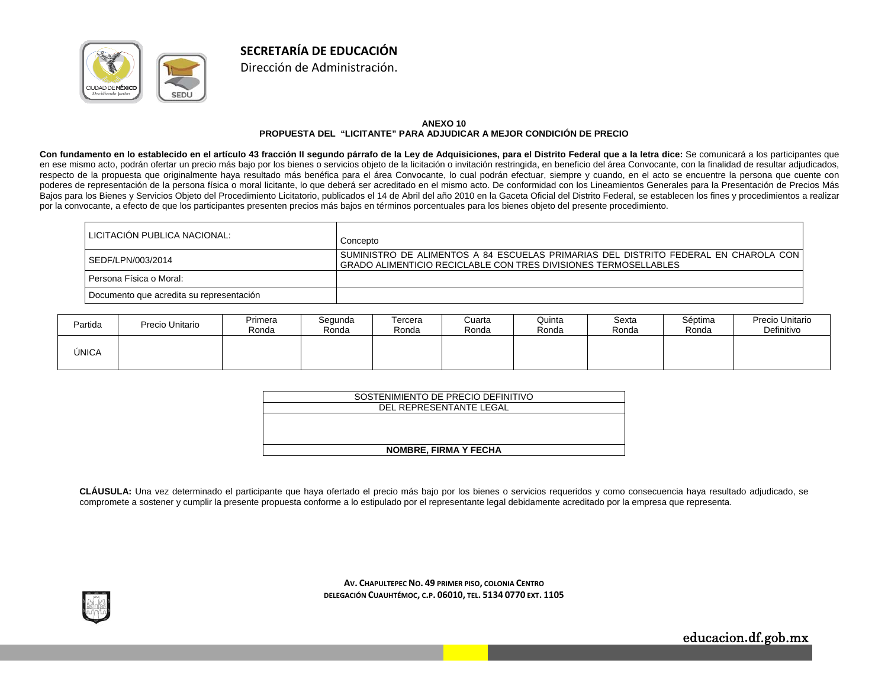**SECRETARÍA DE EDUCACIÓN**
Dirección de Administración.

**ANEXO 10**
**PROPUESTA DEL "LICITANTE" PARA ADJUDICAR A MEJOR CONDICIÓN DE PRECIO**

**Con fundamento en lo establecido en el artículo 43 fracción II segundo párrafo de la Ley de Adquisiciones, para el Distrito Federal que a la letra dice:** Se comunicará a los participantes que en ese mismo acto, podrán ofertar un precio más bajo por los bienes o servicios objeto de la licitación o invitación restringida, en beneficio del área Convocante, con la finalidad de resultar adjudicados, respecto de la propuesta que originalmente haya resultado más benéfica para el área Convocante, lo cual podrán efectuar, siempre y cuando, en el acto se encuentre la persona que cuente con poderes de representación de la persona física o moral licitante, lo que deberá ser acreditado en el mismo acto. De conformidad con los Lineamientos Generales para la Presentación de Precios Más Bajos para los Bienes y Servicios Objeto del Procedimiento Licitatorio, publicados el 14 de Abril del año 2010 en la Gaceta Oficial del Distrito Federal, se establecen los fines y procedimientos a realizar por la convocante, a efecto de que los participantes presenten precios más bajos en términos porcentuales para los bienes objeto del presente procedimiento.

| LICITACIÓN PUBLICA NACIONAL: | Concepto |
|---|---|
| SEDF/LPN/003/2014 | SUMINISTRO DE ALIMENTOS A 84 ESCUELAS PRIMARIAS DEL DISTRITO FEDERAL EN CHAROLA CON GRADO ALIMENTICIO RECICLABLE CON TRES DIVISIONES TERMOSELLABLES |
| Persona Física o Moral: | |
| Documento que acredita su representación | |

| Partida | Precio Unitario | Primera Ronda | Segunda Ronda | Tercera Ronda | Cuarta Ronda | Quinta Ronda | Sexta Ronda | Séptima Ronda | Precio Unitario Definitivo |
|---|---|---|---|---|---|---|---|---|---|
| ÚNICA | | | | | | | | | |

| SOSTENIMIENTO DE PRECIO DEFINITIVO |
|---|
| DEL REPRESENTANTE LEGAL |
| |
| **NOMBRE, FIRMA Y FECHA** |

**CLÁUSULA:** Una vez determinado el participante que haya ofertado el precio más bajo por los bienes o servicios requeridos y como consecuencia haya resultado adjudicado, se compromete a sostener y cumplir la presente propuesta conforme a lo estipulado por el representante legal debidamente acreditado por la empresa que representa.

**AV. CHAPULTEPEC NO. 49 PRIMER PISO, COLONIA CENTRO**
**DELEGACIÓN CUAUHTÉMOC, C.P. 06010, TEL. 5134 0770 EXT. 1105**

educacion.df.gob.mx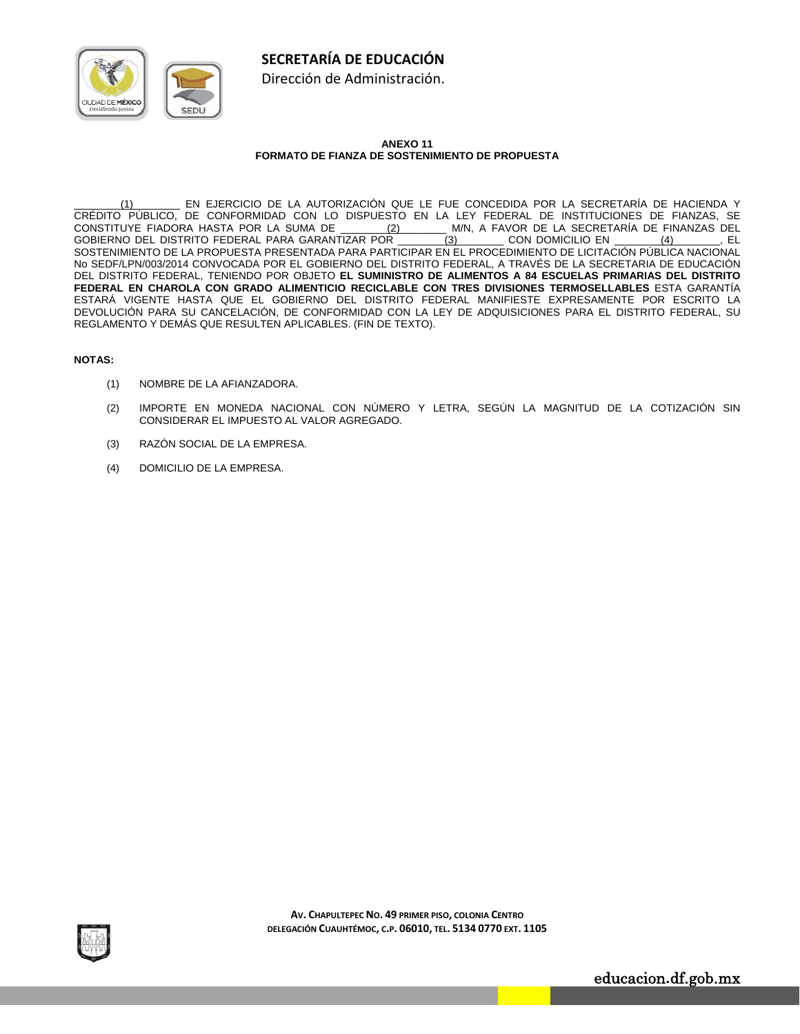**SECRETARÍA DE EDUCACIÓN**
Dirección de Administración.

## ANEXO 11
## FORMATO DE FIANZA DE SOSTENIMIENTO DE PROPUESTA

________(1)________ EN EJERCICIO DE LA AUTORIZACIÓN QUE LE FUE CONCEDIDA POR LA SECRETARÍA DE HACIENDA Y CRÉDITO PÚBLICO, DE CONFORMIDAD CON LO DISPUESTO EN LA LEY FEDERAL DE INSTITUCIONES DE FIANZAS, SE CONSTITUYE FIADORA HASTA POR LA SUMA DE ________(2)________ M/N, A FAVOR DE LA SECRETARÍA DE FINANZAS DEL GOBIERNO DEL DISTRITO FEDERAL PARA GARANTIZAR POR ________(3)________ CON DOMICILIO EN ________(4)________, EL SOSTENIMIENTO DE LA PROPUESTA PRESENTADA PARA PARTICIPAR EN EL PROCEDIMIENTO DE LICITACIÓN PÚBLICA NACIONAL No SEDF/LPN/003/2014 CONVOCADA POR EL GOBIERNO DEL DISTRITO FEDERAL, A TRAVÉS DE LA SECRETARIA DE EDUCACIÓN DEL DISTRITO FEDERAL, TENIENDO POR OBJETO **EL SUMINISTRO DE ALIMENTOS A 84 ESCUELAS PRIMARIAS DEL DISTRITO FEDERAL EN CHAROLA CON GRADO ALIMENTICIO RECICLABLE CON TRES DIVISIONES TERMOSELLABLES** ESTA GARANTÍA ESTARÁ VIGENTE HASTA QUE EL GOBIERNO DEL DISTRITO FEDERAL MANIFIESTE EXPRESAMENTE POR ESCRITO LA DEVOLUCIÓN PARA SU CANCELACIÓN, DE CONFORMIDAD CON LA LEY DE ADQUISICIONES PARA EL DISTRITO FEDERAL, SU REGLAMENTO Y DEMÁS QUE RESULTEN APLICABLES. (FIN DE TEXTO).

**NOTAS:**

(1) NOMBRE DE LA AFIANZADORA.

(2) IMPORTE EN MONEDA NACIONAL CON NÚMERO Y LETRA, SEGÚN LA MAGNITUD DE LA COTIZACIÓN SIN CONSIDERAR EL IMPUESTO AL VALOR AGREGADO.

(3) RAZÓN SOCIAL DE LA EMPRESA.

(4) DOMICILIO DE LA EMPRESA.